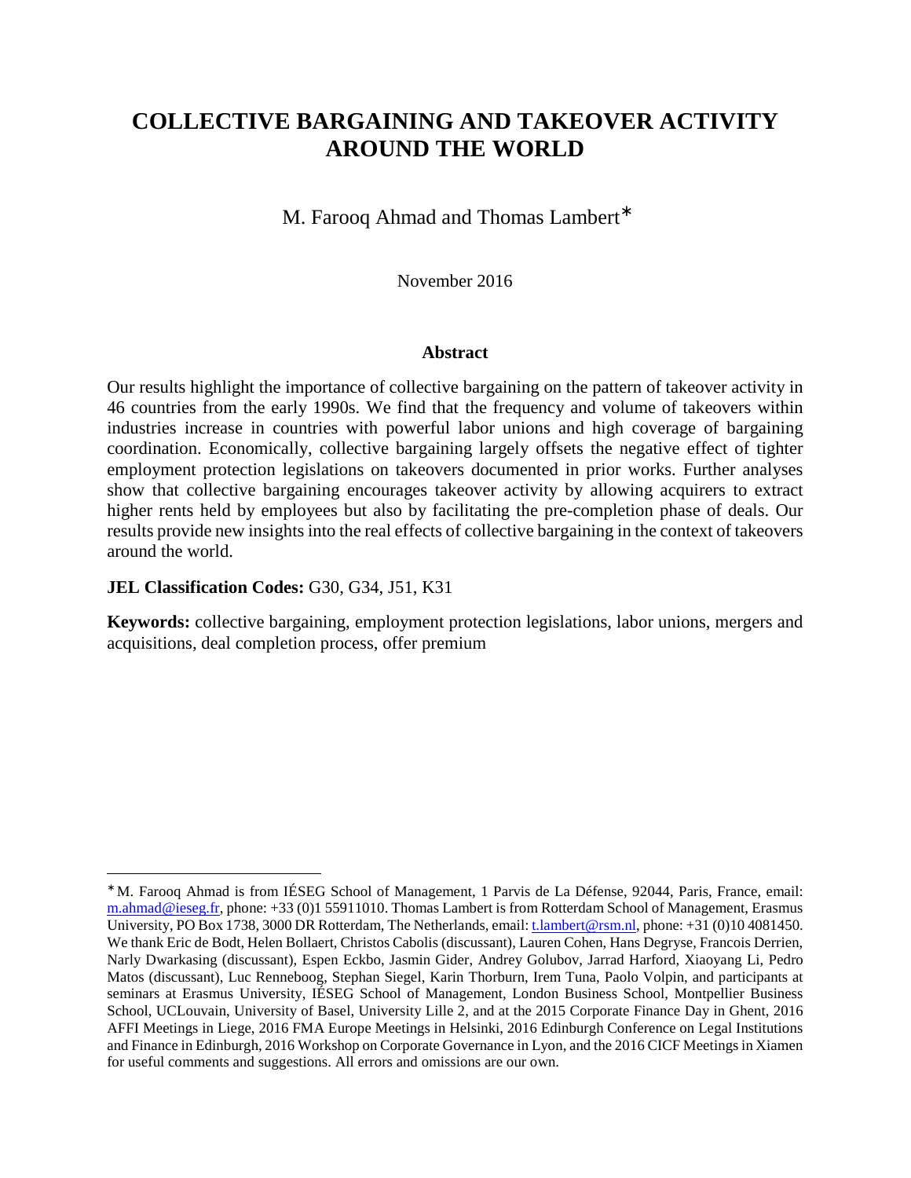# COLLECTIVE BARGAINING AND TAKEOVER ACTIVITY AROUND THE WORLD

M. Farooq Ahmad and Thomas Lambert*

November 2016

### Abstract

Our results highlight the importance of collective bargaining on the pattern of takeover activity in 46 countries from the early 1990s. We find that the frequency and volume of takeovers within industries increase in countries with powerful labor unions and high coverage of bargaining coordination. Economically, collective bargaining largely offsets the negative effect of tighter employment protection legislations on takeovers documented in prior works. Further analyses show that collective bargaining encourages takeover activity by allowing acquirers to extract higher rents held by employees but also by facilitating the pre-completion phase of deals. Our results provide new insights into the real effects of collective bargaining in the context of takeovers around the world.

**JEL Classification Codes:** G30, G34, J51, K31

**Keywords:** collective bargaining, employment protection legislations, labor unions, mergers and acquisitions, deal completion process, offer premium

---

* M. Farooq Ahmad is from IÉSEG School of Management, 1 Parvis de La Défense, 92044, Paris, France, email: m.ahmad@ieseg.fr, phone: +33 (0)1 55911010. Thomas Lambert is from Rotterdam School of Management, Erasmus University, PO Box 1738, 3000 DR Rotterdam, The Netherlands, email: t.lambert@rsm.nl, phone: +31 (0)10 4081450. We thank Eric de Bodt, Helen Bollaert, Christos Cabolis (discussant), Lauren Cohen, Hans Degryse, Francois Derrien, Narly Dwarkasing (discussant), Espen Eckbo, Jasmin Gider, Andrey Golubov, Jarrad Harford, Xiaoyang Li, Pedro Matos (discussant), Luc Renneboog, Stephan Siegel, Karin Thorburn, Irem Tuna, Paolo Volpin, and participants at seminars at Erasmus University, IÉSEG School of Management, London Business School, Montpellier Business School, UCLouvain, University of Basel, University Lille 2, and at the 2015 Corporate Finance Day in Ghent, 2016 AFFI Meetings in Liege, 2016 FMA Europe Meetings in Helsinki, 2016 Edinburgh Conference on Legal Institutions and Finance in Edinburgh, 2016 Workshop on Corporate Governance in Lyon, and the 2016 CICF Meetings in Xiamen for useful comments and suggestions. All errors and omissions are our own.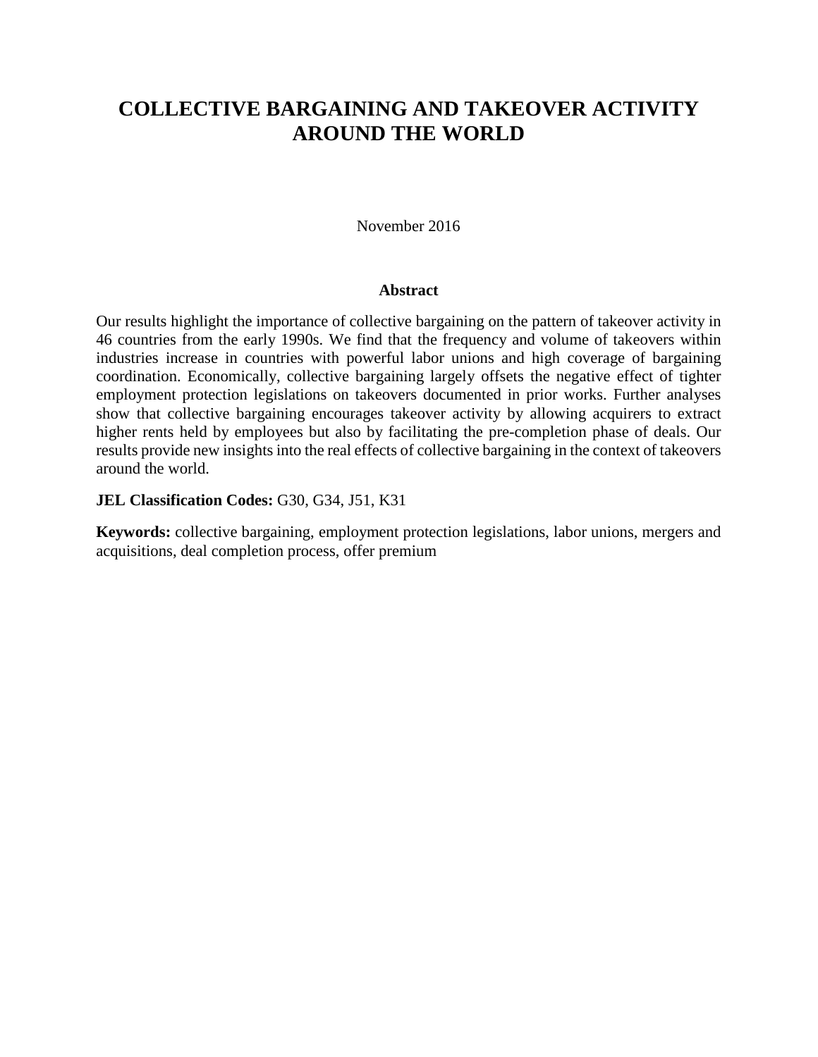# COLLECTIVE BARGAINING AND TAKEOVER ACTIVITY AROUND THE WORLD

November 2016

**Abstract**

Our results highlight the importance of collective bargaining on the pattern of takeover activity in 46 countries from the early 1990s. We find that the frequency and volume of takeovers within industries increase in countries with powerful labor unions and high coverage of bargaining coordination. Economically, collective bargaining largely offsets the negative effect of tighter employment protection legislations on takeovers documented in prior works. Further analyses show that collective bargaining encourages takeover activity by allowing acquirers to extract higher rents held by employees but also by facilitating the pre-completion phase of deals. Our results provide new insights into the real effects of collective bargaining in the context of takeovers around the world.

**JEL Classification Codes:** G30, G34, J51, K31

**Keywords:** collective bargaining, employment protection legislations, labor unions, mergers and acquisitions, deal completion process, offer premium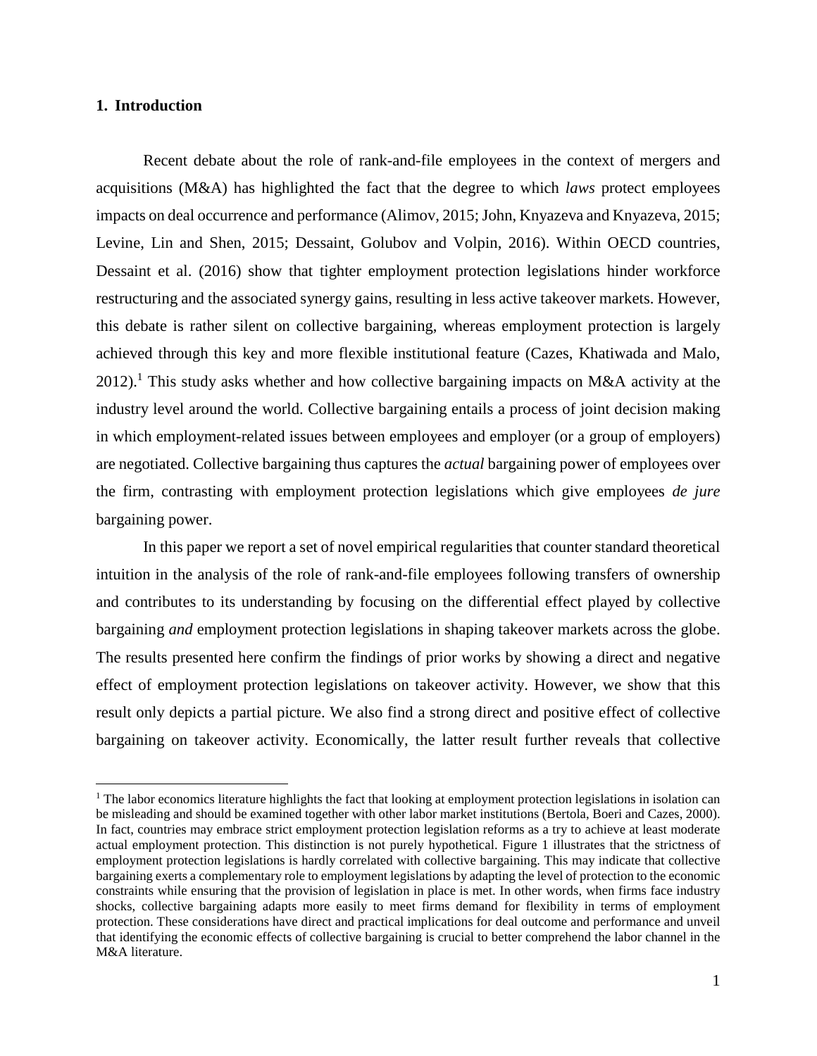## 1. Introduction

Recent debate about the role of rank-and-file employees in the context of mergers and acquisitions (M&A) has highlighted the fact that the degree to which *laws* protect employees impacts on deal occurrence and performance (Alimov, 2015; John, Knyazeva and Knyazeva, 2015; Levine, Lin and Shen, 2015; Dessaint, Golubov and Volpin, 2016). Within OECD countries, Dessaint et al. (2016) show that tighter employment protection legislations hinder workforce restructuring and the associated synergy gains, resulting in less active takeover markets. However, this debate is rather silent on collective bargaining, whereas employment protection is largely achieved through this key and more flexible institutional feature (Cazes, Khatiwada and Malo, 2012).[1] This study asks whether and how collective bargaining impacts on M&A activity at the industry level around the world. Collective bargaining entails a process of joint decision making in which employment-related issues between employees and employer (or a group of employers) are negotiated. Collective bargaining thus captures the *actual* bargaining power of employees over the firm, contrasting with employment protection legislations which give employees *de jure* bargaining power.

In this paper we report a set of novel empirical regularities that counter standard theoretical intuition in the analysis of the role of rank-and-file employees following transfers of ownership and contributes to its understanding by focusing on the differential effect played by collective bargaining *and* employment protection legislations in shaping takeover markets across the globe. The results presented here confirm the findings of prior works by showing a direct and negative effect of employment protection legislations on takeover activity. However, we show that this result only depicts a partial picture. We also find a strong direct and positive effect of collective bargaining on takeover activity. Economically, the latter result further reveals that collective

[1] The labor economics literature highlights the fact that looking at employment protection legislations in isolation can be misleading and should be examined together with other labor market institutions (Bertola, Boeri and Cazes, 2000). In fact, countries may embrace strict employment protection legislation reforms as a try to achieve at least moderate actual employment protection. This distinction is not purely hypothetical. Figure 1 illustrates that the strictness of employment protection legislations is hardly correlated with collective bargaining. This may indicate that collective bargaining exerts a complementary role to employment legislations by adapting the level of protection to the economic constraints while ensuring that the provision of legislation in place is met. In other words, when firms face industry shocks, collective bargaining adapts more easily to meet firms demand for flexibility in terms of employment protection. These considerations have direct and practical implications for deal outcome and performance and unveil that identifying the economic effects of collective bargaining is crucial to better comprehend the labor channel in the M&A literature.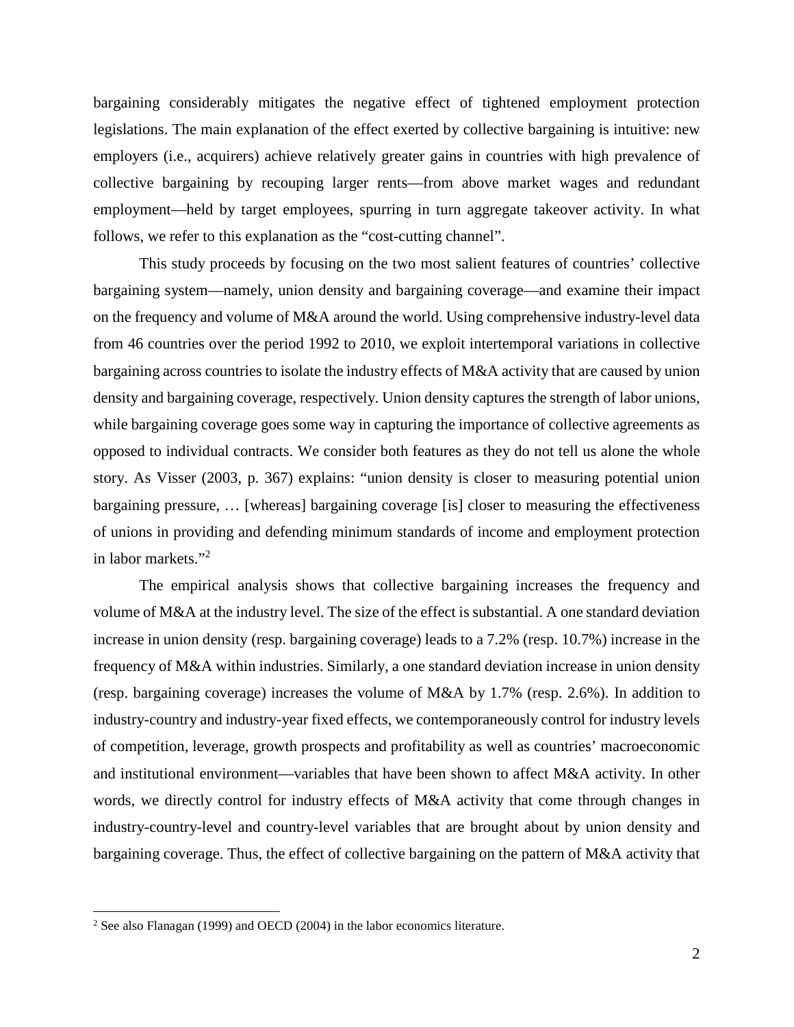bargaining considerably mitigates the negative effect of tightened employment protection legislations. The main explanation of the effect exerted by collective bargaining is intuitive: new employers (i.e., acquirers) achieve relatively greater gains in countries with high prevalence of collective bargaining by recouping larger rents—from above market wages and redundant employment—held by target employees, spurring in turn aggregate takeover activity. In what follows, we refer to this explanation as the "cost-cutting channel".

This study proceeds by focusing on the two most salient features of countries' collective bargaining system—namely, union density and bargaining coverage—and examine their impact on the frequency and volume of M&A around the world. Using comprehensive industry-level data from 46 countries over the period 1992 to 2010, we exploit intertemporal variations in collective bargaining across countries to isolate the industry effects of M&A activity that are caused by union density and bargaining coverage, respectively. Union density captures the strength of labor unions, while bargaining coverage goes some way in capturing the importance of collective agreements as opposed to individual contracts. We consider both features as they do not tell us alone the whole story. As Visser (2003, p. 367) explains: "union density is closer to measuring potential union bargaining pressure, … [whereas] bargaining coverage [is] closer to measuring the effectiveness of unions in providing and defending minimum standards of income and employment protection in labor markets."[2]

The empirical analysis shows that collective bargaining increases the frequency and volume of M&A at the industry level. The size of the effect is substantial. A one standard deviation increase in union density (resp. bargaining coverage) leads to a 7.2% (resp. 10.7%) increase in the frequency of M&A within industries. Similarly, a one standard deviation increase in union density (resp. bargaining coverage) increases the volume of M&A by 1.7% (resp. 2.6%). In addition to industry-country and industry-year fixed effects, we contemporaneously control for industry levels of competition, leverage, growth prospects and profitability as well as countries' macroeconomic and institutional environment—variables that have been shown to affect M&A activity. In other words, we directly control for industry effects of M&A activity that come through changes in industry-country-level and country-level variables that are brought about by union density and bargaining coverage. Thus, the effect of collective bargaining on the pattern of M&A activity that

[2] See also Flanagan (1999) and OECD (2004) in the labor economics literature.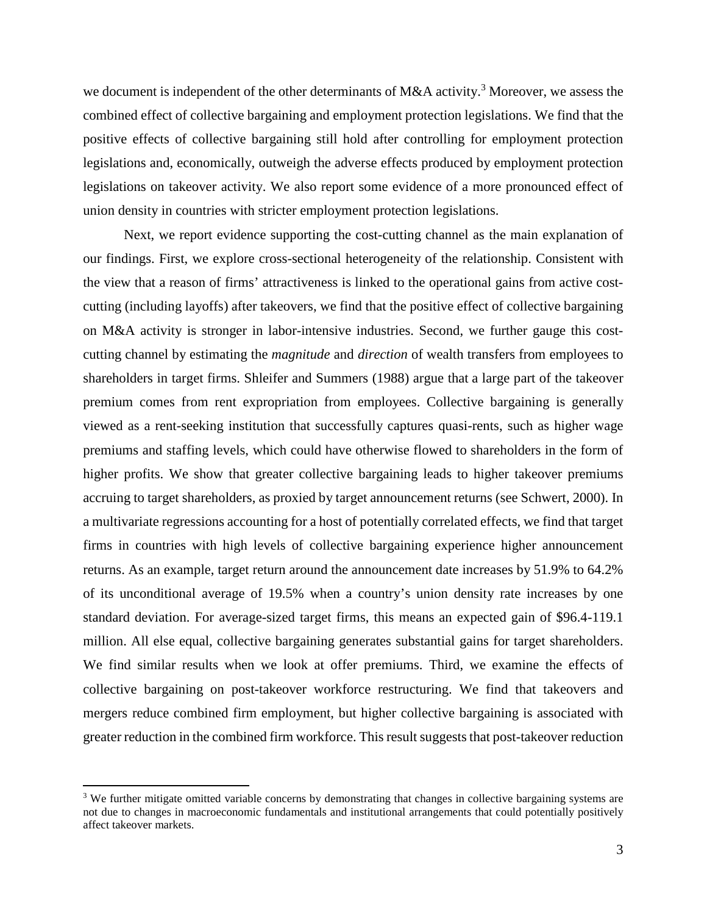we document is independent of the other determinants of M&A activity.[3] Moreover, we assess the combined effect of collective bargaining and employment protection legislations. We find that the positive effects of collective bargaining still hold after controlling for employment protection legislations and, economically, outweigh the adverse effects produced by employment protection legislations on takeover activity. We also report some evidence of a more pronounced effect of union density in countries with stricter employment protection legislations.

Next, we report evidence supporting the cost-cutting channel as the main explanation of our findings. First, we explore cross-sectional heterogeneity of the relationship. Consistent with the view that a reason of firms' attractiveness is linked to the operational gains from active cost-cutting (including layoffs) after takeovers, we find that the positive effect of collective bargaining on M&A activity is stronger in labor-intensive industries. Second, we further gauge this cost-cutting channel by estimating the *magnitude* and *direction* of wealth transfers from employees to shareholders in target firms. Shleifer and Summers (1988) argue that a large part of the takeover premium comes from rent expropriation from employees. Collective bargaining is generally viewed as a rent-seeking institution that successfully captures quasi-rents, such as higher wage premiums and staffing levels, which could have otherwise flowed to shareholders in the form of higher profits. We show that greater collective bargaining leads to higher takeover premiums accruing to target shareholders, as proxied by target announcement returns (see Schwert, 2000). In a multivariate regressions accounting for a host of potentially correlated effects, we find that target firms in countries with high levels of collective bargaining experience higher announcement returns. As an example, target return around the announcement date increases by 51.9% to 64.2% of its unconditional average of 19.5% when a country's union density rate increases by one standard deviation. For average-sized target firms, this means an expected gain of $96.4-119.1 million. All else equal, collective bargaining generates substantial gains for target shareholders. We find similar results when we look at offer premiums. Third, we examine the effects of collective bargaining on post-takeover workforce restructuring. We find that takeovers and mergers reduce combined firm employment, but higher collective bargaining is associated with greater reduction in the combined firm workforce. This result suggests that post-takeover reduction

[3] We further mitigate omitted variable concerns by demonstrating that changes in collective bargaining systems are not due to changes in macroeconomic fundamentals and institutional arrangements that could potentially positively affect takeover markets.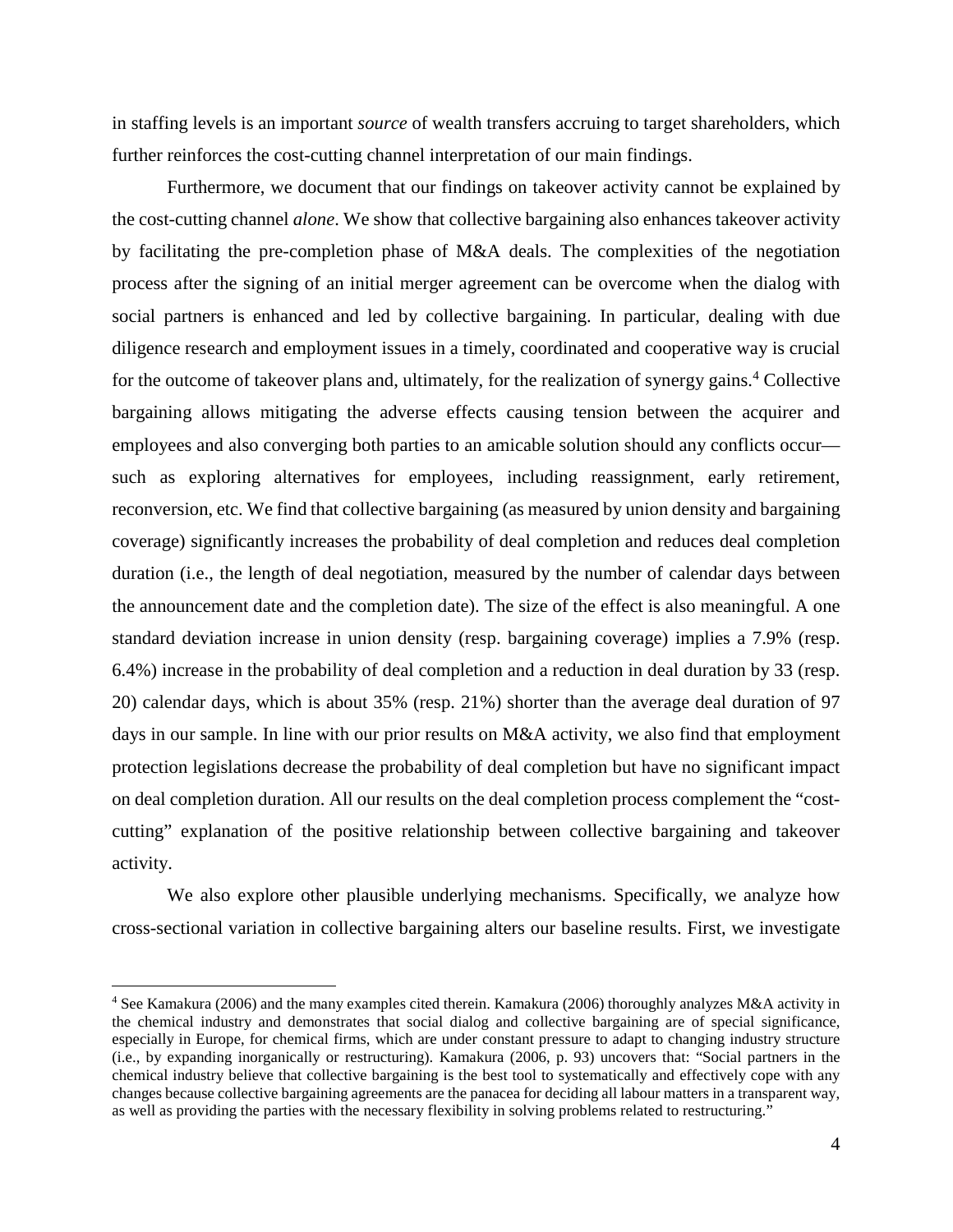in staffing levels is an important *source* of wealth transfers accruing to target shareholders, which further reinforces the cost-cutting channel interpretation of our main findings.

Furthermore, we document that our findings on takeover activity cannot be explained by the cost-cutting channel *alone*. We show that collective bargaining also enhances takeover activity by facilitating the pre-completion phase of M&A deals. The complexities of the negotiation process after the signing of an initial merger agreement can be overcome when the dialog with social partners is enhanced and led by collective bargaining. In particular, dealing with due diligence research and employment issues in a timely, coordinated and cooperative way is crucial for the outcome of takeover plans and, ultimately, for the realization of synergy gains.[4] Collective bargaining allows mitigating the adverse effects causing tension between the acquirer and employees and also converging both parties to an amicable solution should any conflicts occur—such as exploring alternatives for employees, including reassignment, early retirement, reconversion, etc. We find that collective bargaining (as measured by union density and bargaining coverage) significantly increases the probability of deal completion and reduces deal completion duration (i.e., the length of deal negotiation, measured by the number of calendar days between the announcement date and the completion date). The size of the effect is also meaningful. A one standard deviation increase in union density (resp. bargaining coverage) implies a 7.9% (resp. 6.4%) increase in the probability of deal completion and a reduction in deal duration by 33 (resp. 20) calendar days, which is about 35% (resp. 21%) shorter than the average deal duration of 97 days in our sample. In line with our prior results on M&A activity, we also find that employment protection legislations decrease the probability of deal completion but have no significant impact on deal completion duration. All our results on the deal completion process complement the "cost-cutting" explanation of the positive relationship between collective bargaining and takeover activity.

We also explore other plausible underlying mechanisms. Specifically, we analyze how cross-sectional variation in collective bargaining alters our baseline results. First, we investigate

[4] See Kamakura (2006) and the many examples cited therein. Kamakura (2006) thoroughly analyzes M&A activity in the chemical industry and demonstrates that social dialog and collective bargaining are of special significance, especially in Europe, for chemical firms, which are under constant pressure to adapt to changing industry structure (i.e., by expanding inorganically or restructuring). Kamakura (2006, p. 93) uncovers that: "Social partners in the chemical industry believe that collective bargaining is the best tool to systematically and effectively cope with any changes because collective bargaining agreements are the panacea for deciding all labour matters in a transparent way, as well as providing the parties with the necessary flexibility in solving problems related to restructuring."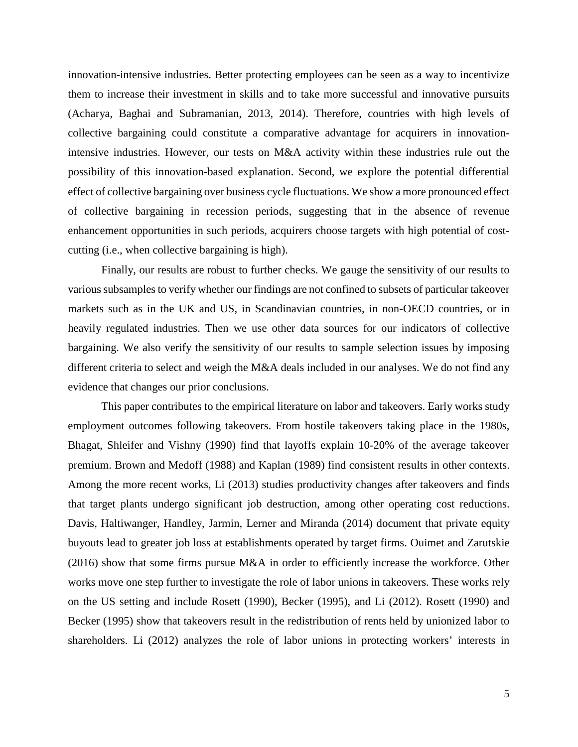innovation-intensive industries. Better protecting employees can be seen as a way to incentivize them to increase their investment in skills and to take more successful and innovative pursuits (Acharya, Baghai and Subramanian, 2013, 2014). Therefore, countries with high levels of collective bargaining could constitute a comparative advantage for acquirers in innovation-intensive industries. However, our tests on M&A activity within these industries rule out the possibility of this innovation-based explanation. Second, we explore the potential differential effect of collective bargaining over business cycle fluctuations. We show a more pronounced effect of collective bargaining in recession periods, suggesting that in the absence of revenue enhancement opportunities in such periods, acquirers choose targets with high potential of cost-cutting (i.e., when collective bargaining is high).

Finally, our results are robust to further checks. We gauge the sensitivity of our results to various subsamples to verify whether our findings are not confined to subsets of particular takeover markets such as in the UK and US, in Scandinavian countries, in non-OECD countries, or in heavily regulated industries. Then we use other data sources for our indicators of collective bargaining. We also verify the sensitivity of our results to sample selection issues by imposing different criteria to select and weigh the M&A deals included in our analyses. We do not find any evidence that changes our prior conclusions.

This paper contributes to the empirical literature on labor and takeovers. Early works study employment outcomes following takeovers. From hostile takeovers taking place in the 1980s, Bhagat, Shleifer and Vishny (1990) find that layoffs explain 10-20% of the average takeover premium. Brown and Medoff (1988) and Kaplan (1989) find consistent results in other contexts. Among the more recent works, Li (2013) studies productivity changes after takeovers and finds that target plants undergo significant job destruction, among other operating cost reductions. Davis, Haltiwanger, Handley, Jarmin, Lerner and Miranda (2014) document that private equity buyouts lead to greater job loss at establishments operated by target firms. Ouimet and Zarutskie (2016) show that some firms pursue M&A in order to efficiently increase the workforce. Other works move one step further to investigate the role of labor unions in takeovers. These works rely on the US setting and include Rosett (1990), Becker (1995), and Li (2012). Rosett (1990) and Becker (1995) show that takeovers result in the redistribution of rents held by unionized labor to shareholders. Li (2012) analyzes the role of labor unions in protecting workers' interests in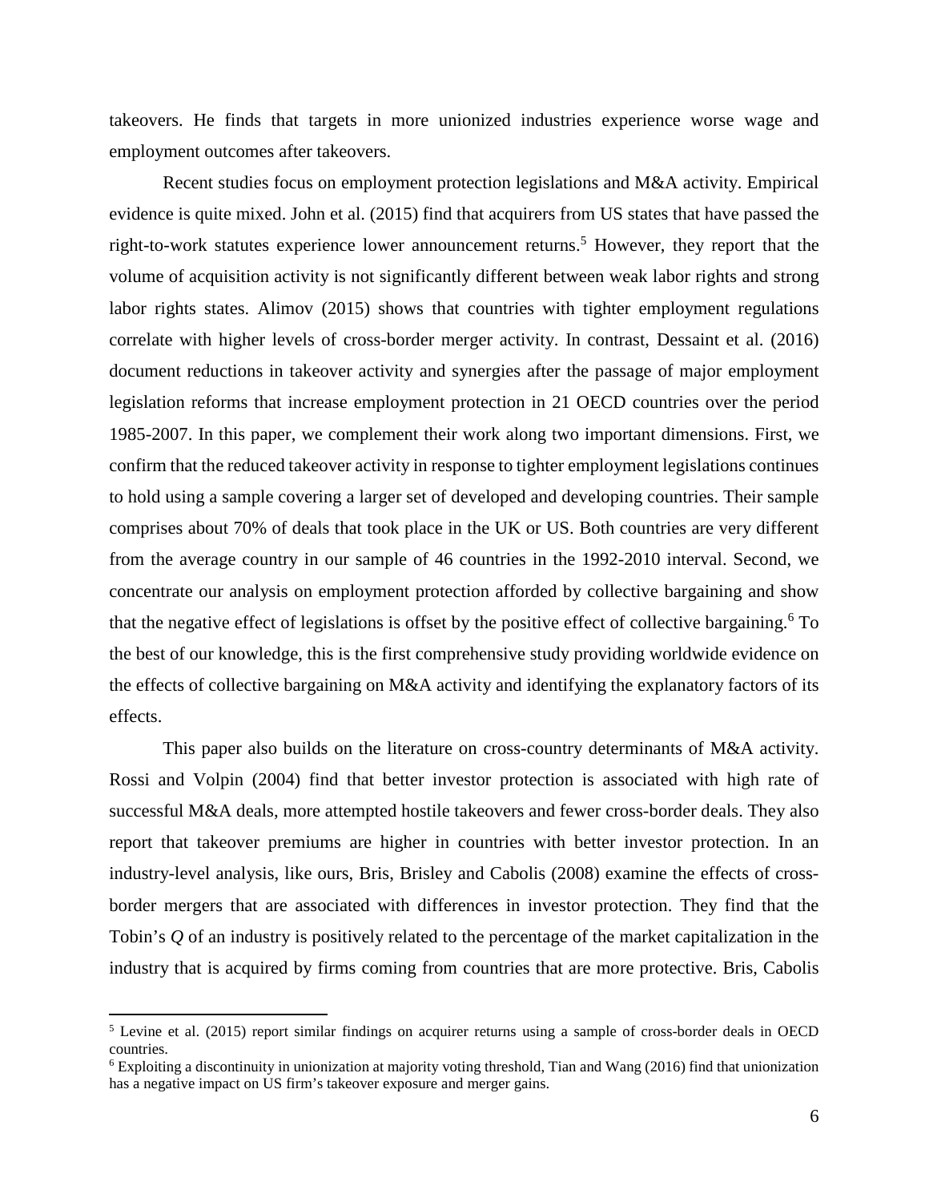takeovers. He finds that targets in more unionized industries experience worse wage and employment outcomes after takeovers.

Recent studies focus on employment protection legislations and M&A activity. Empirical evidence is quite mixed. John et al. (2015) find that acquirers from US states that have passed the right-to-work statutes experience lower announcement returns.[5] However, they report that the volume of acquisition activity is not significantly different between weak labor rights and strong labor rights states. Alimov (2015) shows that countries with tighter employment regulations correlate with higher levels of cross-border merger activity. In contrast, Dessaint et al. (2016) document reductions in takeover activity and synergies after the passage of major employment legislation reforms that increase employment protection in 21 OECD countries over the period 1985-2007. In this paper, we complement their work along two important dimensions. First, we confirm that the reduced takeover activity in response to tighter employment legislations continues to hold using a sample covering a larger set of developed and developing countries. Their sample comprises about 70% of deals that took place in the UK or US. Both countries are very different from the average country in our sample of 46 countries in the 1992-2010 interval. Second, we concentrate our analysis on employment protection afforded by collective bargaining and show that the negative effect of legislations is offset by the positive effect of collective bargaining.[6] To the best of our knowledge, this is the first comprehensive study providing worldwide evidence on the effects of collective bargaining on M&A activity and identifying the explanatory factors of its effects.

This paper also builds on the literature on cross-country determinants of M&A activity. Rossi and Volpin (2004) find that better investor protection is associated with high rate of successful M&A deals, more attempted hostile takeovers and fewer cross-border deals. They also report that takeover premiums are higher in countries with better investor protection. In an industry-level analysis, like ours, Bris, Brisley and Cabolis (2008) examine the effects of cross-border mergers that are associated with differences in investor protection. They find that the Tobin's *Q* of an industry is positively related to the percentage of the market capitalization in the industry that is acquired by firms coming from countries that are more protective. Bris, Cabolis

---

[5] Levine et al. (2015) report similar findings on acquirer returns using a sample of cross-border deals in OECD countries.

[6] Exploiting a discontinuity in unionization at majority voting threshold, Tian and Wang (2016) find that unionization has a negative impact on US firm's takeover exposure and merger gains.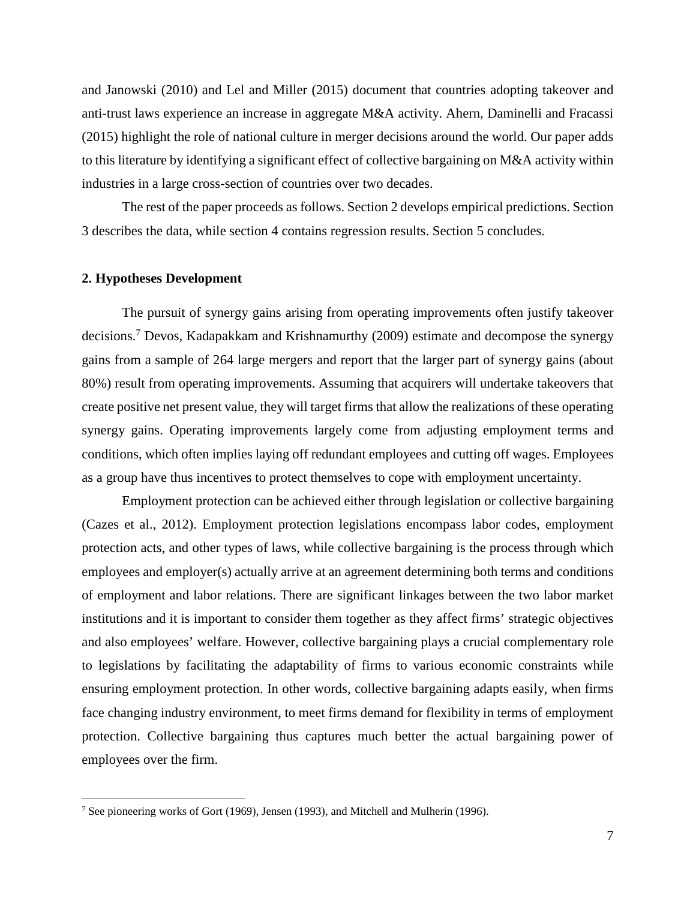and Janowski (2010) and Lel and Miller (2015) document that countries adopting takeover and anti-trust laws experience an increase in aggregate M&A activity. Ahern, Daminelli and Fracassi (2015) highlight the role of national culture in merger decisions around the world. Our paper adds to this literature by identifying a significant effect of collective bargaining on M&A activity within industries in a large cross-section of countries over two decades.

The rest of the paper proceeds as follows. Section 2 develops empirical predictions. Section 3 describes the data, while section 4 contains regression results. Section 5 concludes.

## 2. Hypotheses Development

The pursuit of synergy gains arising from operating improvements often justify takeover decisions.[7] Devos, Kadapakkam and Krishnamurthy (2009) estimate and decompose the synergy gains from a sample of 264 large mergers and report that the larger part of synergy gains (about 80%) result from operating improvements. Assuming that acquirers will undertake takeovers that create positive net present value, they will target firms that allow the realizations of these operating synergy gains. Operating improvements largely come from adjusting employment terms and conditions, which often implies laying off redundant employees and cutting off wages. Employees as a group have thus incentives to protect themselves to cope with employment uncertainty.

Employment protection can be achieved either through legislation or collective bargaining (Cazes et al., 2012). Employment protection legislations encompass labor codes, employment protection acts, and other types of laws, while collective bargaining is the process through which employees and employer(s) actually arrive at an agreement determining both terms and conditions of employment and labor relations. There are significant linkages between the two labor market institutions and it is important to consider them together as they affect firms' strategic objectives and also employees' welfare. However, collective bargaining plays a crucial complementary role to legislations by facilitating the adaptability of firms to various economic constraints while ensuring employment protection. In other words, collective bargaining adapts easily, when firms face changing industry environment, to meet firms demand for flexibility in terms of employment protection. Collective bargaining thus captures much better the actual bargaining power of employees over the firm.

[7] See pioneering works of Gort (1969), Jensen (1993), and Mitchell and Mulherin (1996).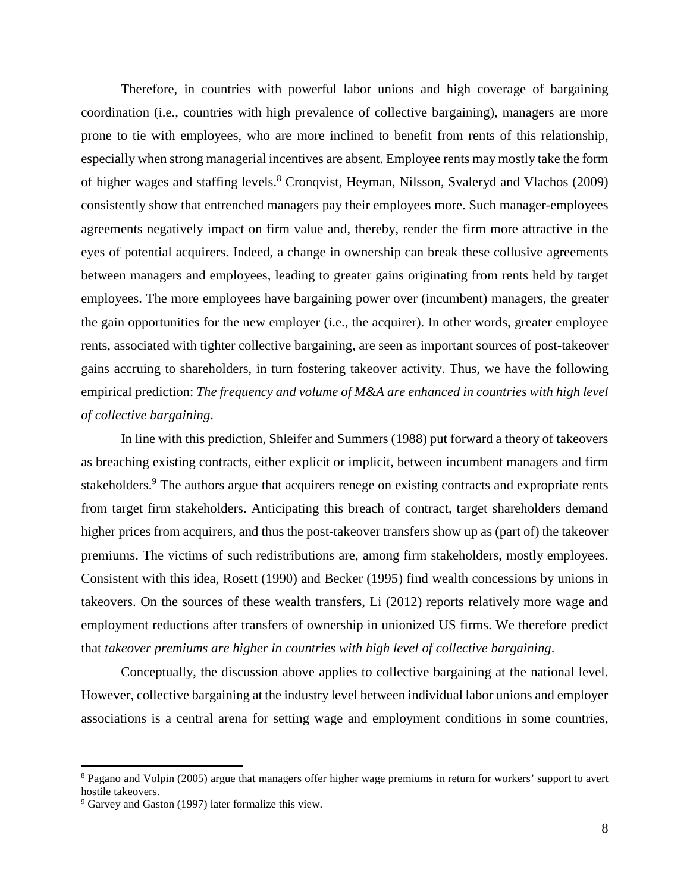Therefore, in countries with powerful labor unions and high coverage of bargaining coordination (i.e., countries with high prevalence of collective bargaining), managers are more prone to tie with employees, who are more inclined to benefit from rents of this relationship, especially when strong managerial incentives are absent. Employee rents may mostly take the form of higher wages and staffing levels.[8] Cronqvist, Heyman, Nilsson, Svaleryd and Vlachos (2009) consistently show that entrenched managers pay their employees more. Such manager-employees agreements negatively impact on firm value and, thereby, render the firm more attractive in the eyes of potential acquirers. Indeed, a change in ownership can break these collusive agreements between managers and employees, leading to greater gains originating from rents held by target employees. The more employees have bargaining power over (incumbent) managers, the greater the gain opportunities for the new employer (i.e., the acquirer). In other words, greater employee rents, associated with tighter collective bargaining, are seen as important sources of post-takeover gains accruing to shareholders, in turn fostering takeover activity. Thus, we have the following empirical prediction: *The frequency and volume of M&A are enhanced in countries with high level of collective bargaining.*

In line with this prediction, Shleifer and Summers (1988) put forward a theory of takeovers as breaching existing contracts, either explicit or implicit, between incumbent managers and firm stakeholders.[9] The authors argue that acquirers renege on existing contracts and expropriate rents from target firm stakeholders. Anticipating this breach of contract, target shareholders demand higher prices from acquirers, and thus the post-takeover transfers show up as (part of) the takeover premiums. The victims of such redistributions are, among firm stakeholders, mostly employees. Consistent with this idea, Rosett (1990) and Becker (1995) find wealth concessions by unions in takeovers. On the sources of these wealth transfers, Li (2012) reports relatively more wage and employment reductions after transfers of ownership in unionized US firms. We therefore predict that *takeover premiums are higher in countries with high level of collective bargaining*.

Conceptually, the discussion above applies to collective bargaining at the national level. However, collective bargaining at the industry level between individual labor unions and employer associations is a central arena for setting wage and employment conditions in some countries,

---

[8] Pagano and Volpin (2005) argue that managers offer higher wage premiums in return for workers' support to avert hostile takeovers.

[9] Garvey and Gaston (1997) later formalize this view.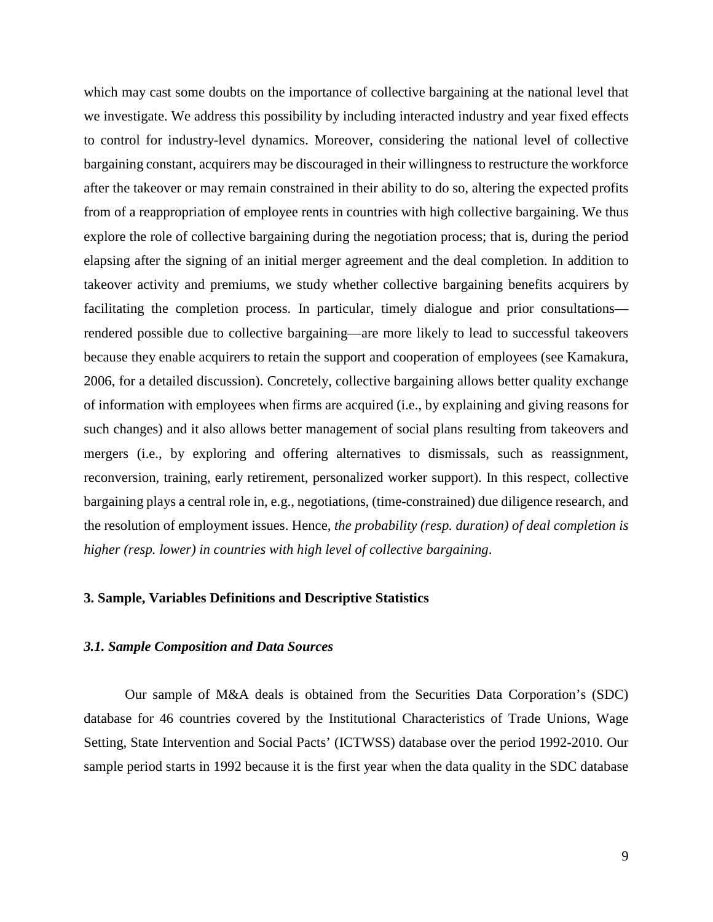which may cast some doubts on the importance of collective bargaining at the national level that we investigate. We address this possibility by including interacted industry and year fixed effects to control for industry-level dynamics. Moreover, considering the national level of collective bargaining constant, acquirers may be discouraged in their willingness to restructure the workforce after the takeover or may remain constrained in their ability to do so, altering the expected profits from of a reappropriation of employee rents in countries with high collective bargaining. We thus explore the role of collective bargaining during the negotiation process; that is, during the period elapsing after the signing of an initial merger agreement and the deal completion. In addition to takeover activity and premiums, we study whether collective bargaining benefits acquirers by facilitating the completion process. In particular, timely dialogue and prior consultations—rendered possible due to collective bargaining—are more likely to lead to successful takeovers because they enable acquirers to retain the support and cooperation of employees (see Kamakura, 2006, for a detailed discussion). Concretely, collective bargaining allows better quality exchange of information with employees when firms are acquired (i.e., by explaining and giving reasons for such changes) and it also allows better management of social plans resulting from takeovers and mergers (i.e., by exploring and offering alternatives to dismissals, such as reassignment, reconversion, training, early retirement, personalized worker support). In this respect, collective bargaining plays a central role in, e.g., negotiations, (time-constrained) due diligence research, and the resolution of employment issues. Hence, *the probability (resp. duration) of deal completion is higher (resp. lower) in countries with high level of collective bargaining*.

## 3. Sample, Variables Definitions and Descriptive Statistics

### *3.1. Sample Composition and Data Sources*

Our sample of M&A deals is obtained from the Securities Data Corporation's (SDC) database for 46 countries covered by the Institutional Characteristics of Trade Unions, Wage Setting, State Intervention and Social Pacts' (ICTWSS) database over the period 1992-2010. Our sample period starts in 1992 because it is the first year when the data quality in the SDC database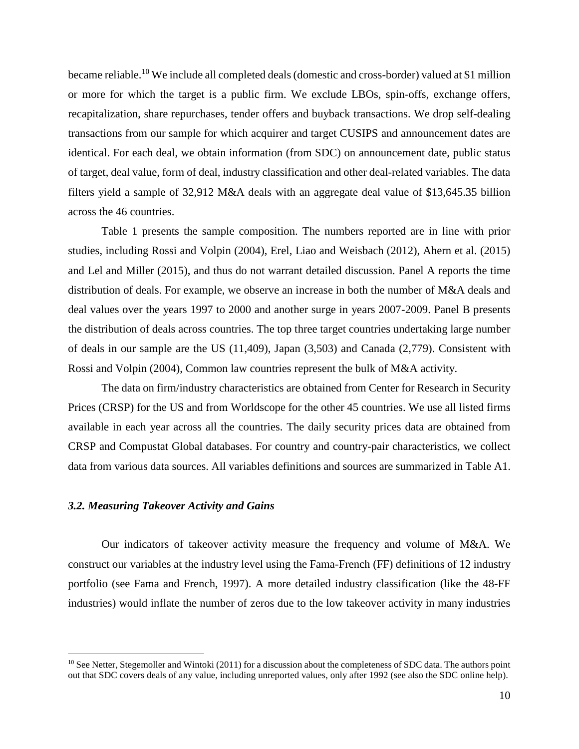became reliable.[10] We include all completed deals (domestic and cross-border) valued at $1 million or more for which the target is a public firm. We exclude LBOs, spin-offs, exchange offers, recapitalization, share repurchases, tender offers and buyback transactions. We drop self-dealing transactions from our sample for which acquirer and target CUSIPS and announcement dates are identical. For each deal, we obtain information (from SDC) on announcement date, public status of target, deal value, form of deal, industry classification and other deal-related variables. The data filters yield a sample of 32,912 M&A deals with an aggregate deal value of $13,645.35 billion across the 46 countries.

Table 1 presents the sample composition. The numbers reported are in line with prior studies, including Rossi and Volpin (2004), Erel, Liao and Weisbach (2012), Ahern et al. (2015) and Lel and Miller (2015), and thus do not warrant detailed discussion. Panel A reports the time distribution of deals. For example, we observe an increase in both the number of M&A deals and deal values over the years 1997 to 2000 and another surge in years 2007-2009. Panel B presents the distribution of deals across countries. The top three target countries undertaking large number of deals in our sample are the US (11,409), Japan (3,503) and Canada (2,779). Consistent with Rossi and Volpin (2004), Common law countries represent the bulk of M&A activity.

The data on firm/industry characteristics are obtained from Center for Research in Security Prices (CRSP) for the US and from Worldscope for the other 45 countries. We use all listed firms available in each year across all the countries. The daily security prices data are obtained from CRSP and Compustat Global databases. For country and country-pair characteristics, we collect data from various data sources. All variables definitions and sources are summarized in Table A1.

### *3.2. Measuring Takeover Activity and Gains*

Our indicators of takeover activity measure the frequency and volume of M&A. We construct our variables at the industry level using the Fama-French (FF) definitions of 12 industry portfolio (see Fama and French, 1997). A more detailed industry classification (like the 48-FF industries) would inflate the number of zeros due to the low takeover activity in many industries

[10] See Netter, Stegemoller and Wintoki (2011) for a discussion about the completeness of SDC data. The authors point out that SDC covers deals of any value, including unreported values, only after 1992 (see also the SDC online help).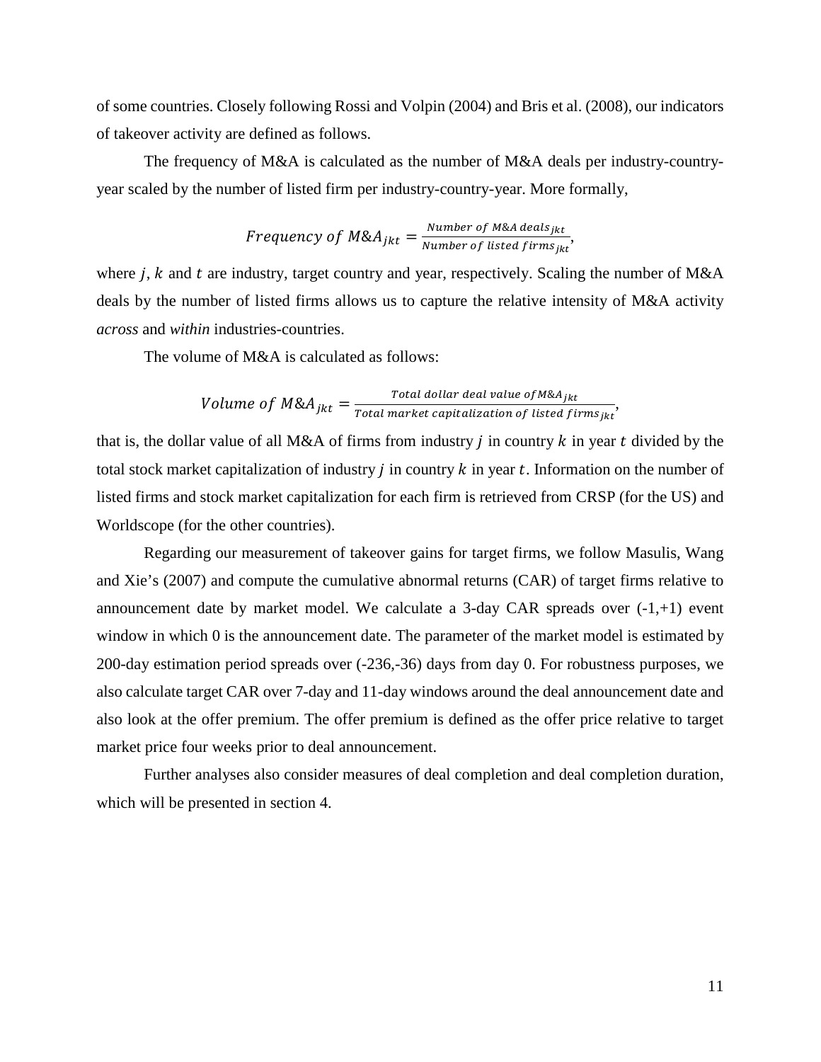of some countries. Closely following Rossi and Volpin (2004) and Bris et al. (2008), our indicators of takeover activity are defined as follows.

The frequency of M&A is calculated as the number of M&A deals per industry-country-year scaled by the number of listed firm per industry-country-year. More formally,

$$Frequency\ of\ M\&A_{jkt} = \frac{Number\ of\ M\&A\ deals_{jkt}}{Number\ of\ listed\ firms_{jkt}},$$

where $j$, $k$ and $t$ are industry, target country and year, respectively. Scaling the number of M&A deals by the number of listed firms allows us to capture the relative intensity of M&A activity *across* and *within* industries-countries.

The volume of M&A is calculated as follows:

$$Volume\ of\ M\&A_{jkt} = \frac{Total\ dollar\ deal\ value\ of M\&A_{jkt}}{Total\ market\ capitalization\ of\ listed\ firms_{jkt}},$$

that is, the dollar value of all M&A of firms from industry $j$ in country $k$ in year $t$ divided by the total stock market capitalization of industry $j$ in country $k$ in year $t$. Information on the number of listed firms and stock market capitalization for each firm is retrieved from CRSP (for the US) and Worldscope (for the other countries).

Regarding our measurement of takeover gains for target firms, we follow Masulis, Wang and Xie's (2007) and compute the cumulative abnormal returns (CAR) of target firms relative to announcement date by market model. We calculate a 3-day CAR spreads over (-1,+1) event window in which 0 is the announcement date. The parameter of the market model is estimated by 200-day estimation period spreads over (-236,-36) days from day 0. For robustness purposes, we also calculate target CAR over 7-day and 11-day windows around the deal announcement date and also look at the offer premium. The offer premium is defined as the offer price relative to target market price four weeks prior to deal announcement.

Further analyses also consider measures of deal completion and deal completion duration, which will be presented in section 4.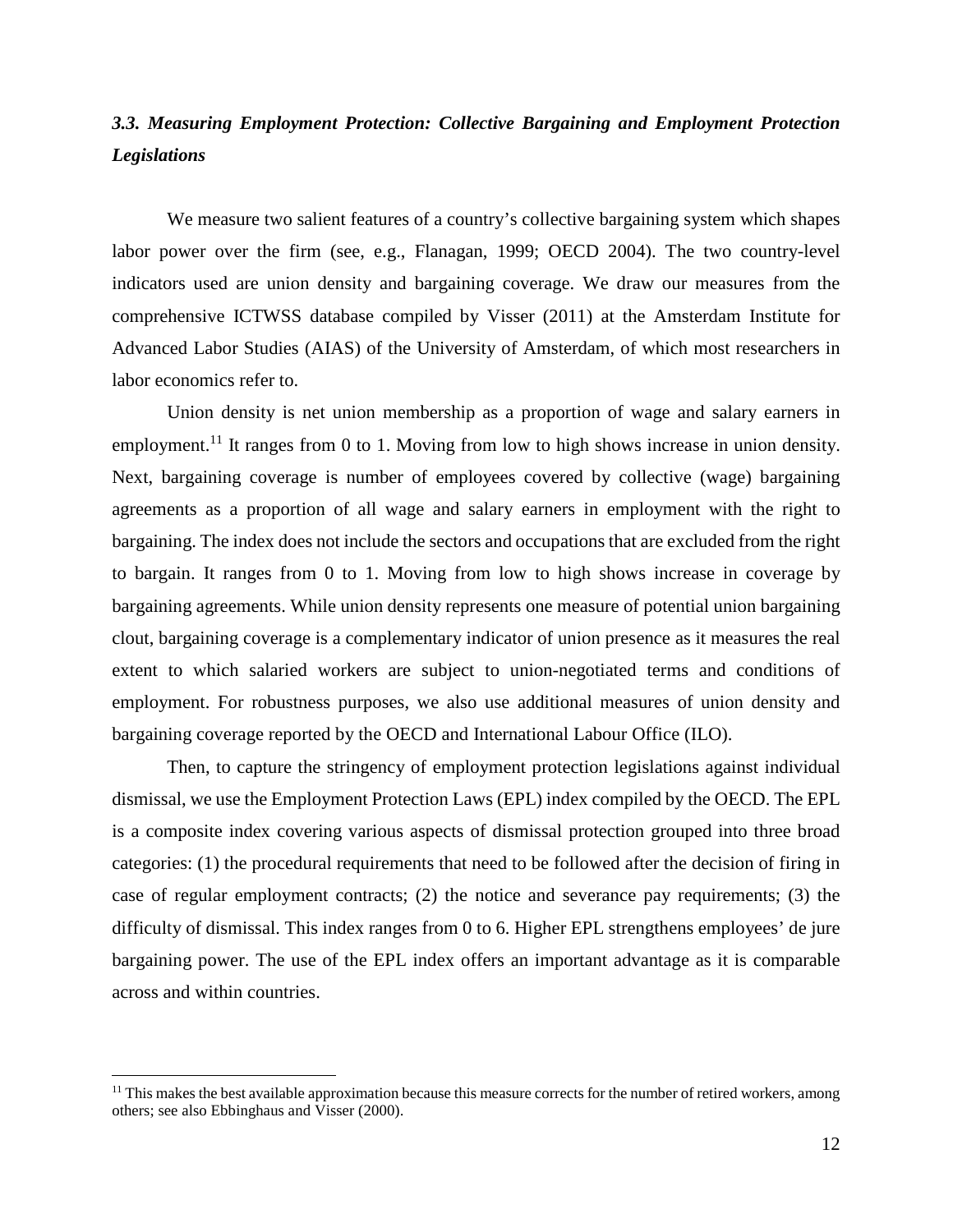### *3.3. Measuring Employment Protection: Collective Bargaining and Employment Protection Legislations*

We measure two salient features of a country's collective bargaining system which shapes labor power over the firm (see, e.g., Flanagan, 1999; OECD 2004). The two country-level indicators used are union density and bargaining coverage. We draw our measures from the comprehensive ICTWSS database compiled by Visser (2011) at the Amsterdam Institute for Advanced Labor Studies (AIAS) of the University of Amsterdam, of which most researchers in labor economics refer to.

Union density is net union membership as a proportion of wage and salary earners in employment.[11] It ranges from 0 to 1. Moving from low to high shows increase in union density. Next, bargaining coverage is number of employees covered by collective (wage) bargaining agreements as a proportion of all wage and salary earners in employment with the right to bargaining. The index does not include the sectors and occupations that are excluded from the right to bargain. It ranges from 0 to 1. Moving from low to high shows increase in coverage by bargaining agreements. While union density represents one measure of potential union bargaining clout, bargaining coverage is a complementary indicator of union presence as it measures the real extent to which salaried workers are subject to union-negotiated terms and conditions of employment. For robustness purposes, we also use additional measures of union density and bargaining coverage reported by the OECD and International Labour Office (ILO).

Then, to capture the stringency of employment protection legislations against individual dismissal, we use the Employment Protection Laws (EPL) index compiled by the OECD. The EPL is a composite index covering various aspects of dismissal protection grouped into three broad categories: (1) the procedural requirements that need to be followed after the decision of firing in case of regular employment contracts; (2) the notice and severance pay requirements; (3) the difficulty of dismissal. This index ranges from 0 to 6. Higher EPL strengthens employees' de jure bargaining power. The use of the EPL index offers an important advantage as it is comparable across and within countries.

[11] This makes the best available approximation because this measure corrects for the number of retired workers, among others; see also Ebbinghaus and Visser (2000).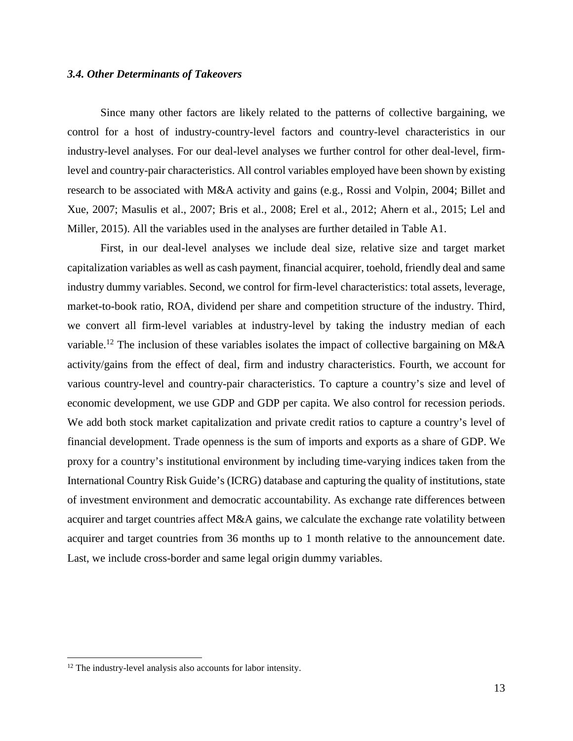### *3.4. Other Determinants of Takeovers*

Since many other factors are likely related to the patterns of collective bargaining, we control for a host of industry-country-level factors and country-level characteristics in our industry-level analyses. For our deal-level analyses we further control for other deal-level, firm-level and country-pair characteristics. All control variables employed have been shown by existing research to be associated with M&A activity and gains (e.g., Rossi and Volpin, 2004; Billet and Xue, 2007; Masulis et al., 2007; Bris et al., 2008; Erel et al., 2012; Ahern et al., 2015; Lel and Miller, 2015). All the variables used in the analyses are further detailed in Table A1.

First, in our deal-level analyses we include deal size, relative size and target market capitalization variables as well as cash payment, financial acquirer, toehold, friendly deal and same industry dummy variables. Second, we control for firm-level characteristics: total assets, leverage, market-to-book ratio, ROA, dividend per share and competition structure of the industry. Third, we convert all firm-level variables at industry-level by taking the industry median of each variable.[12] The inclusion of these variables isolates the impact of collective bargaining on M&A activity/gains from the effect of deal, firm and industry characteristics. Fourth, we account for various country-level and country-pair characteristics. To capture a country's size and level of economic development, we use GDP and GDP per capita. We also control for recession periods. We add both stock market capitalization and private credit ratios to capture a country's level of financial development. Trade openness is the sum of imports and exports as a share of GDP. We proxy for a country's institutional environment by including time-varying indices taken from the International Country Risk Guide's (ICRG) database and capturing the quality of institutions, state of investment environment and democratic accountability. As exchange rate differences between acquirer and target countries affect M&A gains, we calculate the exchange rate volatility between acquirer and target countries from 36 months up to 1 month relative to the announcement date. Last, we include cross-border and same legal origin dummy variables.

[12] The industry-level analysis also accounts for labor intensity.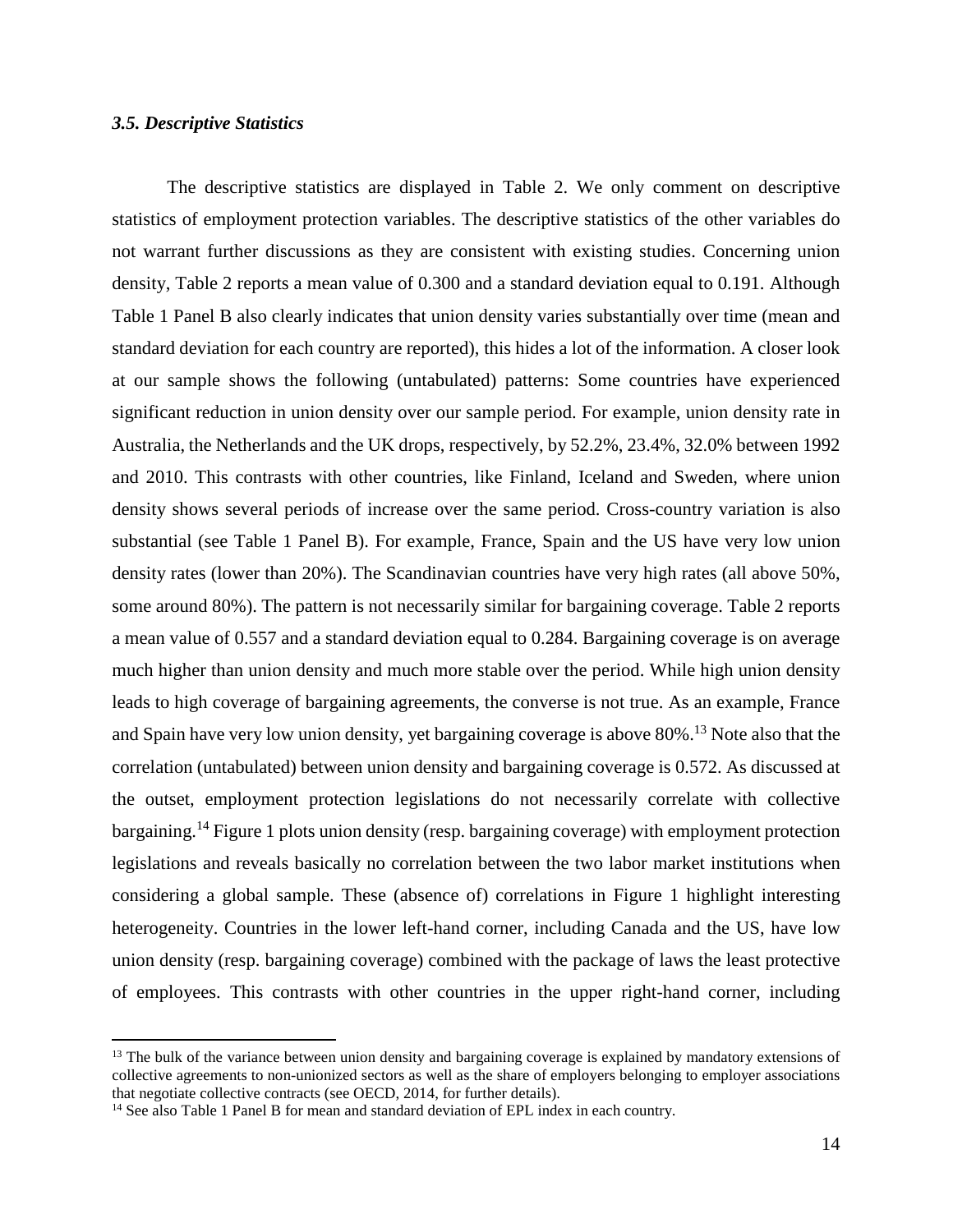### *3.5. Descriptive Statistics*

The descriptive statistics are displayed in Table 2. We only comment on descriptive statistics of employment protection variables. The descriptive statistics of the other variables do not warrant further discussions as they are consistent with existing studies. Concerning union density, Table 2 reports a mean value of 0.300 and a standard deviation equal to 0.191. Although Table 1 Panel B also clearly indicates that union density varies substantially over time (mean and standard deviation for each country are reported), this hides a lot of the information. A closer look at our sample shows the following (untabulated) patterns: Some countries have experienced significant reduction in union density over our sample period. For example, union density rate in Australia, the Netherlands and the UK drops, respectively, by 52.2%, 23.4%, 32.0% between 1992 and 2010. This contrasts with other countries, like Finland, Iceland and Sweden, where union density shows several periods of increase over the same period. Cross-country variation is also substantial (see Table 1 Panel B). For example, France, Spain and the US have very low union density rates (lower than 20%). The Scandinavian countries have very high rates (all above 50%, some around 80%). The pattern is not necessarily similar for bargaining coverage. Table 2 reports a mean value of 0.557 and a standard deviation equal to 0.284. Bargaining coverage is on average much higher than union density and much more stable over the period. While high union density leads to high coverage of bargaining agreements, the converse is not true. As an example, France and Spain have very low union density, yet bargaining coverage is above 80%.[13] Note also that the correlation (untabulated) between union density and bargaining coverage is 0.572. As discussed at the outset, employment protection legislations do not necessarily correlate with collective bargaining.[14] Figure 1 plots union density (resp. bargaining coverage) with employment protection legislations and reveals basically no correlation between the two labor market institutions when considering a global sample. These (absence of) correlations in Figure 1 highlight interesting heterogeneity. Countries in the lower left-hand corner, including Canada and the US, have low union density (resp. bargaining coverage) combined with the package of laws the least protective of employees. This contrasts with other countries in the upper right-hand corner, including

[13] The bulk of the variance between union density and bargaining coverage is explained by mandatory extensions of collective agreements to non-unionized sectors as well as the share of employers belonging to employer associations that negotiate collective contracts (see OECD, 2014, for further details).

[14] See also Table 1 Panel B for mean and standard deviation of EPL index in each country.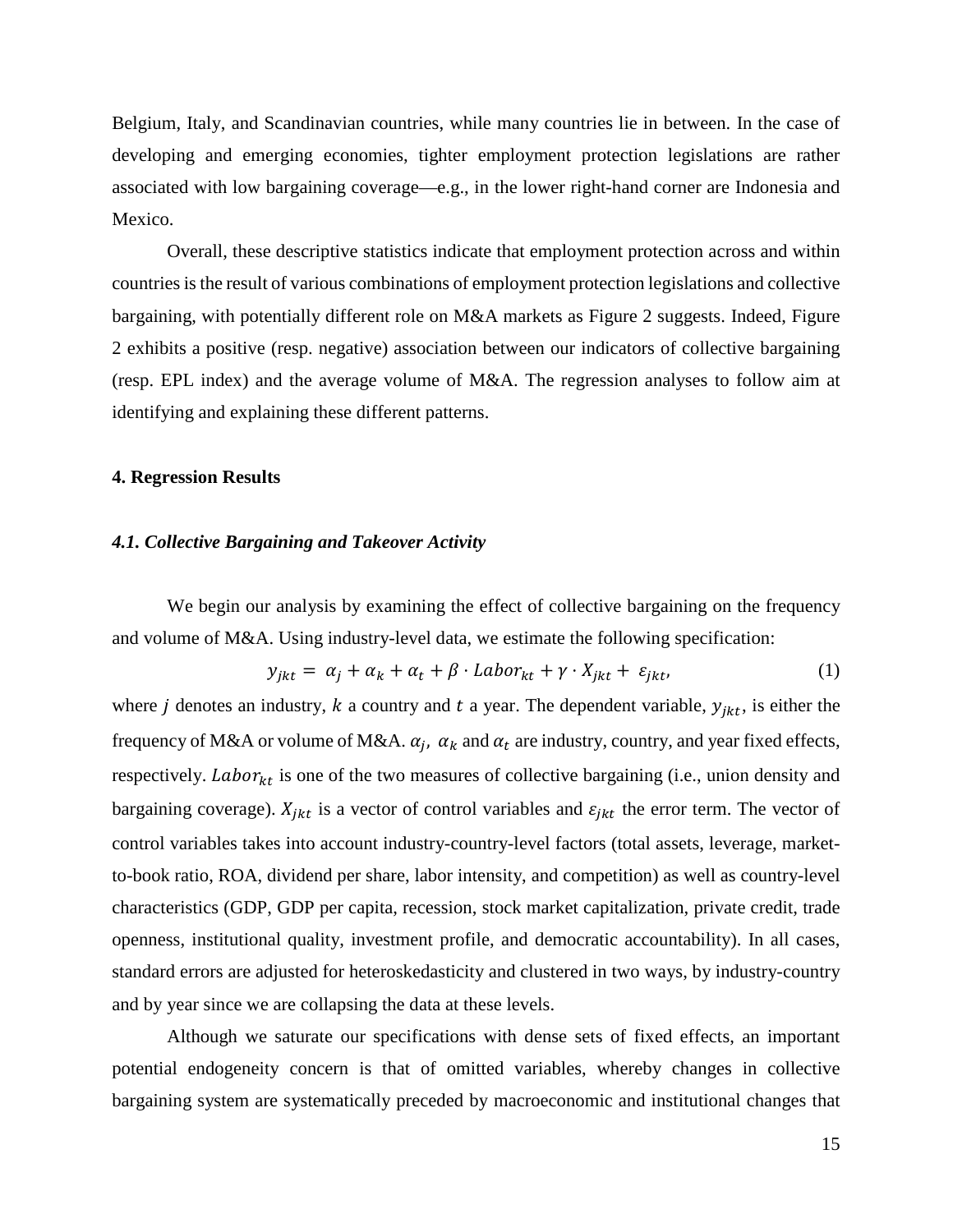Belgium, Italy, and Scandinavian countries, while many countries lie in between. In the case of developing and emerging economies, tighter employment protection legislations are rather associated with low bargaining coverage—e.g., in the lower right-hand corner are Indonesia and Mexico.

Overall, these descriptive statistics indicate that employment protection across and within countries is the result of various combinations of employment protection legislations and collective bargaining, with potentially different role on M&A markets as Figure 2 suggests. Indeed, Figure 2 exhibits a positive (resp. negative) association between our indicators of collective bargaining (resp. EPL index) and the average volume of M&A. The regression analyses to follow aim at identifying and explaining these different patterns.

## 4. Regression Results

### *4.1. Collective Bargaining and Takeover Activity*

We begin our analysis by examining the effect of collective bargaining on the frequency and volume of M&A. Using industry-level data, we estimate the following specification:

$$y_{jkt} = \alpha_j + \alpha_k + \alpha_t + \beta \cdot Labor_{kt} + \gamma \cdot X_{jkt} + \varepsilon_{jkt}, \tag{1}$$

where $j$ denotes an industry, $k$ a country and $t$ a year. The dependent variable, $y_{jkt}$, is either the frequency of M&A or volume of M&A. $\alpha_j$, $\alpha_k$ and $\alpha_t$ are industry, country, and year fixed effects, respectively. $Labor_{kt}$ is one of the two measures of collective bargaining (i.e., union density and bargaining coverage). $X_{jkt}$ is a vector of control variables and $\varepsilon_{jkt}$ the error term. The vector of control variables takes into account industry-country-level factors (total assets, leverage, market-to-book ratio, ROA, dividend per share, labor intensity, and competition) as well as country-level characteristics (GDP, GDP per capita, recession, stock market capitalization, private credit, trade openness, institutional quality, investment profile, and democratic accountability). In all cases, standard errors are adjusted for heteroskedasticity and clustered in two ways, by industry-country and by year since we are collapsing the data at these levels.

Although we saturate our specifications with dense sets of fixed effects, an important potential endogeneity concern is that of omitted variables, whereby changes in collective bargaining system are systematically preceded by macroeconomic and institutional changes that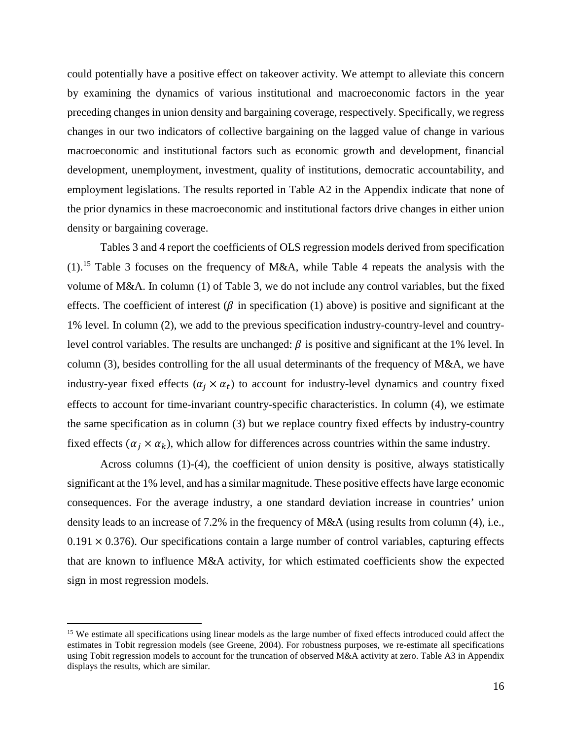could potentially have a positive effect on takeover activity. We attempt to alleviate this concern by examining the dynamics of various institutional and macroeconomic factors in the year preceding changes in union density and bargaining coverage, respectively. Specifically, we regress changes in our two indicators of collective bargaining on the lagged value of change in various macroeconomic and institutional factors such as economic growth and development, financial development, unemployment, investment, quality of institutions, democratic accountability, and employment legislations. The results reported in Table A2 in the Appendix indicate that none of the prior dynamics in these macroeconomic and institutional factors drive changes in either union density or bargaining coverage.

Tables 3 and 4 report the coefficients of OLS regression models derived from specification (1).[15] Table 3 focuses on the frequency of M&A, while Table 4 repeats the analysis with the volume of M&A. In column (1) of Table 3, we do not include any control variables, but the fixed effects. The coefficient of interest ($\beta$ in specification (1) above) is positive and significant at the 1% level. In column (2), we add to the previous specification industry-country-level and country-level control variables. The results are unchanged: $\beta$ is positive and significant at the 1% level. In column (3), besides controlling for the all usual determinants of the frequency of M&A, we have industry-year fixed effects ($\alpha_j \times \alpha_t$) to account for industry-level dynamics and country fixed effects to account for time-invariant country-specific characteristics. In column (4), we estimate the same specification as in column (3) but we replace country fixed effects by industry-country fixed effects ($\alpha_j \times \alpha_k$), which allow for differences across countries within the same industry.

Across columns (1)-(4), the coefficient of union density is positive, always statistically significant at the 1% level, and has a similar magnitude. These positive effects have large economic consequences. For the average industry, a one standard deviation increase in countries' union density leads to an increase of 7.2% in the frequency of M&A (using results from column (4), i.e., $0.191 \times 0.376$). Our specifications contain a large number of control variables, capturing effects that are known to influence M&A activity, for which estimated coefficients show the expected sign in most regression models.

[15] We estimate all specifications using linear models as the large number of fixed effects introduced could affect the estimates in Tobit regression models (see Greene, 2004). For robustness purposes, we re-estimate all specifications using Tobit regression models to account for the truncation of observed M&A activity at zero. Table A3 in Appendix displays the results, which are similar.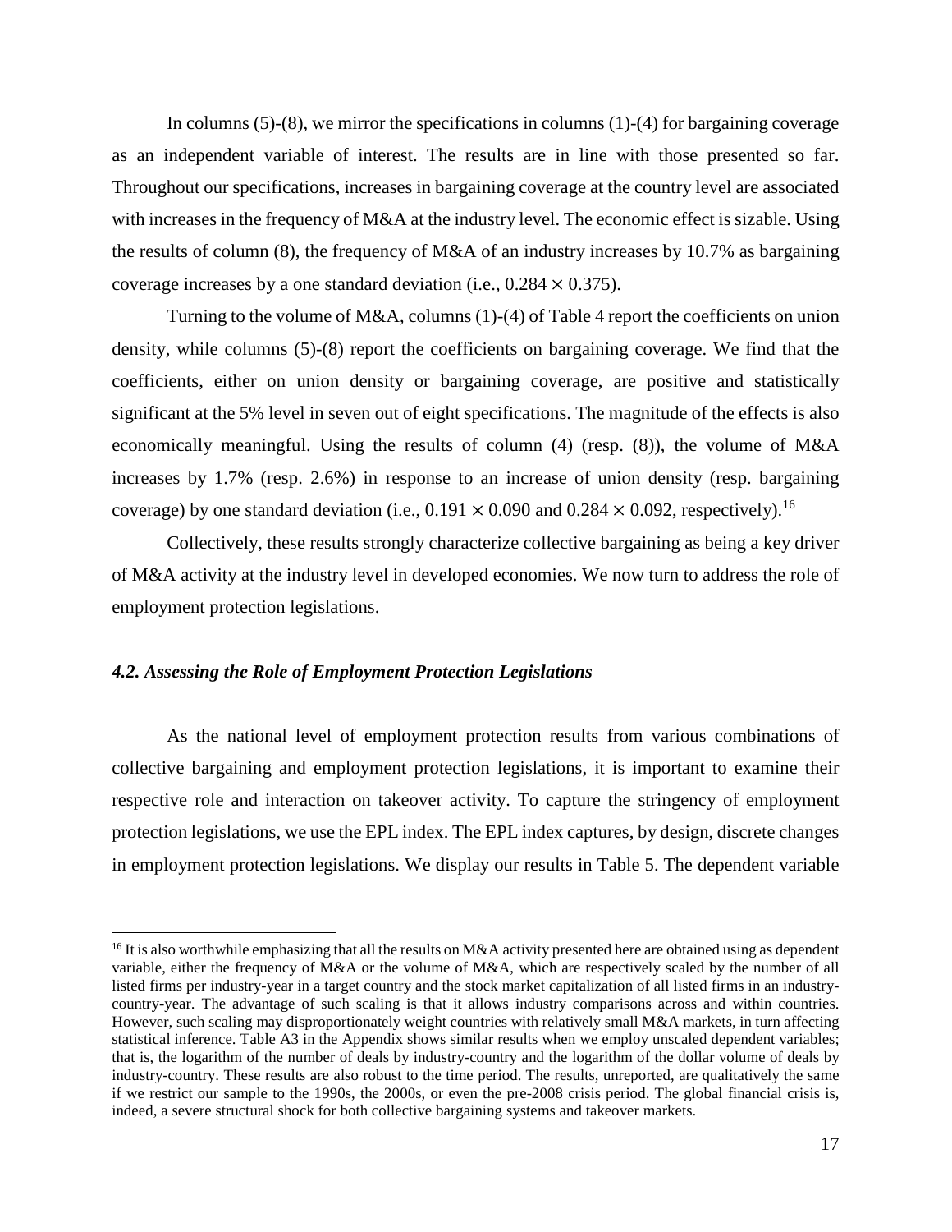In columns (5)-(8), we mirror the specifications in columns (1)-(4) for bargaining coverage as an independent variable of interest. The results are in line with those presented so far. Throughout our specifications, increases in bargaining coverage at the country level are associated with increases in the frequency of M&A at the industry level. The economic effect is sizable. Using the results of column (8), the frequency of M&A of an industry increases by 10.7% as bargaining coverage increases by a one standard deviation (i.e., $0.284 \times 0.375$).

Turning to the volume of M&A, columns (1)-(4) of Table 4 report the coefficients on union density, while columns (5)-(8) report the coefficients on bargaining coverage. We find that the coefficients, either on union density or bargaining coverage, are positive and statistically significant at the 5% level in seven out of eight specifications. The magnitude of the effects is also economically meaningful. Using the results of column (4) (resp. (8)), the volume of M&A increases by 1.7% (resp. 2.6%) in response to an increase of union density (resp. bargaining coverage) by one standard deviation (i.e., $0.191 \times 0.090$ and $0.284 \times 0.092$, respectively).[16]

Collectively, these results strongly characterize collective bargaining as being a key driver of M&A activity at the industry level in developed economies. We now turn to address the role of employment protection legislations.

### *4.2. Assessing the Role of Employment Protection Legislations*

As the national level of employment protection results from various combinations of collective bargaining and employment protection legislations, it is important to examine their respective role and interaction on takeover activity. To capture the stringency of employment protection legislations, we use the EPL index. The EPL index captures, by design, discrete changes in employment protection legislations. We display our results in Table 5. The dependent variable

[16] It is also worthwhile emphasizing that all the results on M&A activity presented here are obtained using as dependent variable, either the frequency of M&A or the volume of M&A, which are respectively scaled by the number of all listed firms per industry-year in a target country and the stock market capitalization of all listed firms in an industry-country-year. The advantage of such scaling is that it allows industry comparisons across and within countries. However, such scaling may disproportionately weight countries with relatively small M&A markets, in turn affecting statistical inference. Table A3 in the Appendix shows similar results when we employ unscaled dependent variables; that is, the logarithm of the number of deals by industry-country and the logarithm of the dollar volume of deals by industry-country. These results are also robust to the time period. The results, unreported, are qualitatively the same if we restrict our sample to the 1990s, the 2000s, or even the pre-2008 crisis period. The global financial crisis is, indeed, a severe structural shock for both collective bargaining systems and takeover markets.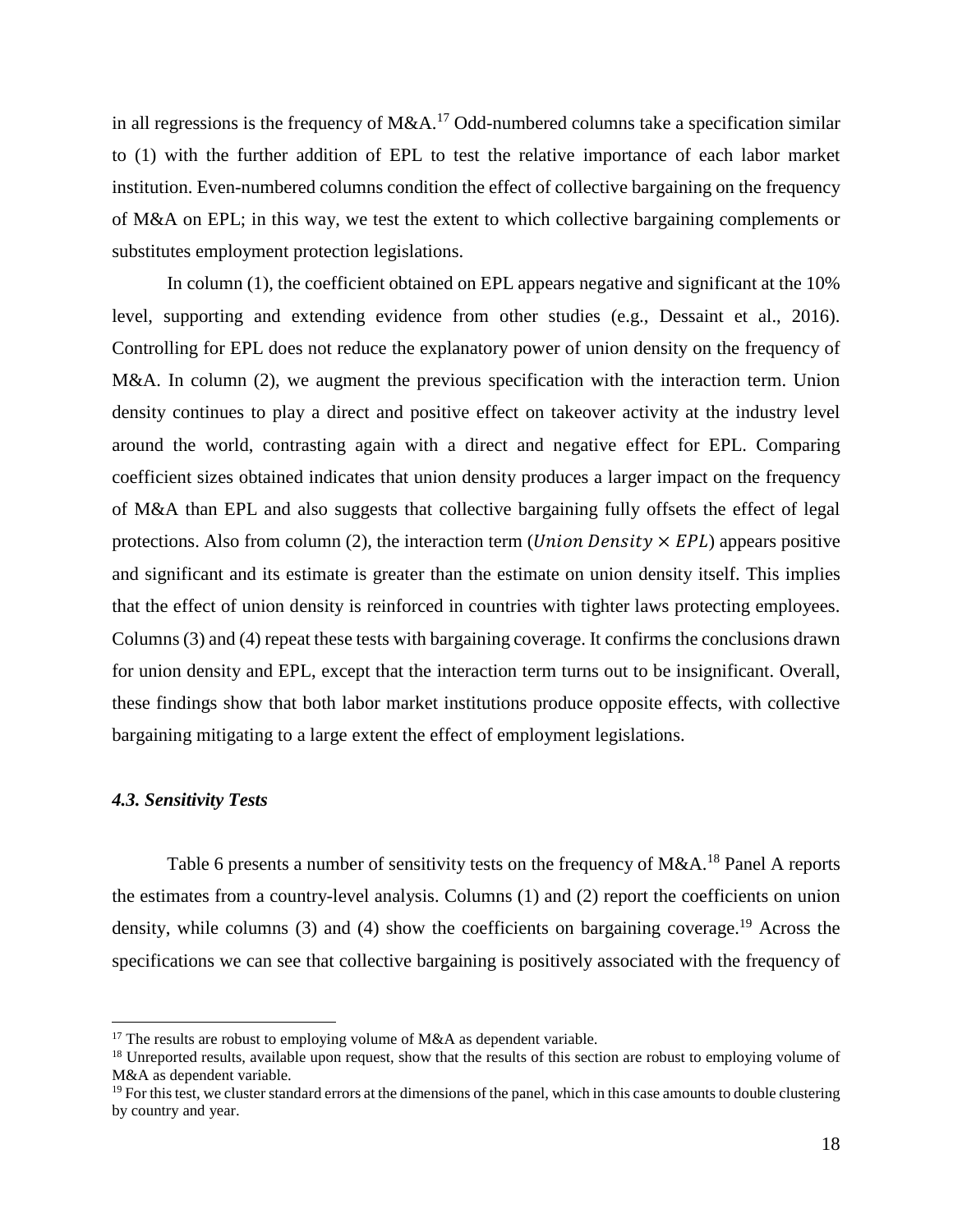in all regressions is the frequency of M&A.[17] Odd-numbered columns take a specification similar to (1) with the further addition of EPL to test the relative importance of each labor market institution. Even-numbered columns condition the effect of collective bargaining on the frequency of M&A on EPL; in this way, we test the extent to which collective bargaining complements or substitutes employment protection legislations.

In column (1), the coefficient obtained on EPL appears negative and significant at the 10% level, supporting and extending evidence from other studies (e.g., Dessaint et al., 2016). Controlling for EPL does not reduce the explanatory power of union density on the frequency of M&A. In column (2), we augment the previous specification with the interaction term. Union density continues to play a direct and positive effect on takeover activity at the industry level around the world, contrasting again with a direct and negative effect for EPL. Comparing coefficient sizes obtained indicates that union density produces a larger impact on the frequency of M&A than EPL and also suggests that collective bargaining fully offsets the effect of legal protections. Also from column (2), the interaction term ($Union\ Density \times EPL$) appears positive and significant and its estimate is greater than the estimate on union density itself. This implies that the effect of union density is reinforced in countries with tighter laws protecting employees. Columns (3) and (4) repeat these tests with bargaining coverage. It confirms the conclusions drawn for union density and EPL, except that the interaction term turns out to be insignificant. Overall, these findings show that both labor market institutions produce opposite effects, with collective bargaining mitigating to a large extent the effect of employment legislations.

### *4.3. Sensitivity Tests*

Table 6 presents a number of sensitivity tests on the frequency of M&A.[18] Panel A reports the estimates from a country-level analysis. Columns (1) and (2) report the coefficients on union density, while columns (3) and (4) show the coefficients on bargaining coverage.[19] Across the specifications we can see that collective bargaining is positively associated with the frequency of

---

[17] The results are robust to employing volume of M&A as dependent variable.

[18] Unreported results, available upon request, show that the results of this section are robust to employing volume of M&A as dependent variable.

[19] For this test, we cluster standard errors at the dimensions of the panel, which in this case amounts to double clustering by country and year.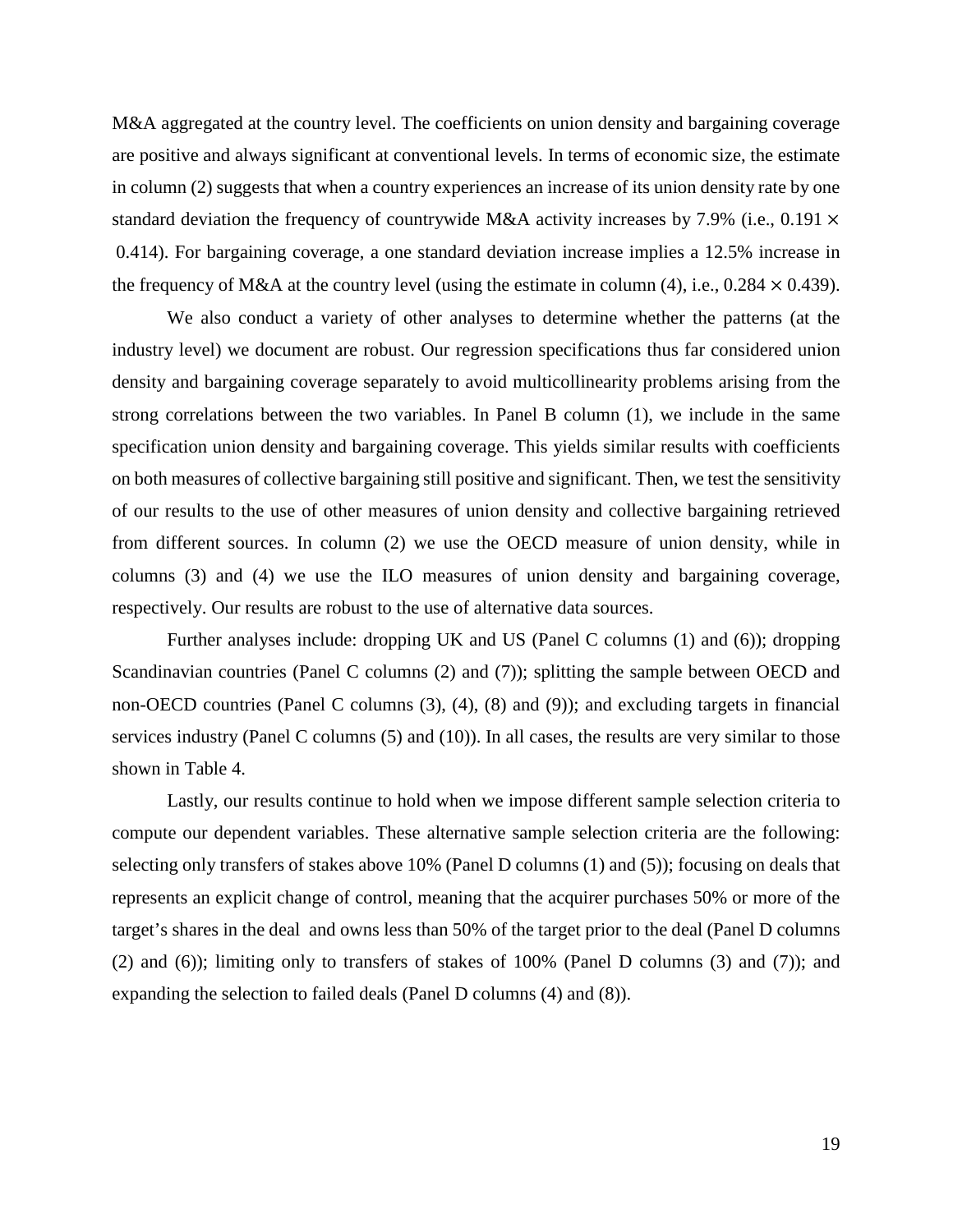M&A aggregated at the country level. The coefficients on union density and bargaining coverage are positive and always significant at conventional levels. In terms of economic size, the estimate in column (2) suggests that when a country experiences an increase of its union density rate by one standard deviation the frequency of countrywide M&A activity increases by 7.9% (i.e., $0.191 \times 0.414$). For bargaining coverage, a one standard deviation increase implies a 12.5% increase in the frequency of M&A at the country level (using the estimate in column (4), i.e., $0.284 \times 0.439$).

We also conduct a variety of other analyses to determine whether the patterns (at the industry level) we document are robust. Our regression specifications thus far considered union density and bargaining coverage separately to avoid multicollinearity problems arising from the strong correlations between the two variables. In Panel B column (1), we include in the same specification union density and bargaining coverage. This yields similar results with coefficients on both measures of collective bargaining still positive and significant. Then, we test the sensitivity of our results to the use of other measures of union density and collective bargaining retrieved from different sources. In column (2) we use the OECD measure of union density, while in columns (3) and (4) we use the ILO measures of union density and bargaining coverage, respectively. Our results are robust to the use of alternative data sources.

Further analyses include: dropping UK and US (Panel C columns (1) and (6)); dropping Scandinavian countries (Panel C columns (2) and (7)); splitting the sample between OECD and non-OECD countries (Panel C columns (3), (4), (8) and (9)); and excluding targets in financial services industry (Panel C columns (5) and (10)). In all cases, the results are very similar to those shown in Table 4.

Lastly, our results continue to hold when we impose different sample selection criteria to compute our dependent variables. These alternative sample selection criteria are the following: selecting only transfers of stakes above 10% (Panel D columns (1) and (5)); focusing on deals that represents an explicit change of control, meaning that the acquirer purchases 50% or more of the target's shares in the deal and owns less than 50% of the target prior to the deal (Panel D columns (2) and (6)); limiting only to transfers of stakes of 100% (Panel D columns (3) and (7)); and expanding the selection to failed deals (Panel D columns (4) and (8)).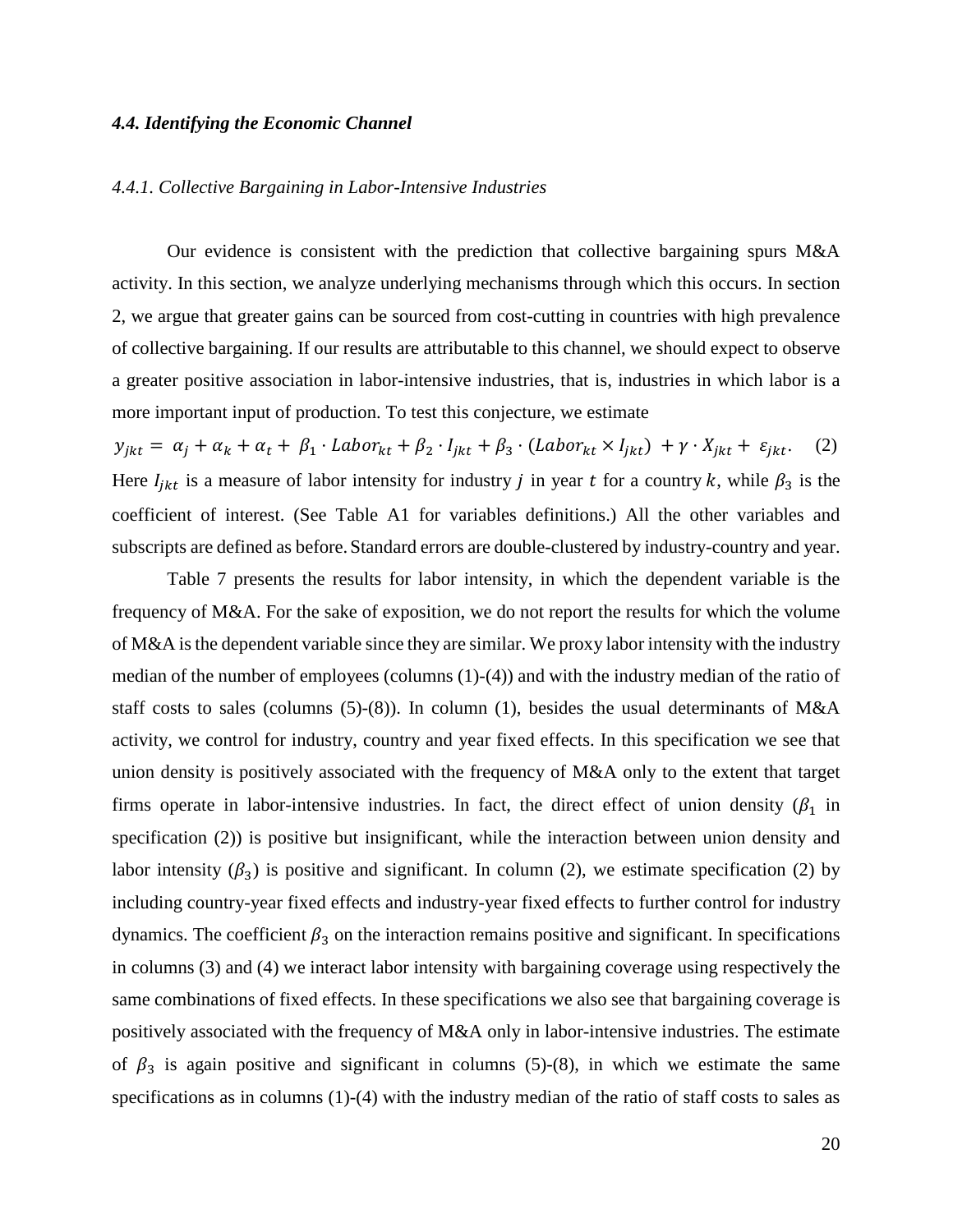### *4.4. Identifying the Economic Channel*

#### *4.4.1. Collective Bargaining in Labor-Intensive Industries*

Our evidence is consistent with the prediction that collective bargaining spurs M&A activity. In this section, we analyze underlying mechanisms through which this occurs. In section 2, we argue that greater gains can be sourced from cost-cutting in countries with high prevalence of collective bargaining. If our results are attributable to this channel, we should expect to observe a greater positive association in labor-intensive industries, that is, industries in which labor is a more important input of production. To test this conjecture, we estimate

$$y_{jkt} = \alpha_j + \alpha_k + \alpha_t + \beta_1 \cdot Labor_{kt} + \beta_2 \cdot I_{jkt} + \beta_3 \cdot (Labor_{kt} \times I_{jkt}) + \gamma \cdot X_{jkt} + \varepsilon_{jkt}. \quad (2)$$

Here $I_{jkt}$ is a measure of labor intensity for industry $j$ in year $t$ for a country $k$, while $\beta_3$ is the coefficient of interest. (See Table A1 for variables definitions.) All the other variables and subscripts are defined as before. Standard errors are double-clustered by industry-country and year.

Table 7 presents the results for labor intensity, in which the dependent variable is the frequency of M&A. For the sake of exposition, we do not report the results for which the volume of M&A is the dependent variable since they are similar. We proxy labor intensity with the industry median of the number of employees (columns (1)-(4)) and with the industry median of the ratio of staff costs to sales (columns (5)-(8)). In column (1), besides the usual determinants of M&A activity, we control for industry, country and year fixed effects. In this specification we see that union density is positively associated with the frequency of M&A only to the extent that target firms operate in labor-intensive industries. In fact, the direct effect of union density ($\beta_1$ in specification (2)) is positive but insignificant, while the interaction between union density and labor intensity ($\beta_3$) is positive and significant. In column (2), we estimate specification (2) by including country-year fixed effects and industry-year fixed effects to further control for industry dynamics. The coefficient $\beta_3$ on the interaction remains positive and significant. In specifications in columns (3) and (4) we interact labor intensity with bargaining coverage using respectively the same combinations of fixed effects. In these specifications we also see that bargaining coverage is positively associated with the frequency of M&A only in labor-intensive industries. The estimate of $\beta_3$ is again positive and significant in columns (5)-(8), in which we estimate the same specifications as in columns (1)-(4) with the industry median of the ratio of staff costs to sales as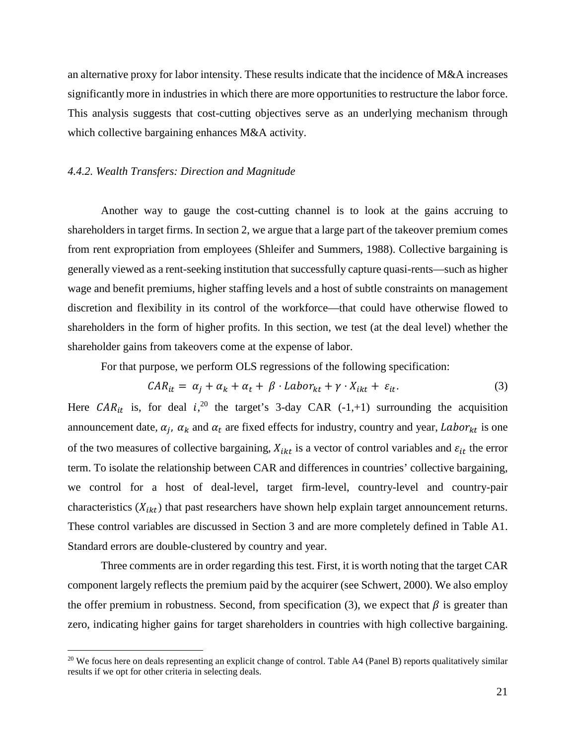an alternative proxy for labor intensity. These results indicate that the incidence of M&A increases significantly more in industries in which there are more opportunities to restructure the labor force. This analysis suggests that cost-cutting objectives serve as an underlying mechanism through which collective bargaining enhances M&A activity.

### *4.4.2. Wealth Transfers: Direction and Magnitude*

Another way to gauge the cost-cutting channel is to look at the gains accruing to shareholders in target firms. In section 2, we argue that a large part of the takeover premium comes from rent expropriation from employees (Shleifer and Summers, 1988). Collective bargaining is generally viewed as a rent-seeking institution that successfully capture quasi-rents—such as higher wage and benefit premiums, higher staffing levels and a host of subtle constraints on management discretion and flexibility in its control of the workforce—that could have otherwise flowed to shareholders in the form of higher profits. In this section, we test (at the deal level) whether the shareholder gains from takeovers come at the expense of labor.

For that purpose, we perform OLS regressions of the following specification:

$$CAR_{it} = \alpha_j + \alpha_k + \alpha_t + \beta \cdot Labor_{kt} + \gamma \cdot X_{ikt} + \varepsilon_{it}. \tag{3}$$

Here $CAR_{it}$ is, for deal $i$,[20] the target's 3-day CAR (-1,+1) surrounding the acquisition announcement date, $\alpha_j$, $\alpha_k$ and $\alpha_t$ are fixed effects for industry, country and year, $Labor_{kt}$ is one of the two measures of collective bargaining, $X_{ikt}$ is a vector of control variables and $\varepsilon_{it}$ the error term. To isolate the relationship between CAR and differences in countries' collective bargaining, we control for a host of deal-level, target firm-level, country-level and country-pair characteristics ($X_{ikt}$) that past researchers have shown help explain target announcement returns. These control variables are discussed in Section 3 and are more completely defined in Table A1. Standard errors are double-clustered by country and year.

Three comments are in order regarding this test. First, it is worth noting that the target CAR component largely reflects the premium paid by the acquirer (see Schwert, 2000). We also employ the offer premium in robustness. Second, from specification (3), we expect that $\beta$ is greater than zero, indicating higher gains for target shareholders in countries with high collective bargaining.

[20] We focus here on deals representing an explicit change of control. Table A4 (Panel B) reports qualitatively similar results if we opt for other criteria in selecting deals.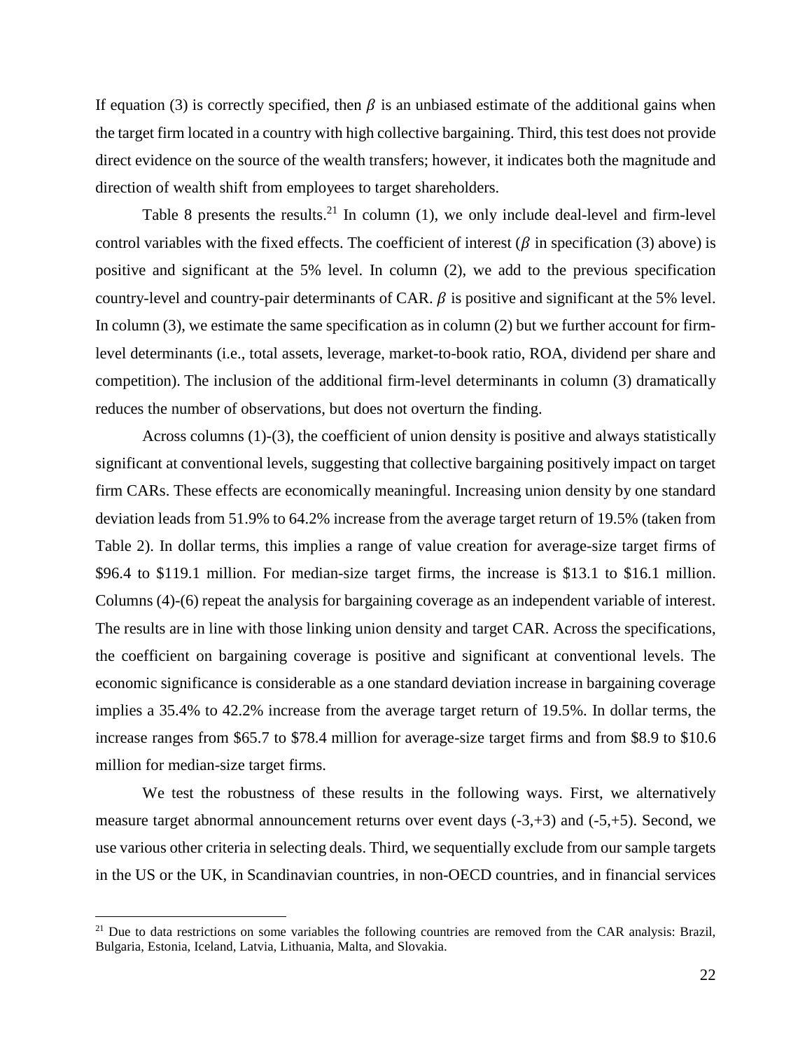If equation (3) is correctly specified, then $\beta$ is an unbiased estimate of the additional gains when the target firm located in a country with high collective bargaining. Third, this test does not provide direct evidence on the source of the wealth transfers; however, it indicates both the magnitude and direction of wealth shift from employees to target shareholders.

Table 8 presents the results.[21] In column (1), we only include deal-level and firm-level control variables with the fixed effects. The coefficient of interest ($\beta$ in specification (3) above) is positive and significant at the 5% level. In column (2), we add to the previous specification country-level and country-pair determinants of CAR. $\beta$ is positive and significant at the 5% level. In column (3), we estimate the same specification as in column (2) but we further account for firm-level determinants (i.e., total assets, leverage, market-to-book ratio, ROA, dividend per share and competition). The inclusion of the additional firm-level determinants in column (3) dramatically reduces the number of observations, but does not overturn the finding.

Across columns (1)-(3), the coefficient of union density is positive and always statistically significant at conventional levels, suggesting that collective bargaining positively impact on target firm CARs. These effects are economically meaningful. Increasing union density by one standard deviation leads from 51.9% to 64.2% increase from the average target return of 19.5% (taken from Table 2). In dollar terms, this implies a range of value creation for average-size target firms of \$96.4 to \$119.1 million. For median-size target firms, the increase is \$13.1 to \$16.1 million. Columns (4)-(6) repeat the analysis for bargaining coverage as an independent variable of interest. The results are in line with those linking union density and target CAR. Across the specifications, the coefficient on bargaining coverage is positive and significant at conventional levels. The economic significance is considerable as a one standard deviation increase in bargaining coverage implies a 35.4% to 42.2% increase from the average target return of 19.5%. In dollar terms, the increase ranges from \$65.7 to \$78.4 million for average-size target firms and from \$8.9 to \$10.6 million for median-size target firms.

We test the robustness of these results in the following ways. First, we alternatively measure target abnormal announcement returns over event days (-3,+3) and (-5,+5). Second, we use various other criteria in selecting deals. Third, we sequentially exclude from our sample targets in the US or the UK, in Scandinavian countries, in non-OECD countries, and in financial services

[21] Due to data restrictions on some variables the following countries are removed from the CAR analysis: Brazil, Bulgaria, Estonia, Iceland, Latvia, Lithuania, Malta, and Slovakia.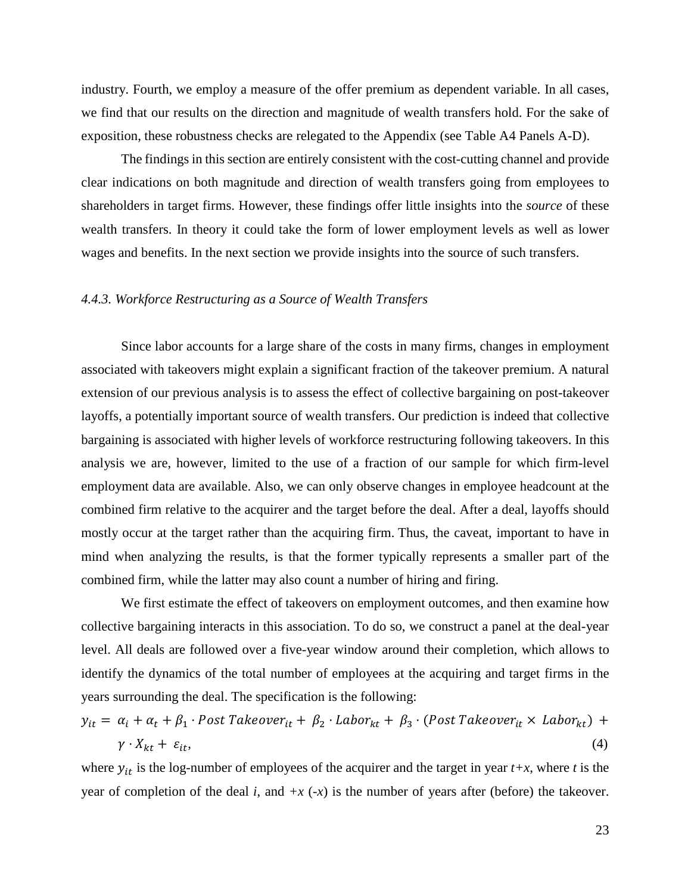industry. Fourth, we employ a measure of the offer premium as dependent variable. In all cases, we find that our results on the direction and magnitude of wealth transfers hold. For the sake of exposition, these robustness checks are relegated to the Appendix (see Table A4 Panels A-D).

The findings in this section are entirely consistent with the cost-cutting channel and provide clear indications on both magnitude and direction of wealth transfers going from employees to shareholders in target firms. However, these findings offer little insights into the *source* of these wealth transfers. In theory it could take the form of lower employment levels as well as lower wages and benefits. In the next section we provide insights into the source of such transfers.

### *4.4.3. Workforce Restructuring as a Source of Wealth Transfers*

Since labor accounts for a large share of the costs in many firms, changes in employment associated with takeovers might explain a significant fraction of the takeover premium. A natural extension of our previous analysis is to assess the effect of collective bargaining on post-takeover layoffs, a potentially important source of wealth transfers. Our prediction is indeed that collective bargaining is associated with higher levels of workforce restructuring following takeovers. In this analysis we are, however, limited to the use of a fraction of our sample for which firm-level employment data are available. Also, we can only observe changes in employee headcount at the combined firm relative to the acquirer and the target before the deal. After a deal, layoffs should mostly occur at the target rather than the acquiring firm. Thus, the caveat, important to have in mind when analyzing the results, is that the former typically represents a smaller part of the combined firm, while the latter may also count a number of hiring and firing.

We first estimate the effect of takeovers on employment outcomes, and then examine how collective bargaining interacts in this association. To do so, we construct a panel at the deal-year level. All deals are followed over a five-year window around their completion, which allows to identify the dynamics of the total number of employees at the acquiring and target firms in the years surrounding the deal. The specification is the following:

$$y_{it} = \alpha_i + \alpha_t + \beta_1 \cdot Post\ Takeover_{it} + \beta_2 \cdot Labor_{kt} + \beta_3 \cdot (Post\ Takeover_{it} \times Labor_{kt}) + \gamma \cdot X_{kt} + \varepsilon_{it}, \quad (4)$$

where $y_{it}$ is the log-number of employees of the acquirer and the target in year $t+x$, where $t$ is the year of completion of the deal $i$, and $+x$ ($-x$) is the number of years after (before) the takeover.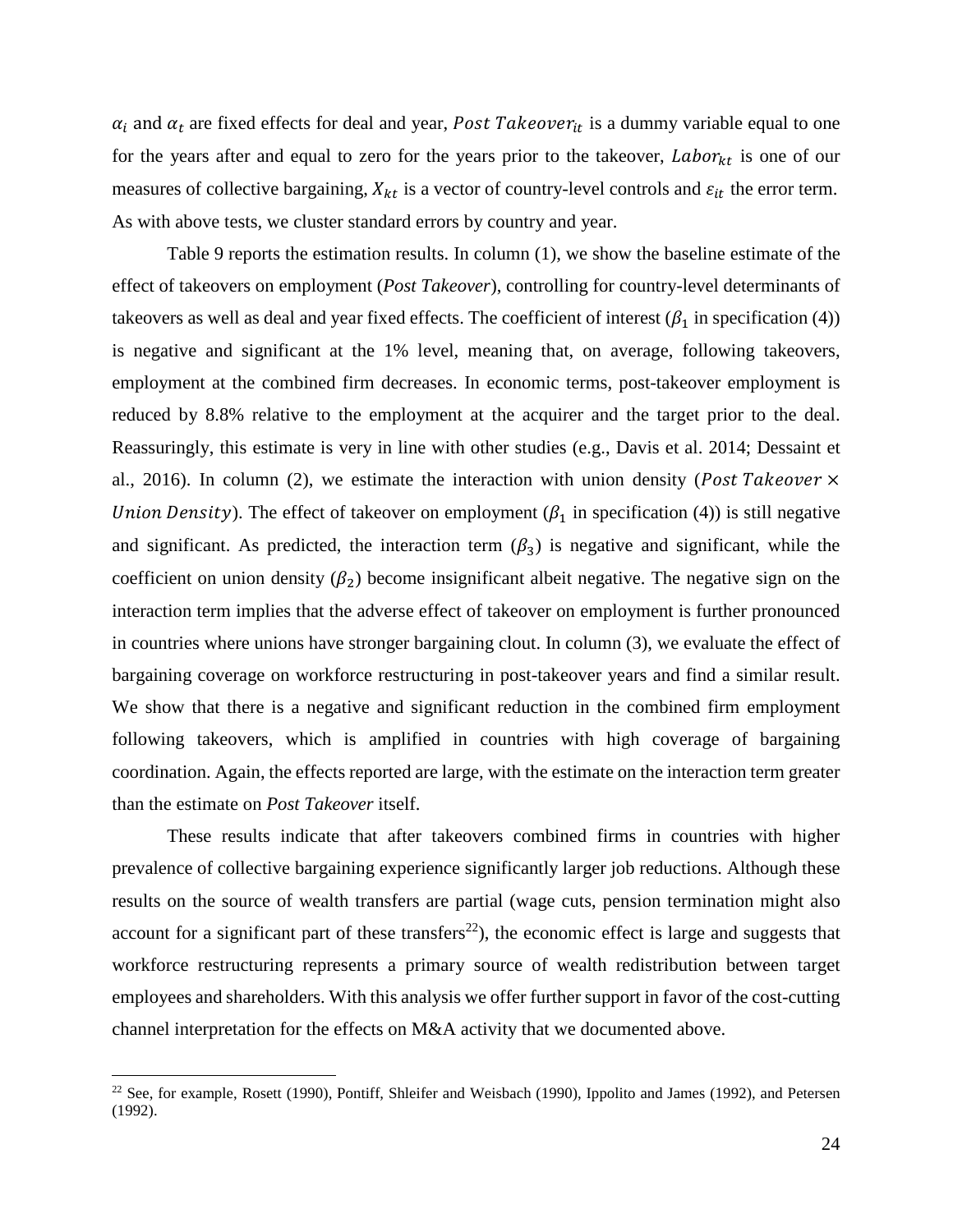$\alpha_i$ and $\alpha_t$ are fixed effects for deal and year, $Post\ Takeover_{it}$ is a dummy variable equal to one for the years after and equal to zero for the years prior to the takeover, $Labor_{kt}$ is one of our measures of collective bargaining, $X_{kt}$ is a vector of country-level controls and $\varepsilon_{it}$ the error term. As with above tests, we cluster standard errors by country and year.

Table 9 reports the estimation results. In column (1), we show the baseline estimate of the effect of takeovers on employment (*Post Takeover*), controlling for country-level determinants of takeovers as well as deal and year fixed effects. The coefficient of interest ($\beta_1$ in specification (4)) is negative and significant at the 1% level, meaning that, on average, following takeovers, employment at the combined firm decreases. In economic terms, post-takeover employment is reduced by 8.8% relative to the employment at the acquirer and the target prior to the deal. Reassuringly, this estimate is very in line with other studies (e.g., Davis et al. 2014; Dessaint et al., 2016). In column (2), we estimate the interaction with union density ($Post\ Takeover \times Union\ Density$). The effect of takeover on employment ($\beta_1$ in specification (4)) is still negative and significant. As predicted, the interaction term ($\beta_3$) is negative and significant, while the coefficient on union density ($\beta_2$) become insignificant albeit negative. The negative sign on the interaction term implies that the adverse effect of takeover on employment is further pronounced in countries where unions have stronger bargaining clout. In column (3), we evaluate the effect of bargaining coverage on workforce restructuring in post-takeover years and find a similar result. We show that there is a negative and significant reduction in the combined firm employment following takeovers, which is amplified in countries with high coverage of bargaining coordination. Again, the effects reported are large, with the estimate on the interaction term greater than the estimate on *Post Takeover* itself.

These results indicate that after takeovers combined firms in countries with higher prevalence of collective bargaining experience significantly larger job reductions. Although these results on the source of wealth transfers are partial (wage cuts, pension termination might also account for a significant part of these transfers[22]), the economic effect is large and suggests that workforce restructuring represents a primary source of wealth redistribution between target employees and shareholders. With this analysis we offer further support in favor of the cost-cutting channel interpretation for the effects on M&A activity that we documented above.

[22] See, for example, Rosett (1990), Pontiff, Shleifer and Weisbach (1990), Ippolito and James (1992), and Petersen (1992).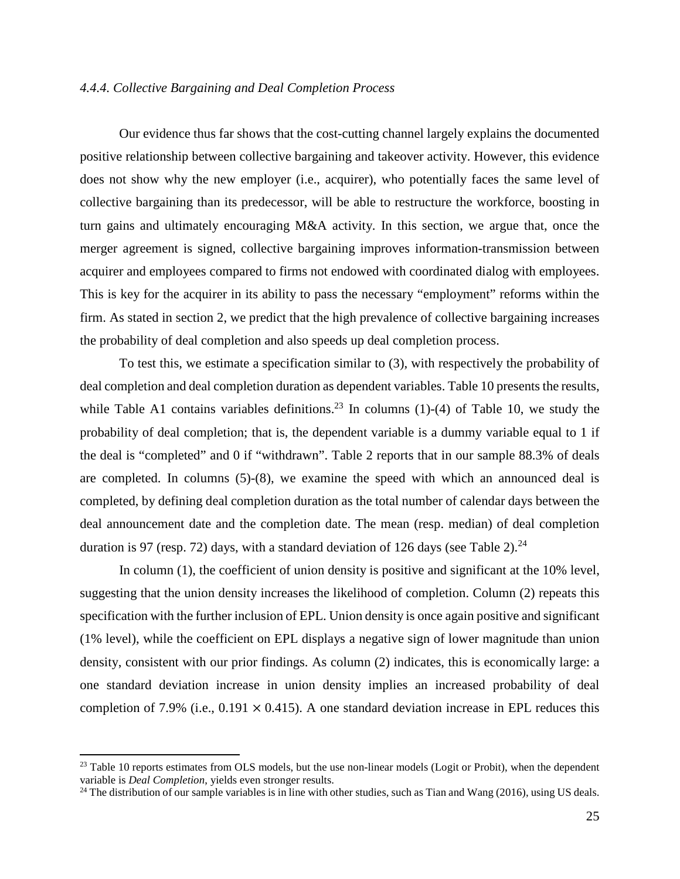#### *4.4.4. Collective Bargaining and Deal Completion Process*

Our evidence thus far shows that the cost-cutting channel largely explains the documented positive relationship between collective bargaining and takeover activity. However, this evidence does not show why the new employer (i.e., acquirer), who potentially faces the same level of collective bargaining than its predecessor, will be able to restructure the workforce, boosting in turn gains and ultimately encouraging M&A activity. In this section, we argue that, once the merger agreement is signed, collective bargaining improves information-transmission between acquirer and employees compared to firms not endowed with coordinated dialog with employees. This is key for the acquirer in its ability to pass the necessary "employment" reforms within the firm. As stated in section 2, we predict that the high prevalence of collective bargaining increases the probability of deal completion and also speeds up deal completion process.

To test this, we estimate a specification similar to (3), with respectively the probability of deal completion and deal completion duration as dependent variables. Table 10 presents the results, while Table A1 contains variables definitions.[23] In columns (1)-(4) of Table 10, we study the probability of deal completion; that is, the dependent variable is a dummy variable equal to 1 if the deal is "completed" and 0 if "withdrawn". Table 2 reports that in our sample 88.3% of deals are completed. In columns (5)-(8), we examine the speed with which an announced deal is completed, by defining deal completion duration as the total number of calendar days between the deal announcement date and the completion date. The mean (resp. median) of deal completion duration is 97 (resp. 72) days, with a standard deviation of 126 days (see Table 2).[24]

In column (1), the coefficient of union density is positive and significant at the 10% level, suggesting that the union density increases the likelihood of completion. Column (2) repeats this specification with the further inclusion of EPL. Union density is once again positive and significant (1% level), while the coefficient on EPL displays a negative sign of lower magnitude than union density, consistent with our prior findings. As column (2) indicates, this is economically large: a one standard deviation increase in union density implies an increased probability of deal completion of 7.9% (i.e., $0.191 \times 0.415$). A one standard deviation increase in EPL reduces this

[23] Table 10 reports estimates from OLS models, but the use non-linear models (Logit or Probit), when the dependent variable is *Deal Completion*, yields even stronger results.

[24] The distribution of our sample variables is in line with other studies, such as Tian and Wang (2016), using US deals.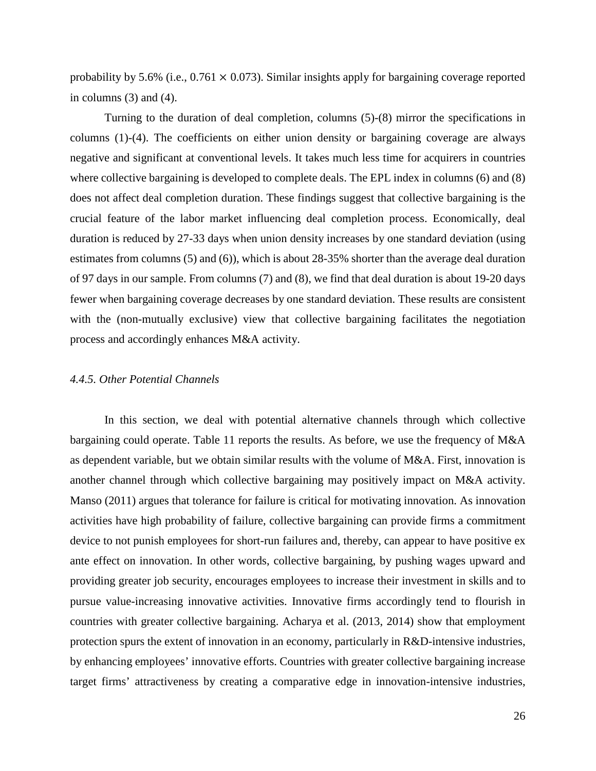probability by 5.6% (i.e., $0.761 \times 0.073$). Similar insights apply for bargaining coverage reported in columns (3) and (4).

Turning to the duration of deal completion, columns (5)-(8) mirror the specifications in columns (1)-(4). The coefficients on either union density or bargaining coverage are always negative and significant at conventional levels. It takes much less time for acquirers in countries where collective bargaining is developed to complete deals. The EPL index in columns (6) and (8) does not affect deal completion duration. These findings suggest that collective bargaining is the crucial feature of the labor market influencing deal completion process. Economically, deal duration is reduced by 27-33 days when union density increases by one standard deviation (using estimates from columns (5) and (6)), which is about 28-35% shorter than the average deal duration of 97 days in our sample. From columns (7) and (8), we find that deal duration is about 19-20 days fewer when bargaining coverage decreases by one standard deviation. These results are consistent with the (non-mutually exclusive) view that collective bargaining facilitates the negotiation process and accordingly enhances M&A activity.

#### *4.4.5. Other Potential Channels*

In this section, we deal with potential alternative channels through which collective bargaining could operate. Table 11 reports the results. As before, we use the frequency of M&A as dependent variable, but we obtain similar results with the volume of M&A. First, innovation is another channel through which collective bargaining may positively impact on M&A activity. Manso (2011) argues that tolerance for failure is critical for motivating innovation. As innovation activities have high probability of failure, collective bargaining can provide firms a commitment device to not punish employees for short-run failures and, thereby, can appear to have positive ex ante effect on innovation. In other words, collective bargaining, by pushing wages upward and providing greater job security, encourages employees to increase their investment in skills and to pursue value-increasing innovative activities. Innovative firms accordingly tend to flourish in countries with greater collective bargaining. Acharya et al. (2013, 2014) show that employment protection spurs the extent of innovation in an economy, particularly in R&D-intensive industries, by enhancing employees' innovative efforts. Countries with greater collective bargaining increase target firms' attractiveness by creating a comparative edge in innovation-intensive industries,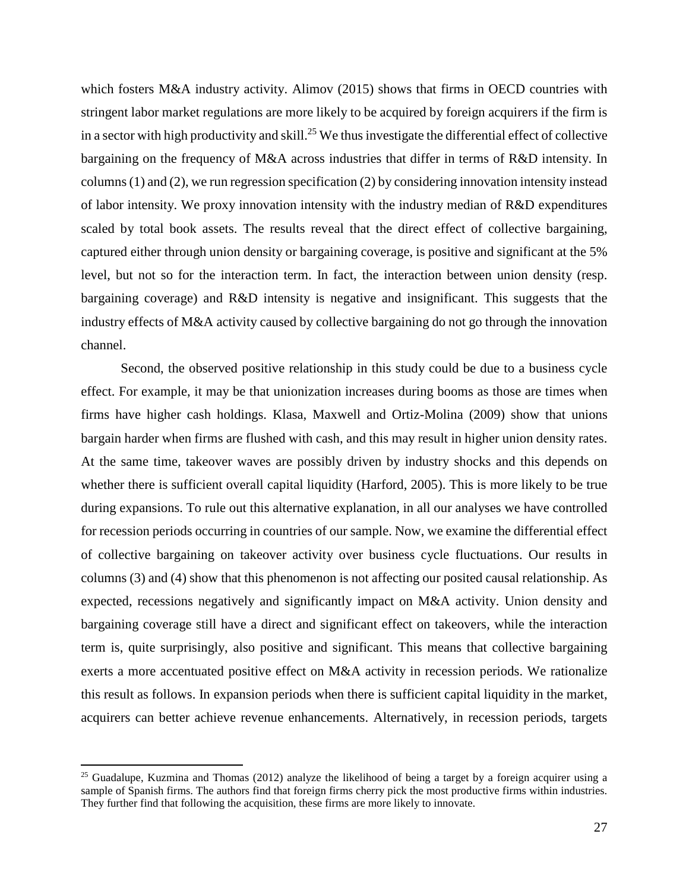which fosters M&A industry activity. Alimov (2015) shows that firms in OECD countries with stringent labor market regulations are more likely to be acquired by foreign acquirers if the firm is in a sector with high productivity and skill.[25] We thus investigate the differential effect of collective bargaining on the frequency of M&A across industries that differ in terms of R&D intensity. In columns (1) and (2), we run regression specification (2) by considering innovation intensity instead of labor intensity. We proxy innovation intensity with the industry median of R&D expenditures scaled by total book assets. The results reveal that the direct effect of collective bargaining, captured either through union density or bargaining coverage, is positive and significant at the 5% level, but not so for the interaction term. In fact, the interaction between union density (resp. bargaining coverage) and R&D intensity is negative and insignificant. This suggests that the industry effects of M&A activity caused by collective bargaining do not go through the innovation channel.

Second, the observed positive relationship in this study could be due to a business cycle effect. For example, it may be that unionization increases during booms as those are times when firms have higher cash holdings. Klasa, Maxwell and Ortiz-Molina (2009) show that unions bargain harder when firms are flushed with cash, and this may result in higher union density rates. At the same time, takeover waves are possibly driven by industry shocks and this depends on whether there is sufficient overall capital liquidity (Harford, 2005). This is more likely to be true during expansions. To rule out this alternative explanation, in all our analyses we have controlled for recession periods occurring in countries of our sample. Now, we examine the differential effect of collective bargaining on takeover activity over business cycle fluctuations. Our results in columns (3) and (4) show that this phenomenon is not affecting our posited causal relationship. As expected, recessions negatively and significantly impact on M&A activity. Union density and bargaining coverage still have a direct and significant effect on takeovers, while the interaction term is, quite surprisingly, also positive and significant. This means that collective bargaining exerts a more accentuated positive effect on M&A activity in recession periods. We rationalize this result as follows. In expansion periods when there is sufficient capital liquidity in the market, acquirers can better achieve revenue enhancements. Alternatively, in recession periods, targets

[25] Guadalupe, Kuzmina and Thomas (2012) analyze the likelihood of being a target by a foreign acquirer using a sample of Spanish firms. The authors find that foreign firms cherry pick the most productive firms within industries. They further find that following the acquisition, these firms are more likely to innovate.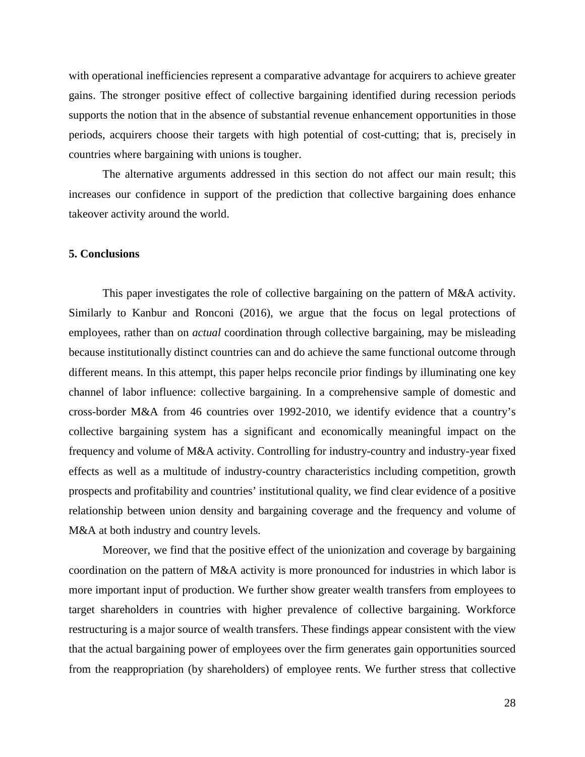with operational inefficiencies represent a comparative advantage for acquirers to achieve greater gains. The stronger positive effect of collective bargaining identified during recession periods supports the notion that in the absence of substantial revenue enhancement opportunities in those periods, acquirers choose their targets with high potential of cost-cutting; that is, precisely in countries where bargaining with unions is tougher.

The alternative arguments addressed in this section do not affect our main result; this increases our confidence in support of the prediction that collective bargaining does enhance takeover activity around the world.

## 5. Conclusions

This paper investigates the role of collective bargaining on the pattern of M&A activity. Similarly to Kanbur and Ronconi (2016), we argue that the focus on legal protections of employees, rather than on *actual* coordination through collective bargaining, may be misleading because institutionally distinct countries can and do achieve the same functional outcome through different means. In this attempt, this paper helps reconcile prior findings by illuminating one key channel of labor influence: collective bargaining. In a comprehensive sample of domestic and cross-border M&A from 46 countries over 1992-2010, we identify evidence that a country's collective bargaining system has a significant and economically meaningful impact on the frequency and volume of M&A activity. Controlling for industry-country and industry-year fixed effects as well as a multitude of industry-country characteristics including competition, growth prospects and profitability and countries' institutional quality, we find clear evidence of a positive relationship between union density and bargaining coverage and the frequency and volume of M&A at both industry and country levels.

Moreover, we find that the positive effect of the unionization and coverage by bargaining coordination on the pattern of M&A activity is more pronounced for industries in which labor is more important input of production. We further show greater wealth transfers from employees to target shareholders in countries with higher prevalence of collective bargaining. Workforce restructuring is a major source of wealth transfers. These findings appear consistent with the view that the actual bargaining power of employees over the firm generates gain opportunities sourced from the reappropriation (by shareholders) of employee rents. We further stress that collective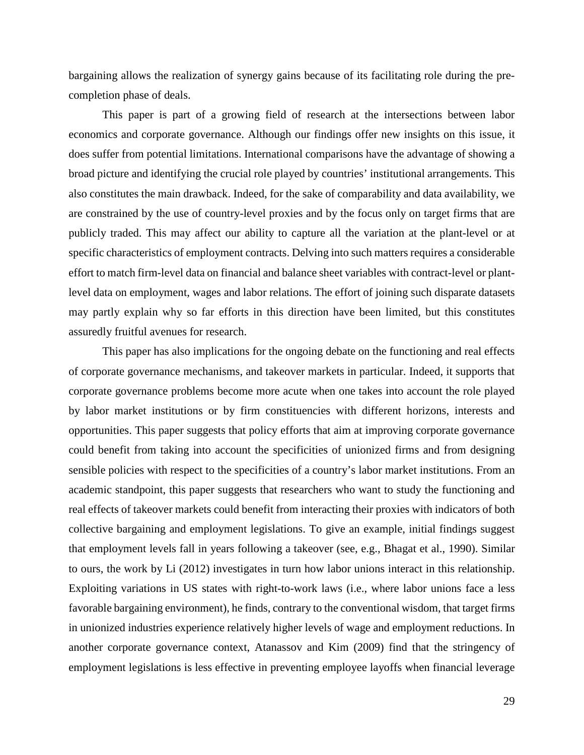bargaining allows the realization of synergy gains because of its facilitating role during the pre-completion phase of deals.

This paper is part of a growing field of research at the intersections between labor economics and corporate governance. Although our findings offer new insights on this issue, it does suffer from potential limitations. International comparisons have the advantage of showing a broad picture and identifying the crucial role played by countries' institutional arrangements. This also constitutes the main drawback. Indeed, for the sake of comparability and data availability, we are constrained by the use of country-level proxies and by the focus only on target firms that are publicly traded. This may affect our ability to capture all the variation at the plant-level or at specific characteristics of employment contracts. Delving into such matters requires a considerable effort to match firm-level data on financial and balance sheet variables with contract-level or plant-level data on employment, wages and labor relations. The effort of joining such disparate datasets may partly explain why so far efforts in this direction have been limited, but this constitutes assuredly fruitful avenues for research.

This paper has also implications for the ongoing debate on the functioning and real effects of corporate governance mechanisms, and takeover markets in particular. Indeed, it supports that corporate governance problems become more acute when one takes into account the role played by labor market institutions or by firm constituencies with different horizons, interests and opportunities. This paper suggests that policy efforts that aim at improving corporate governance could benefit from taking into account the specificities of unionized firms and from designing sensible policies with respect to the specificities of a country's labor market institutions. From an academic standpoint, this paper suggests that researchers who want to study the functioning and real effects of takeover markets could benefit from interacting their proxies with indicators of both collective bargaining and employment legislations. To give an example, initial findings suggest that employment levels fall in years following a takeover (see, e.g., Bhagat et al., 1990). Similar to ours, the work by Li (2012) investigates in turn how labor unions interact in this relationship. Exploiting variations in US states with right-to-work laws (i.e., where labor unions face a less favorable bargaining environment), he finds, contrary to the conventional wisdom, that target firms in unionized industries experience relatively higher levels of wage and employment reductions. In another corporate governance context, Atanassov and Kim (2009) find that the stringency of employment legislations is less effective in preventing employee layoffs when financial leverage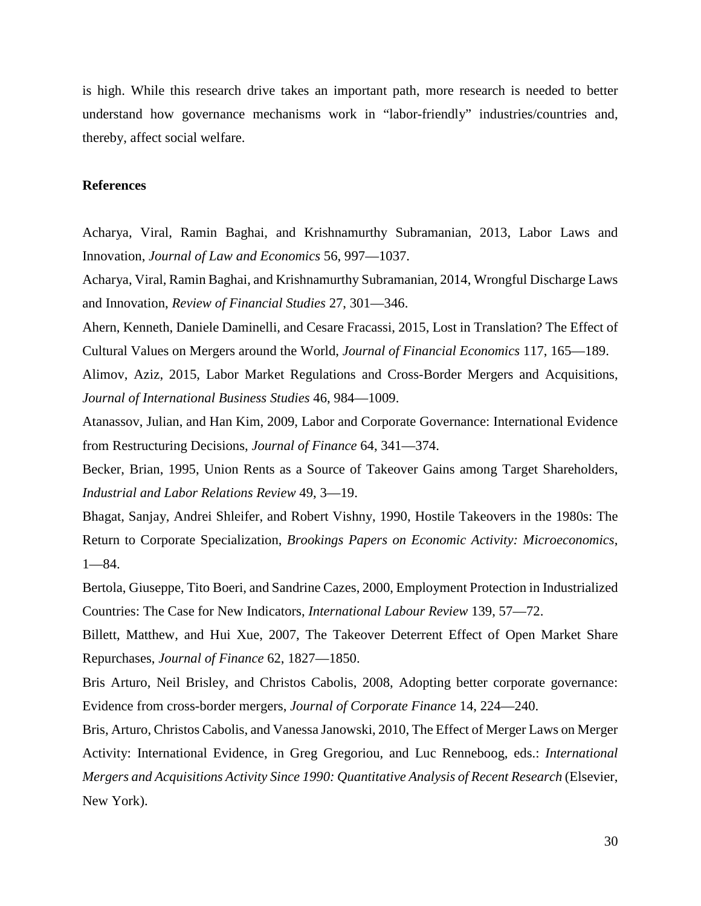is high. While this research drive takes an important path, more research is needed to better understand how governance mechanisms work in "labor-friendly" industries/countries and, thereby, affect social welfare.

## References

Acharya, Viral, Ramin Baghai, and Krishnamurthy Subramanian, 2013, Labor Laws and Innovation, *Journal of Law and Economics* 56, 997—1037.

Acharya, Viral, Ramin Baghai, and Krishnamurthy Subramanian, 2014, Wrongful Discharge Laws and Innovation, *Review of Financial Studies* 27, 301—346.

Ahern, Kenneth, Daniele Daminelli, and Cesare Fracassi, 2015, Lost in Translation? The Effect of Cultural Values on Mergers around the World, *Journal of Financial Economics* 117, 165—189.

Alimov, Aziz, 2015, Labor Market Regulations and Cross-Border Mergers and Acquisitions, *Journal of International Business Studies* 46, 984—1009.

Atanassov, Julian, and Han Kim, 2009, Labor and Corporate Governance: International Evidence from Restructuring Decisions, *Journal of Finance* 64, 341—374.

Becker, Brian, 1995, Union Rents as a Source of Takeover Gains among Target Shareholders, *Industrial and Labor Relations Review* 49, 3—19.

Bhagat, Sanjay, Andrei Shleifer, and Robert Vishny, 1990, Hostile Takeovers in the 1980s: The Return to Corporate Specialization, *Brookings Papers on Economic Activity: Microeconomics*, 1—84.

Bertola, Giuseppe, Tito Boeri, and Sandrine Cazes, 2000, Employment Protection in Industrialized Countries: The Case for New Indicators, *International Labour Review* 139, 57—72.

Billett, Matthew, and Hui Xue, 2007, The Takeover Deterrent Effect of Open Market Share Repurchases, *Journal of Finance* 62, 1827—1850.

Bris Arturo, Neil Brisley, and Christos Cabolis, 2008, Adopting better corporate governance: Evidence from cross-border mergers, *Journal of Corporate Finance* 14, 224—240.

Bris, Arturo, Christos Cabolis, and Vanessa Janowski, 2010, The Effect of Merger Laws on Merger Activity: International Evidence, in Greg Gregoriou, and Luc Renneboog, eds.: *International Mergers and Acquisitions Activity Since 1990: Quantitative Analysis of Recent Research* (Elsevier, New York).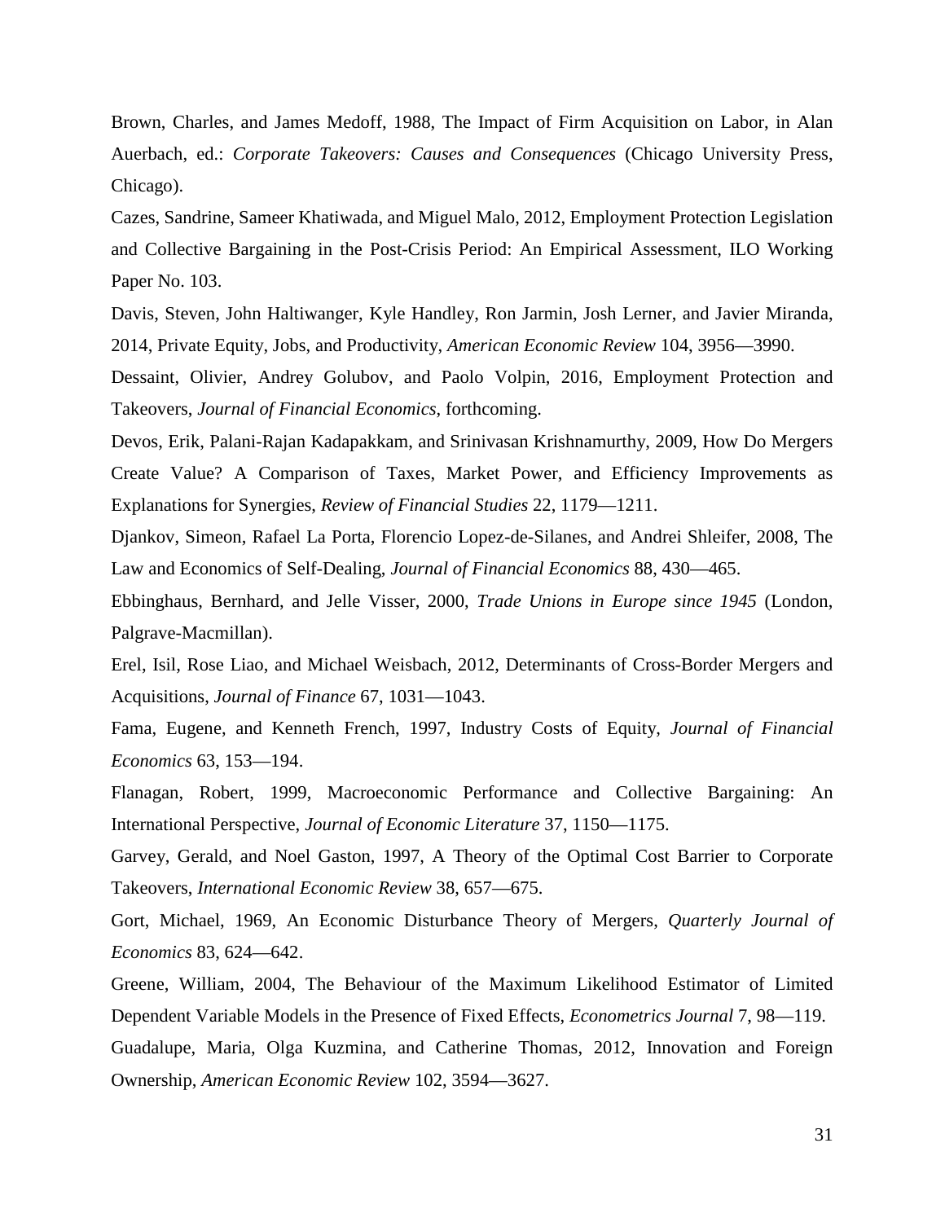Brown, Charles, and James Medoff, 1988, The Impact of Firm Acquisition on Labor, in Alan Auerbach, ed.: *Corporate Takeovers: Causes and Consequences* (Chicago University Press, Chicago).

Cazes, Sandrine, Sameer Khatiwada, and Miguel Malo, 2012, Employment Protection Legislation and Collective Bargaining in the Post-Crisis Period: An Empirical Assessment, ILO Working Paper No. 103.

Davis, Steven, John Haltiwanger, Kyle Handley, Ron Jarmin, Josh Lerner, and Javier Miranda, 2014, Private Equity, Jobs, and Productivity, *American Economic Review* 104, 3956—3990.

Dessaint, Olivier, Andrey Golubov, and Paolo Volpin, 2016, Employment Protection and Takeovers, *Journal of Financial Economics*, forthcoming.

Devos, Erik, Palani-Rajan Kadapakkam, and Srinivasan Krishnamurthy, 2009, How Do Mergers Create Value? A Comparison of Taxes, Market Power, and Efficiency Improvements as Explanations for Synergies, *Review of Financial Studies* 22, 1179—1211.

Djankov, Simeon, Rafael La Porta, Florencio Lopez-de-Silanes, and Andrei Shleifer, 2008, The Law and Economics of Self-Dealing, *Journal of Financial Economics* 88, 430—465.

Ebbinghaus, Bernhard, and Jelle Visser, 2000, *Trade Unions in Europe since 1945* (London, Palgrave-Macmillan).

Erel, Isil, Rose Liao, and Michael Weisbach, 2012, Determinants of Cross-Border Mergers and Acquisitions, *Journal of Finance* 67, 1031—1043.

Fama, Eugene, and Kenneth French, 1997, Industry Costs of Equity, *Journal of Financial Economics* 63, 153—194.

Flanagan, Robert, 1999, Macroeconomic Performance and Collective Bargaining: An International Perspective, *Journal of Economic Literature* 37, 1150—1175.

Garvey, Gerald, and Noel Gaston, 1997, A Theory of the Optimal Cost Barrier to Corporate Takeovers, *International Economic Review* 38, 657—675.

Gort, Michael, 1969, An Economic Disturbance Theory of Mergers, *Quarterly Journal of Economics* 83, 624—642.

Greene, William, 2004, The Behaviour of the Maximum Likelihood Estimator of Limited Dependent Variable Models in the Presence of Fixed Effects, *Econometrics Journal* 7, 98—119.

Guadalupe, Maria, Olga Kuzmina, and Catherine Thomas, 2012, Innovation and Foreign Ownership, *American Economic Review* 102, 3594—3627.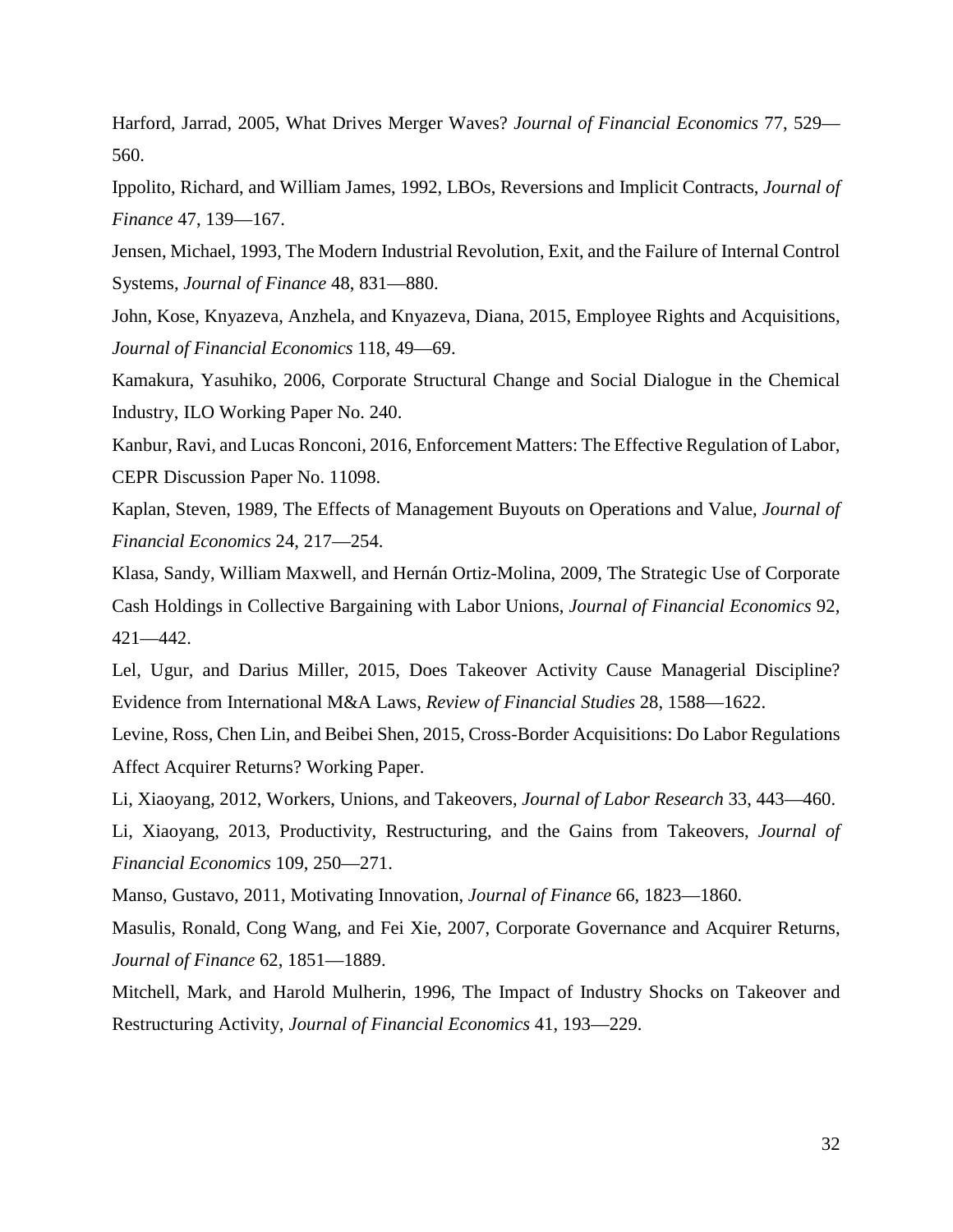Harford, Jarrad, 2005, What Drives Merger Waves? *Journal of Financial Economics* 77, 529—560.

Ippolito, Richard, and William James, 1992, LBOs, Reversions and Implicit Contracts, *Journal of Finance* 47, 139—167.

Jensen, Michael, 1993, The Modern Industrial Revolution, Exit, and the Failure of Internal Control Systems, *Journal of Finance* 48, 831—880.

John, Kose, Knyazeva, Anzhela, and Knyazeva, Diana, 2015, Employee Rights and Acquisitions, *Journal of Financial Economics* 118, 49—69.

Kamakura, Yasuhiko, 2006, Corporate Structural Change and Social Dialogue in the Chemical Industry, ILO Working Paper No. 240.

Kanbur, Ravi, and Lucas Ronconi, 2016, Enforcement Matters: The Effective Regulation of Labor, CEPR Discussion Paper No. 11098.

Kaplan, Steven, 1989, The Effects of Management Buyouts on Operations and Value, *Journal of Financial Economics* 24, 217—254.

Klasa, Sandy, William Maxwell, and Hernán Ortiz-Molina, 2009, The Strategic Use of Corporate Cash Holdings in Collective Bargaining with Labor Unions, *Journal of Financial Economics* 92, 421—442.

Lel, Ugur, and Darius Miller, 2015, Does Takeover Activity Cause Managerial Discipline? Evidence from International M&A Laws, *Review of Financial Studies* 28, 1588—1622.

Levine, Ross, Chen Lin, and Beibei Shen, 2015, Cross-Border Acquisitions: Do Labor Regulations Affect Acquirer Returns? Working Paper.

Li, Xiaoyang, 2012, Workers, Unions, and Takeovers, *Journal of Labor Research* 33, 443—460.

Li, Xiaoyang, 2013, Productivity, Restructuring, and the Gains from Takeovers, *Journal of Financial Economics* 109, 250—271.

Manso, Gustavo, 2011, Motivating Innovation, *Journal of Finance* 66, 1823—1860.

Masulis, Ronald, Cong Wang, and Fei Xie, 2007, Corporate Governance and Acquirer Returns, *Journal of Finance* 62, 1851—1889.

Mitchell, Mark, and Harold Mulherin, 1996, The Impact of Industry Shocks on Takeover and Restructuring Activity, *Journal of Financial Economics* 41, 193—229.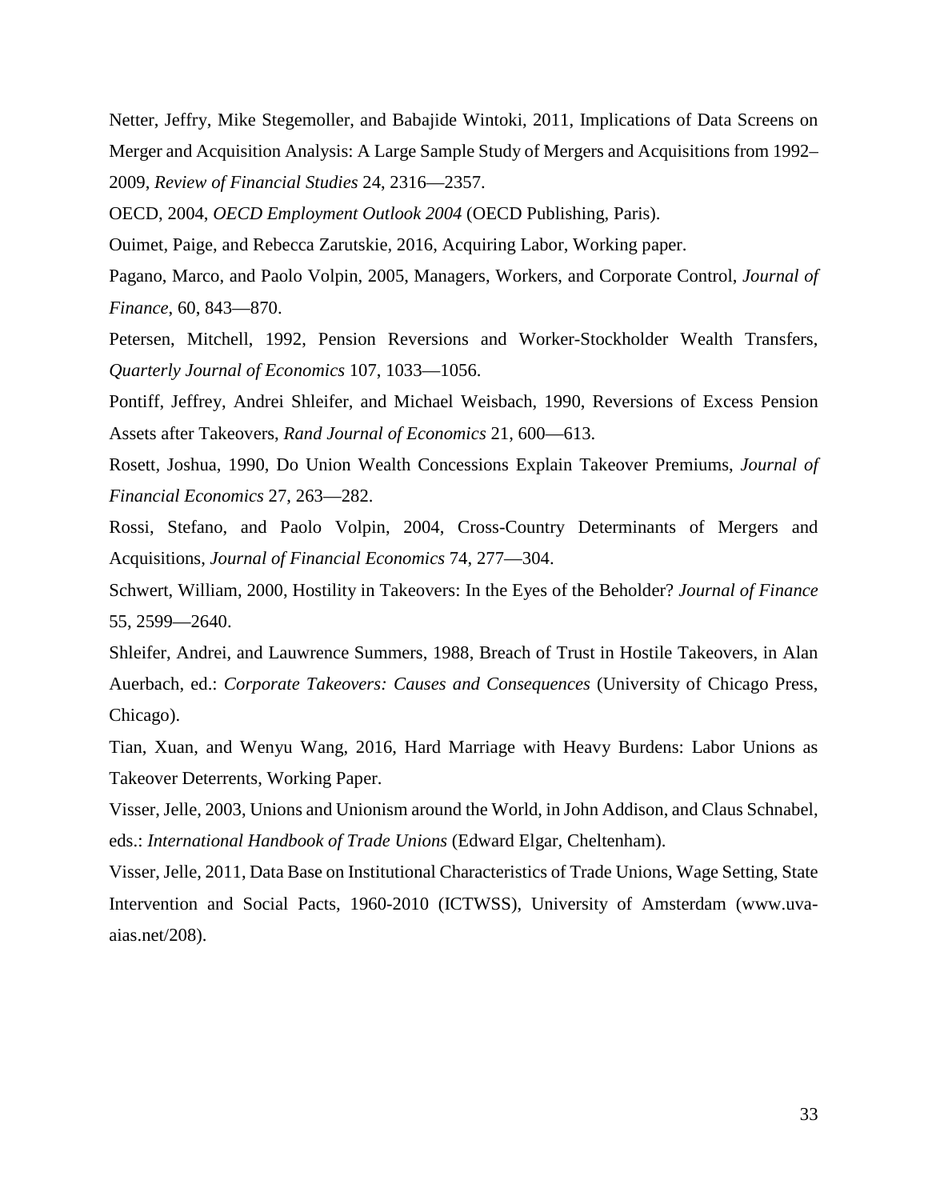Netter, Jeffry, Mike Stegemoller, and Babajide Wintoki, 2011, Implications of Data Screens on Merger and Acquisition Analysis: A Large Sample Study of Mergers and Acquisitions from 1992–2009, *Review of Financial Studies* 24, 2316—2357.

OECD, 2004, *OECD Employment Outlook 2004* (OECD Publishing, Paris).

Ouimet, Paige, and Rebecca Zarutskie, 2016, Acquiring Labor, Working paper.

Pagano, Marco, and Paolo Volpin, 2005, Managers, Workers, and Corporate Control, *Journal of Finance*, 60, 843—870.

Petersen, Mitchell, 1992, Pension Reversions and Worker-Stockholder Wealth Transfers, *Quarterly Journal of Economics* 107, 1033—1056.

Pontiff, Jeffrey, Andrei Shleifer, and Michael Weisbach, 1990, Reversions of Excess Pension Assets after Takeovers, *Rand Journal of Economics* 21, 600—613.

Rosett, Joshua, 1990, Do Union Wealth Concessions Explain Takeover Premiums, *Journal of Financial Economics* 27, 263—282.

Rossi, Stefano, and Paolo Volpin, 2004, Cross-Country Determinants of Mergers and Acquisitions, *Journal of Financial Economics* 74, 277—304.

Schwert, William, 2000, Hostility in Takeovers: In the Eyes of the Beholder? *Journal of Finance* 55, 2599—2640.

Shleifer, Andrei, and Lauwrence Summers, 1988, Breach of Trust in Hostile Takeovers, in Alan Auerbach, ed.: *Corporate Takeovers: Causes and Consequences* (University of Chicago Press, Chicago).

Tian, Xuan, and Wenyu Wang, 2016, Hard Marriage with Heavy Burdens: Labor Unions as Takeover Deterrents, Working Paper.

Visser, Jelle, 2003, Unions and Unionism around the World, in John Addison, and Claus Schnabel, eds.: *International Handbook of Trade Unions* (Edward Elgar, Cheltenham).

Visser, Jelle, 2011, Data Base on Institutional Characteristics of Trade Unions, Wage Setting, State Intervention and Social Pacts, 1960-2010 (ICTWSS), University of Amsterdam (www.uva-aias.net/208).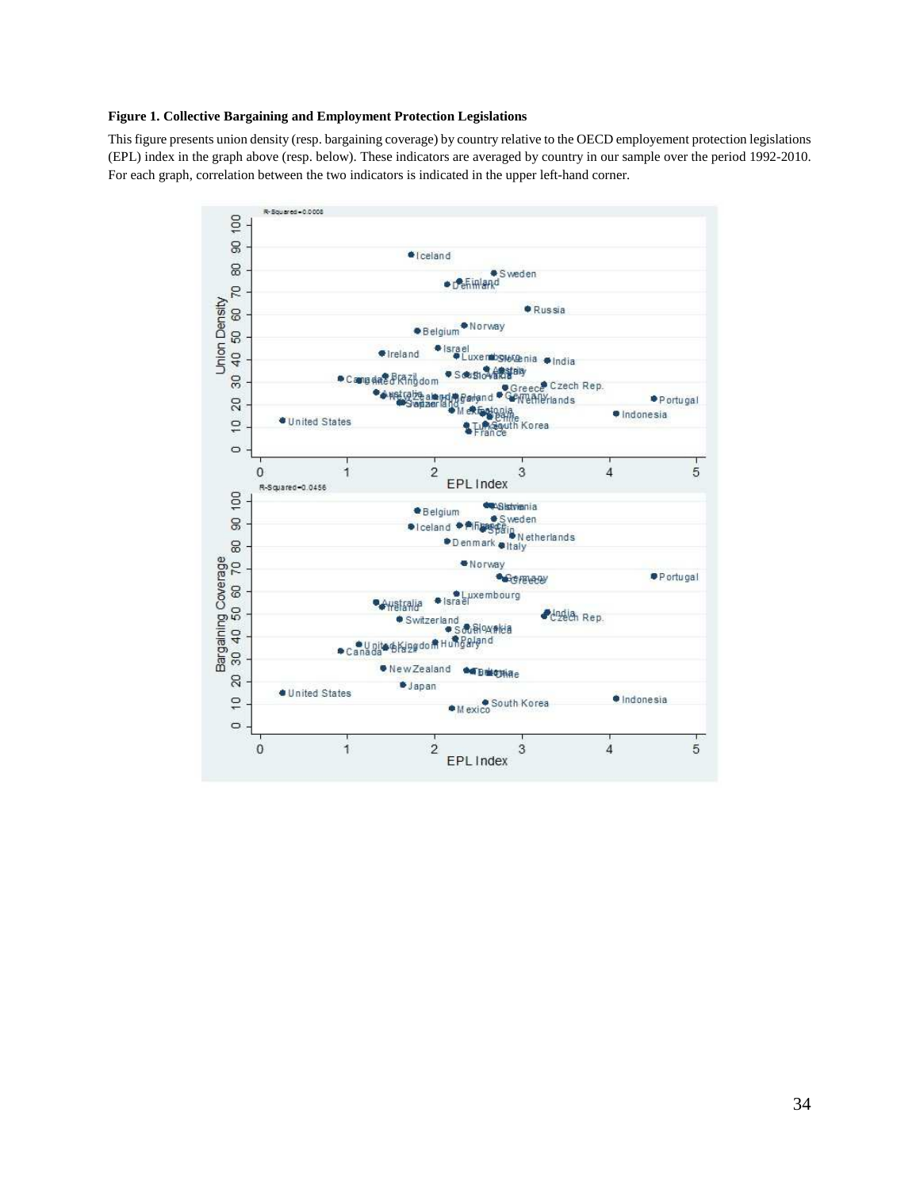**Figure 1. Collective Bargaining and Employment Protection Legislations**

This figure presents union density (resp. bargaining coverage) by country relative to the OECD employement protection legislations (EPL) index in the graph above (resp. below). These indicators are averaged by country in our sample over the period 1992-2010. For each graph, correlation between the two indicators is indicated in the upper left-hand corner.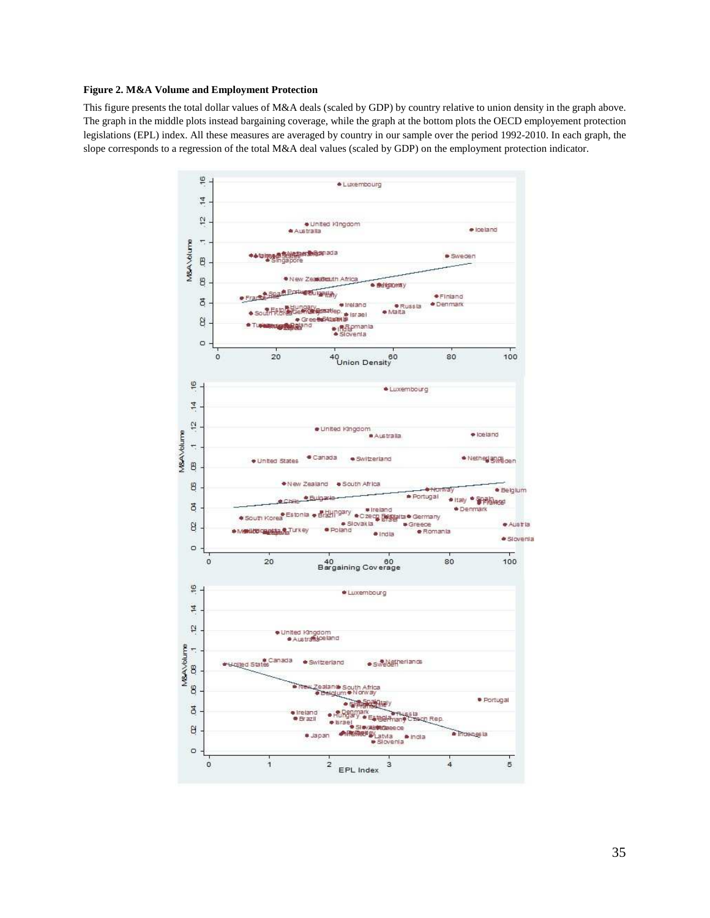**Figure 2. M&A Volume and Employment Protection**

This figure presents the total dollar values of M&A deals (scaled by GDP) by country relative to union density in the graph above. The graph in the middle plots instead bargaining coverage, while the graph at the bottom plots the OECD employement protection legislations (EPL) index. All these measures are averaged by country in our sample over the period 1992-2010. In each graph, the slope corresponds to a regression of the total M&A deal values (scaled by GDP) on the employment protection indicator.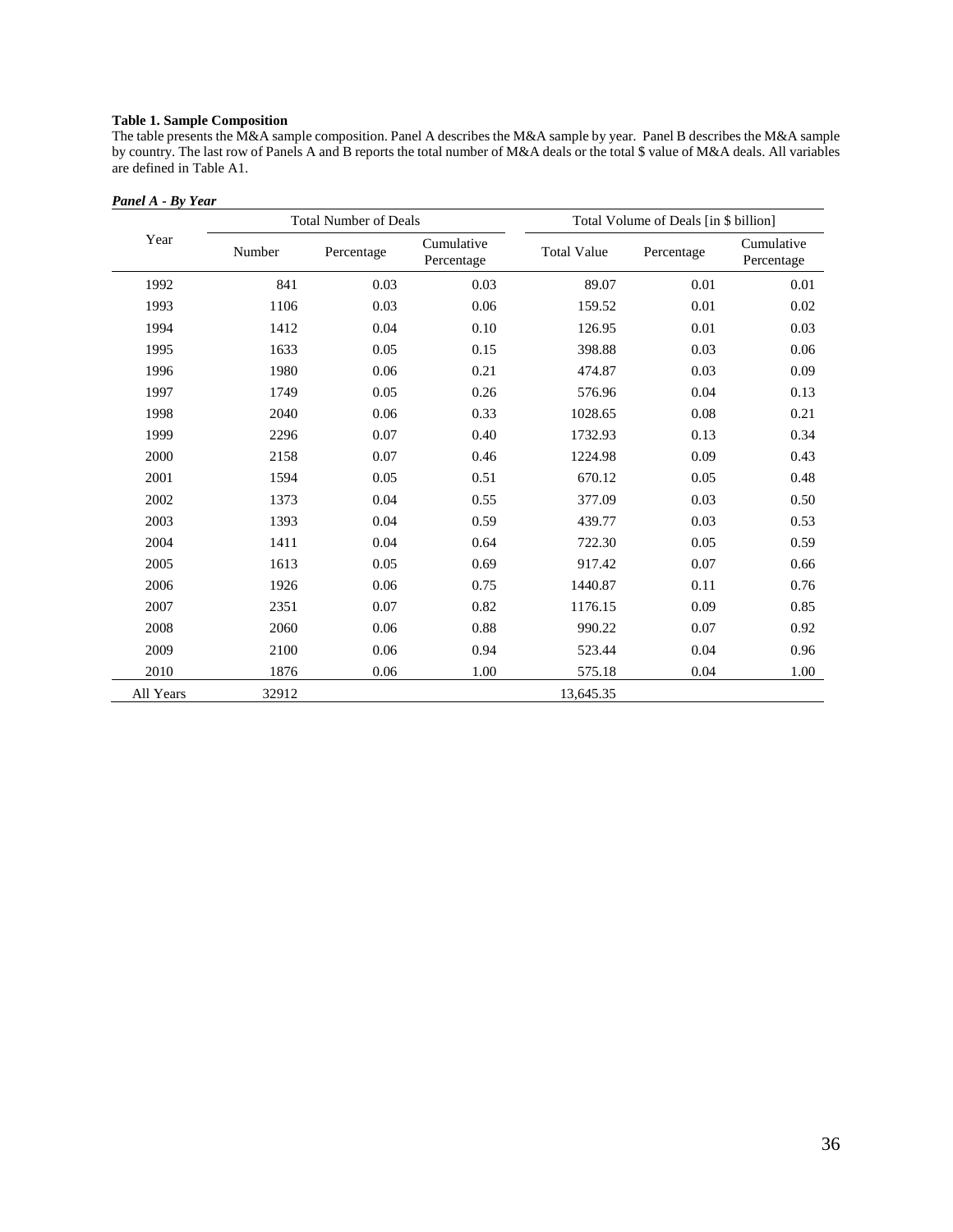**Table 1. Sample Composition**

The table presents the M&A sample composition. Panel A describes the M&A sample by year. Panel B describes the M&A sample by country. The last row of Panels A and B reports the total number of M&A deals or the total $ value of M&A deals. All variables are defined in Table A1.

***Panel A - By Year***

| Year | Total Number of Deals | | | Total Volume of Deals [in $ billion] | | |
|---|---|---|---|---|---|---|
| | Number | Percentage | Cumulative Percentage | Total Value | Percentage | Cumulative Percentage |
| 1992 | 841 | 0.03 | 0.03 | 89.07 | 0.01 | 0.01 |
| 1993 | 1106 | 0.03 | 0.06 | 159.52 | 0.01 | 0.02 |
| 1994 | 1412 | 0.04 | 0.10 | 126.95 | 0.01 | 0.03 |
| 1995 | 1633 | 0.05 | 0.15 | 398.88 | 0.03 | 0.06 |
| 1996 | 1980 | 0.06 | 0.21 | 474.87 | 0.03 | 0.09 |
| 1997 | 1749 | 0.05 | 0.26 | 576.96 | 0.04 | 0.13 |
| 1998 | 2040 | 0.06 | 0.33 | 1028.65 | 0.08 | 0.21 |
| 1999 | 2296 | 0.07 | 0.40 | 1732.93 | 0.13 | 0.34 |
| 2000 | 2158 | 0.07 | 0.46 | 1224.98 | 0.09 | 0.43 |
| 2001 | 1594 | 0.05 | 0.51 | 670.12 | 0.05 | 0.48 |
| 2002 | 1373 | 0.04 | 0.55 | 377.09 | 0.03 | 0.50 |
| 2003 | 1393 | 0.04 | 0.59 | 439.77 | 0.03 | 0.53 |
| 2004 | 1411 | 0.04 | 0.64 | 722.30 | 0.05 | 0.59 |
| 2005 | 1613 | 0.05 | 0.69 | 917.42 | 0.07 | 0.66 |
| 2006 | 1926 | 0.06 | 0.75 | 1440.87 | 0.11 | 0.76 |
| 2007 | 2351 | 0.07 | 0.82 | 1176.15 | 0.09 | 0.85 |
| 2008 | 2060 | 0.06 | 0.88 | 990.22 | 0.07 | 0.92 |
| 2009 | 2100 | 0.06 | 0.94 | 523.44 | 0.04 | 0.96 |
| 2010 | 1876 | 0.06 | 1.00 | 575.18 | 0.04 | 1.00 |
| All Years | 32912 | | | 13,645.35 | | |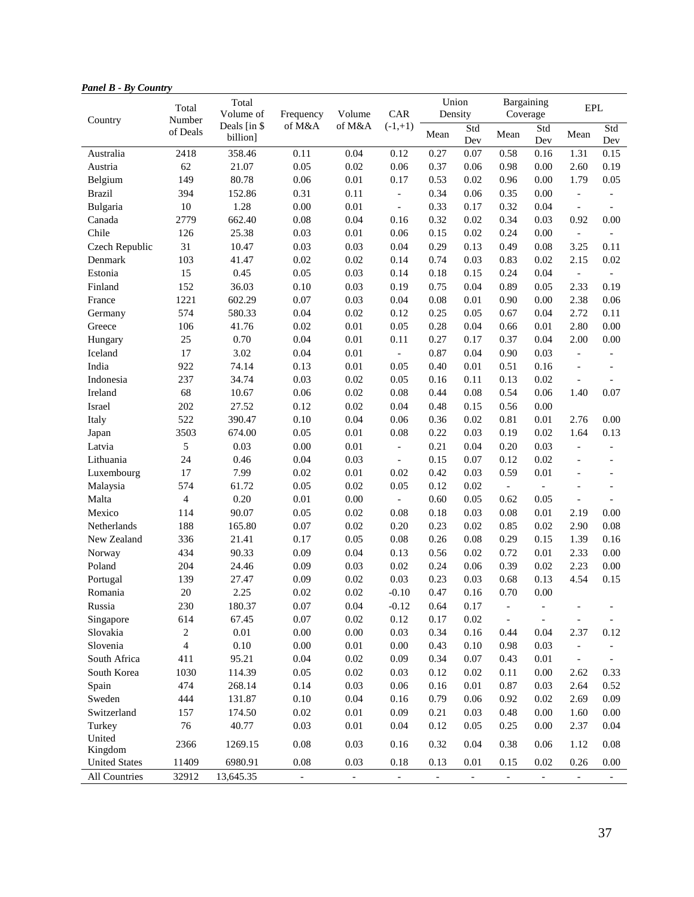***Panel B - By Country***

| Country | Total Number of Deals | Total Volume of Deals [in $ billion] | Frequency of M&A | Volume of M&A | CAR (-1,+1) | Union Density | | Bargaining Coverage | | EPL | |
|---|---|---|---|---|---|---|---|---|---|---|---|
| | | | | | | Mean | Std Dev | Mean | Std Dev | Mean | Std Dev |
| Australia | 2418 | 358.46 | 0.11 | 0.04 | 0.12 | 0.27 | 0.07 | 0.58 | 0.16 | 1.31 | 0.15 |
| Austria | 62 | 21.07 | 0.05 | 0.02 | 0.06 | 0.37 | 0.06 | 0.98 | 0.00 | 2.60 | 0.19 |
| Belgium | 149 | 80.78 | 0.06 | 0.01 | 0.17 | 0.53 | 0.02 | 0.96 | 0.00 | 1.79 | 0.05 |
| Brazil | 394 | 152.86 | 0.31 | 0.11 | - | 0.34 | 0.06 | 0.35 | 0.00 | - | - |
| Bulgaria | 10 | 1.28 | 0.00 | 0.01 | - | 0.33 | 0.17 | 0.32 | 0.04 | - | - |
| Canada | 2779 | 662.40 | 0.08 | 0.04 | 0.16 | 0.32 | 0.02 | 0.34 | 0.03 | 0.92 | 0.00 |
| Chile | 126 | 25.38 | 0.03 | 0.01 | 0.06 | 0.15 | 0.02 | 0.24 | 0.00 | - | - |
| Czech Republic | 31 | 10.47 | 0.03 | 0.03 | 0.04 | 0.29 | 0.13 | 0.49 | 0.08 | 3.25 | 0.11 |
| Denmark | 103 | 41.47 | 0.02 | 0.02 | 0.14 | 0.74 | 0.03 | 0.83 | 0.02 | 2.15 | 0.02 |
| Estonia | 15 | 0.45 | 0.05 | 0.03 | 0.14 | 0.18 | 0.15 | 0.24 | 0.04 | - | - |
| Finland | 152 | 36.03 | 0.10 | 0.03 | 0.19 | 0.75 | 0.04 | 0.89 | 0.05 | 2.33 | 0.19 |
| France | 1221 | 602.29 | 0.07 | 0.03 | 0.04 | 0.08 | 0.01 | 0.90 | 0.00 | 2.38 | 0.06 |
| Germany | 574 | 580.33 | 0.04 | 0.02 | 0.12 | 0.25 | 0.05 | 0.67 | 0.04 | 2.72 | 0.11 |
| Greece | 106 | 41.76 | 0.02 | 0.01 | 0.05 | 0.28 | 0.04 | 0.66 | 0.01 | 2.80 | 0.00 |
| Hungary | 25 | 0.70 | 0.04 | 0.01 | 0.11 | 0.27 | 0.17 | 0.37 | 0.04 | 2.00 | 0.00 |
| Iceland | 17 | 3.02 | 0.04 | 0.01 | - | 0.87 | 0.04 | 0.90 | 0.03 | - | - |
| India | 922 | 74.14 | 0.13 | 0.01 | 0.05 | 0.40 | 0.01 | 0.51 | 0.16 | - | - |
| Indonesia | 237 | 34.74 | 0.03 | 0.02 | 0.05 | 0.16 | 0.11 | 0.13 | 0.02 | - | - |
| Ireland | 68 | 10.67 | 0.06 | 0.02 | 0.08 | 0.44 | 0.08 | 0.54 | 0.06 | 1.40 | 0.07 |
| Israel | 202 | 27.52 | 0.12 | 0.02 | 0.04 | 0.48 | 0.15 | 0.56 | 0.00 | | |
| Italy | 522 | 390.47 | 0.10 | 0.04 | 0.06 | 0.36 | 0.02 | 0.81 | 0.01 | 2.76 | 0.00 |
| Japan | 3503 | 674.00 | 0.05 | 0.01 | 0.08 | 0.22 | 0.03 | 0.19 | 0.02 | 1.64 | 0.13 |
| Latvia | 5 | 0.03 | 0.00 | 0.01 | - | 0.21 | 0.04 | 0.20 | 0.03 | - | - |
| Lithuania | 24 | 0.46 | 0.04 | 0.03 | - | 0.15 | 0.07 | 0.12 | 0.02 | - | - |
| Luxembourg | 17 | 7.99 | 0.02 | 0.01 | 0.02 | 0.42 | 0.03 | 0.59 | 0.01 | - | - |
| Malaysia | 574 | 61.72 | 0.05 | 0.02 | 0.05 | 0.12 | 0.02 | - | - | - | - |
| Malta | 4 | 0.20 | 0.01 | 0.00 | - | 0.60 | 0.05 | 0.62 | 0.05 | - | - |
| Mexico | 114 | 90.07 | 0.05 | 0.02 | 0.08 | 0.18 | 0.03 | 0.08 | 0.01 | 2.19 | 0.00 |
| Netherlands | 188 | 165.80 | 0.07 | 0.02 | 0.20 | 0.23 | 0.02 | 0.85 | 0.02 | 2.90 | 0.08 |
| New Zealand | 336 | 21.41 | 0.17 | 0.05 | 0.08 | 0.26 | 0.08 | 0.29 | 0.15 | 1.39 | 0.16 |
| Norway | 434 | 90.33 | 0.09 | 0.04 | 0.13 | 0.56 | 0.02 | 0.72 | 0.01 | 2.33 | 0.00 |
| Poland | 204 | 24.46 | 0.09 | 0.03 | 0.02 | 0.24 | 0.06 | 0.39 | 0.02 | 2.23 | 0.00 |
| Portugal | 139 | 27.47 | 0.09 | 0.02 | 0.03 | 0.23 | 0.03 | 0.68 | 0.13 | 4.54 | 0.15 |
| Romania | 20 | 2.25 | 0.02 | 0.02 | -0.10 | 0.47 | 0.16 | 0.70 | 0.00 | | |
| Russia | 230 | 180.37 | 0.07 | 0.04 | -0.12 | 0.64 | 0.17 | - | - | - | - |
| Singapore | 614 | 67.45 | 0.07 | 0.02 | 0.12 | 0.17 | 0.02 | - | - | - | - |
| Slovakia | 2 | 0.01 | 0.00 | 0.00 | 0.03 | 0.34 | 0.16 | 0.44 | 0.04 | 2.37 | 0.12 |
| Slovenia | 4 | 0.10 | 0.00 | 0.01 | 0.00 | 0.43 | 0.10 | 0.98 | 0.03 | - | - |
| South Africa | 411 | 95.21 | 0.04 | 0.02 | 0.09 | 0.34 | 0.07 | 0.43 | 0.01 | - | - |
| South Korea | 1030 | 114.39 | 0.05 | 0.02 | 0.03 | 0.12 | 0.02 | 0.11 | 0.00 | 2.62 | 0.33 |
| Spain | 474 | 268.14 | 0.14 | 0.03 | 0.06 | 0.16 | 0.01 | 0.87 | 0.03 | 2.64 | 0.52 |
| Sweden | 444 | 131.87 | 0.10 | 0.04 | 0.16 | 0.79 | 0.06 | 0.92 | 0.02 | 2.69 | 0.09 |
| Switzerland | 157 | 174.50 | 0.02 | 0.01 | 0.09 | 0.21 | 0.03 | 0.48 | 0.00 | 1.60 | 0.00 |
| Turkey | 76 | 40.77 | 0.03 | 0.01 | 0.04 | 0.12 | 0.05 | 0.25 | 0.00 | 2.37 | 0.04 |
| United Kingdom | 2366 | 1269.15 | 0.08 | 0.03 | 0.16 | 0.32 | 0.04 | 0.38 | 0.06 | 1.12 | 0.08 |
| United States | 11409 | 6980.91 | 0.08 | 0.03 | 0.18 | 0.13 | 0.01 | 0.15 | 0.02 | 0.26 | 0.00 |
| All Countries | 32912 | 13,645.35 | - | - | - | - | - | - | - | - | - |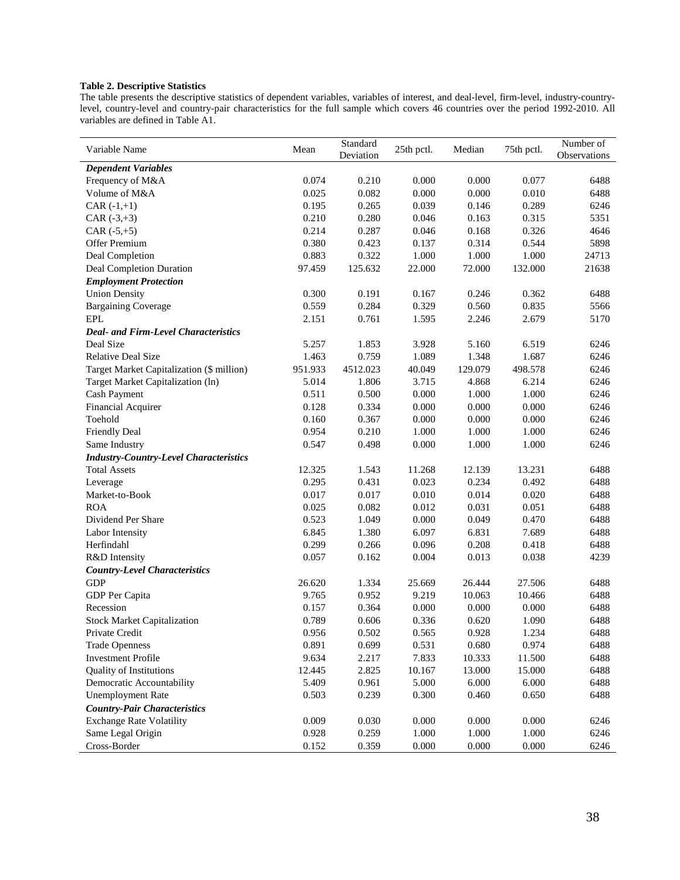**Table 2. Descriptive Statistics**

The table presents the descriptive statistics of dependent variables, variables of interest, and deal-level, firm-level, industry-country-level, country-level and country-pair characteristics for the full sample which covers 46 countries over the period 1992-2010. All variables are defined in Table A1.

| Variable Name | Mean | Standard Deviation | 25th pctl. | Median | 75th pctl. | Number of Observations |
|---|---|---|---|---|---|---|
| ***Dependent Variables*** | | | | | | |
| Frequency of M&A | 0.074 | 0.210 | 0.000 | 0.000 | 0.077 | 6488 |
| Volume of M&A | 0.025 | 0.082 | 0.000 | 0.000 | 0.010 | 6488 |
| CAR (-1,+1) | 0.195 | 0.265 | 0.039 | 0.146 | 0.289 | 6246 |
| CAR (-3,+3) | 0.210 | 0.280 | 0.046 | 0.163 | 0.315 | 5351 |
| CAR (-5,+5) | 0.214 | 0.287 | 0.046 | 0.168 | 0.326 | 4646 |
| Offer Premium | 0.380 | 0.423 | 0.137 | 0.314 | 0.544 | 5898 |
| Deal Completion | 0.883 | 0.322 | 1.000 | 1.000 | 1.000 | 24713 |
| Deal Completion Duration | 97.459 | 125.632 | 22.000 | 72.000 | 132.000 | 21638 |
| ***Employment Protection*** | | | | | | |
| Union Density | 0.300 | 0.191 | 0.167 | 0.246 | 0.362 | 6488 |
| Bargaining Coverage | 0.559 | 0.284 | 0.329 | 0.560 | 0.835 | 5566 |
| EPL | 2.151 | 0.761 | 1.595 | 2.246 | 2.679 | 5170 |
| ***Deal- and Firm-Level Characteristics*** | | | | | | |
| Deal Size | 5.257 | 1.853 | 3.928 | 5.160 | 6.519 | 6246 |
| Relative Deal Size | 1.463 | 0.759 | 1.089 | 1.348 | 1.687 | 6246 |
| Target Market Capitalization ($ million) | 951.933 | 4512.023 | 40.049 | 129.079 | 498.578 | 6246 |
| Target Market Capitalization (ln) | 5.014 | 1.806 | 3.715 | 4.868 | 6.214 | 6246 |
| Cash Payment | 0.511 | 0.500 | 0.000 | 1.000 | 1.000 | 6246 |
| Financial Acquirer | 0.128 | 0.334 | 0.000 | 0.000 | 0.000 | 6246 |
| Toehold | 0.160 | 0.367 | 0.000 | 0.000 | 0.000 | 6246 |
| Friendly Deal | 0.954 | 0.210 | 1.000 | 1.000 | 1.000 | 6246 |
| Same Industry | 0.547 | 0.498 | 0.000 | 1.000 | 1.000 | 6246 |
| ***Industry-Country-Level Characteristics*** | | | | | | |
| Total Assets | 12.325 | 1.543 | 11.268 | 12.139 | 13.231 | 6488 |
| Leverage | 0.295 | 0.431 | 0.023 | 0.234 | 0.492 | 6488 |
| Market-to-Book | 0.017 | 0.017 | 0.010 | 0.014 | 0.020 | 6488 |
| ROA | 0.025 | 0.082 | 0.012 | 0.031 | 0.051 | 6488 |
| Dividend Per Share | 0.523 | 1.049 | 0.000 | 0.049 | 0.470 | 6488 |
| Labor Intensity | 6.845 | 1.380 | 6.097 | 6.831 | 7.689 | 6488 |
| Herfindahl | 0.299 | 0.266 | 0.096 | 0.208 | 0.418 | 6488 |
| R&D Intensity | 0.057 | 0.162 | 0.004 | 0.013 | 0.038 | 4239 |
| ***Country-Level Characteristics*** | | | | | | |
| GDP | 26.620 | 1.334 | 25.669 | 26.444 | 27.506 | 6488 |
| GDP Per Capita | 9.765 | 0.952 | 9.219 | 10.063 | 10.466 | 6488 |
| Recession | 0.157 | 0.364 | 0.000 | 0.000 | 0.000 | 6488 |
| Stock Market Capitalization | 0.789 | 0.606 | 0.336 | 0.620 | 1.090 | 6488 |
| Private Credit | 0.956 | 0.502 | 0.565 | 0.928 | 1.234 | 6488 |
| Trade Openness | 0.891 | 0.699 | 0.531 | 0.680 | 0.974 | 6488 |
| Investment Profile | 9.634 | 2.217 | 7.833 | 10.333 | 11.500 | 6488 |
| Quality of Institutions | 12.445 | 2.825 | 10.167 | 13.000 | 15.000 | 6488 |
| Democratic Accountability | 5.409 | 0.961 | 5.000 | 6.000 | 6.000 | 6488 |
| Unemployment Rate | 0.503 | 0.239 | 0.300 | 0.460 | 0.650 | 6488 |
| ***Country-Pair Characteristics*** | | | | | | |
| Exchange Rate Volatility | 0.009 | 0.030 | 0.000 | 0.000 | 0.000 | 6246 |
| Same Legal Origin | 0.928 | 0.259 | 1.000 | 1.000 | 1.000 | 6246 |
| Cross-Border | 0.152 | 0.359 | 0.000 | 0.000 | 0.000 | 6246 |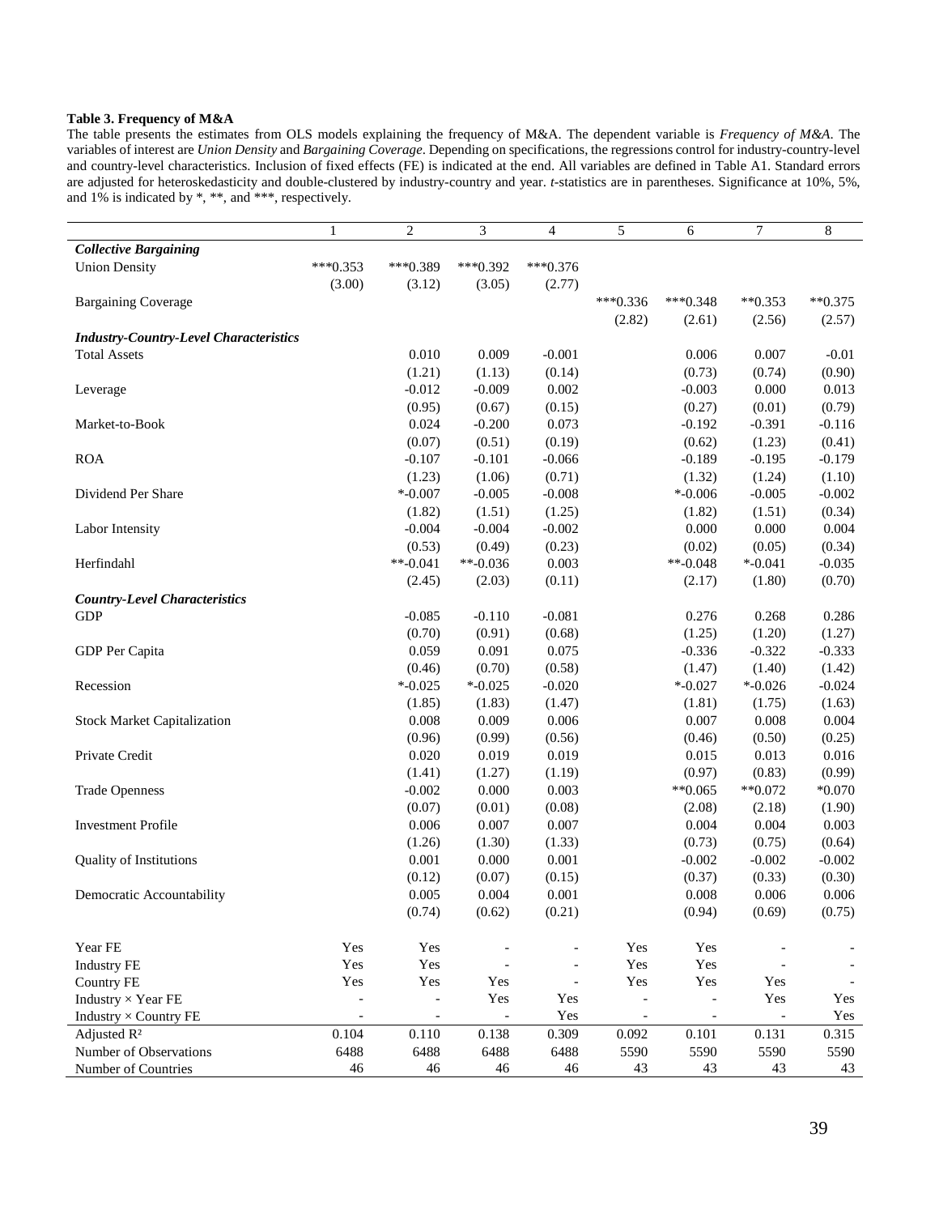**Table 3. Frequency of M&A**

The table presents the estimates from OLS models explaining the frequency of M&A. The dependent variable is *Frequency of M&A*. The variables of interest are *Union Density* and *Bargaining Coverage*. Depending on specifications, the regressions control for industry-country-level and country-level characteristics. Inclusion of fixed effects (FE) is indicated at the end. All variables are defined in Table A1. Standard errors are adjusted for heteroskedasticity and double-clustered by industry-country and year. *t*-statistics are in parentheses. Significance at 10%, 5%, and 1% is indicated by *, **, and ***, respectively.

| | 1 | 2 | 3 | 4 | 5 | 6 | 7 | 8 |
|---|---|---|---|---|---|---|---|---|
| ***Collective Bargaining*** | | | | | | | | |
| Union Density | ***0.353 | ***0.389 | ***0.392 | ***0.376 | | | | |
| | (3.00) | (3.12) | (3.05) | (2.77) | | | | |
| Bargaining Coverage | | | | | ***0.336 | ***0.348 | **0.353 | **0.375 |
| | | | | | (2.82) | (2.61) | (2.56) | (2.57) |
| ***Industry-Country-Level Characteristics*** | | | | | | | | |
| Total Assets | | 0.010 | 0.009 | -0.001 | | 0.006 | 0.007 | -0.01 |
| | | (1.21) | (1.13) | (0.14) | | (0.73) | (0.74) | (0.90) |
| Leverage | | -0.012 | -0.009 | 0.002 | | -0.003 | 0.000 | 0.013 |
| | | (0.95) | (0.67) | (0.15) | | (0.27) | (0.01) | (0.79) |
| Market-to-Book | | 0.024 | -0.200 | 0.073 | | -0.192 | -0.391 | -0.116 |
| | | (0.07) | (0.51) | (0.19) | | (0.62) | (1.23) | (0.41) |
| ROA | | -0.107 | -0.101 | -0.066 | | -0.189 | -0.195 | -0.179 |
| | | (1.23) | (1.06) | (0.71) | | (1.32) | (1.24) | (1.10) |
| Dividend Per Share | | *-0.007 | -0.005 | -0.008 | | *-0.006 | -0.005 | -0.002 |
| | | (1.82) | (1.51) | (1.25) | | (1.82) | (1.51) | (0.34) |
| Labor Intensity | | -0.004 | -0.004 | -0.002 | | 0.000 | 0.000 | 0.004 |
| | | (0.53) | (0.49) | (0.23) | | (0.02) | (0.05) | (0.34) |
| Herfindahl | | **-0.041 | **-0.036 | 0.003 | | **-0.048 | *-0.041 | -0.035 |
| | | (2.45) | (2.03) | (0.11) | | (2.17) | (1.80) | (0.70) |
| ***Country-Level Characteristics*** | | | | | | | | |
| GDP | | -0.085 | -0.110 | -0.081 | | 0.276 | 0.268 | 0.286 |
| | | (0.70) | (0.91) | (0.68) | | (1.25) | (1.20) | (1.27) |
| GDP Per Capita | | 0.059 | 0.091 | 0.075 | | -0.336 | -0.322 | -0.333 |
| | | (0.46) | (0.70) | (0.58) | | (1.47) | (1.40) | (1.42) |
| Recession | | *-0.025 | *-0.025 | -0.020 | | *-0.027 | *-0.026 | -0.024 |
| | | (1.85) | (1.83) | (1.47) | | (1.81) | (1.75) | (1.63) |
| Stock Market Capitalization | | 0.008 | 0.009 | 0.006 | | 0.007 | 0.008 | 0.004 |
| | | (0.96) | (0.99) | (0.56) | | (0.46) | (0.50) | (0.25) |
| Private Credit | | 0.020 | 0.019 | 0.019 | | 0.015 | 0.013 | 0.016 |
| | | (1.41) | (1.27) | (1.19) | | (0.97) | (0.83) | (0.99) |
| Trade Openness | | -0.002 | 0.000 | 0.003 | | **0.065 | **0.072 | *0.070 |
| | | (0.07) | (0.01) | (0.08) | | (2.08) | (2.18) | (1.90) |
| Investment Profile | | 0.006 | 0.007 | 0.007 | | 0.004 | 0.004 | 0.003 |
| | | (1.26) | (1.30) | (1.33) | | (0.73) | (0.75) | (0.64) |
| Quality of Institutions | | 0.001 | 0.000 | 0.001 | | -0.002 | -0.002 | -0.002 |
| | | (0.12) | (0.07) | (0.15) | | (0.37) | (0.33) | (0.30) |
| Democratic Accountability | | 0.005 | 0.004 | 0.001 | | 0.008 | 0.006 | 0.006 |
| | | (0.74) | (0.62) | (0.21) | | (0.94) | (0.69) | (0.75) |
| Year FE | Yes | Yes | - | - | Yes | Yes | - | - |
| Industry FE | Yes | Yes | - | - | Yes | Yes | - | - |
| Country FE | Yes | Yes | Yes | - | Yes | Yes | Yes | - |
| Industry × Year FE | - | - | Yes | Yes | - | - | Yes | Yes |
| Industry × Country FE | - | - | - | Yes | - | - | - | Yes |
| Adjusted $R^2$ | 0.104 | 0.110 | 0.138 | 0.309 | 0.092 | 0.101 | 0.131 | 0.315 |
| Number of Observations | 6488 | 6488 | 6488 | 6488 | 5590 | 5590 | 5590 | 5590 |
| Number of Countries | 46 | 46 | 46 | 46 | 43 | 43 | 43 | 43 |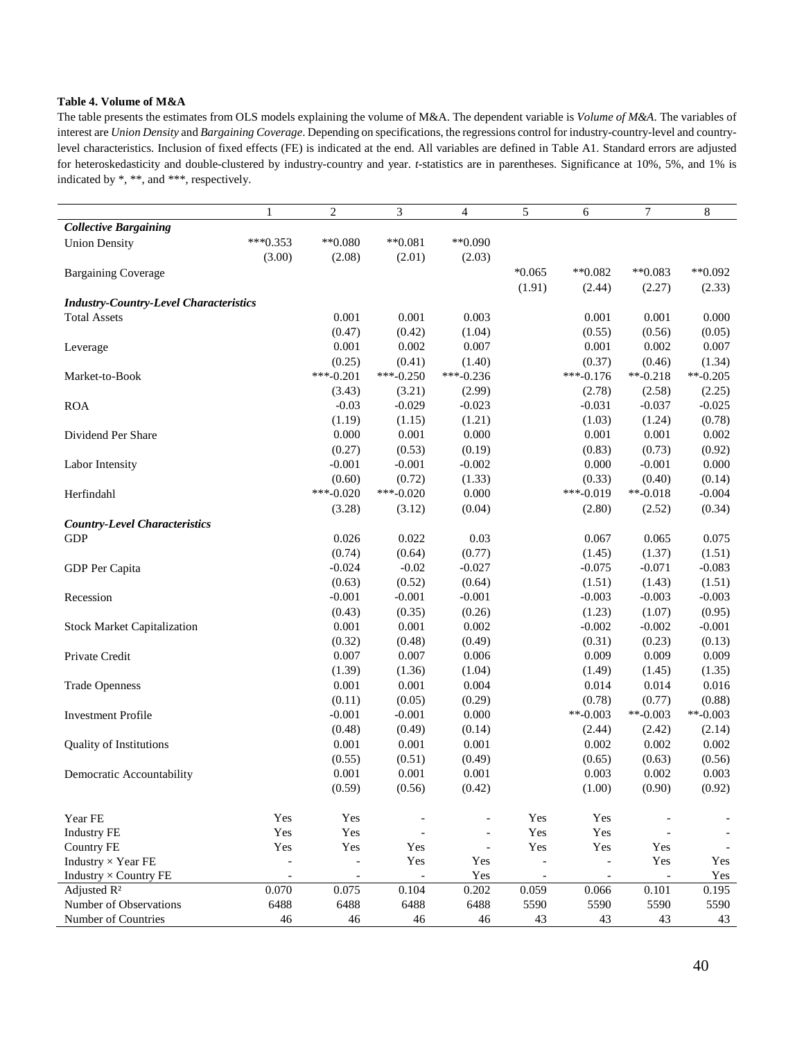**Table 4. Volume of M&A**

The table presents the estimates from OLS models explaining the volume of M&A. The dependent variable is *Volume of M&A*. The variables of interest are *Union Density* and *Bargaining Coverage*. Depending on specifications, the regressions control for industry-country-level and country-level characteristics. Inclusion of fixed effects (FE) is indicated at the end. All variables are defined in Table A1. Standard errors are adjusted for heteroskedasticity and double-clustered by industry-country and year. *t*-statistics are in parentheses. Significance at 10%, 5%, and 1% is indicated by *, **, and ***, respectively.

| | 1 | 2 | 3 | 4 | 5 | 6 | 7 | 8 |
|---|---|---|---|---|---|---|---|---|
| ***Collective Bargaining*** | | | | | | | | |
| Union Density | ***0.353 | **0.080 | **0.081 | **0.090 | | | | |
| | (3.00) | (2.08) | (2.01) | (2.03) | | | | |
| Bargaining Coverage | | | | | *0.065 | **0.082 | **0.083 | **0.092 |
| | | | | | (1.91) | (2.44) | (2.27) | (2.33) |
| ***Industry-Country-Level Characteristics*** | | | | | | | | |
| Total Assets | | 0.001 | 0.001 | 0.003 | | 0.001 | 0.001 | 0.000 |
| | | (0.47) | (0.42) | (1.04) | | (0.55) | (0.56) | (0.05) |
| Leverage | | 0.001 | 0.002 | 0.007 | | 0.001 | 0.002 | 0.007 |
| | | (0.25) | (0.41) | (1.40) | | (0.37) | (0.46) | (1.34) |
| Market-to-Book | | ***-0.201 | ***-0.250 | ***-0.236 | | ***-0.176 | **-0.218 | **-0.205 |
| | | (3.43) | (3.21) | (2.99) | | (2.78) | (2.58) | (2.25) |
| ROA | | -0.03 | -0.029 | -0.023 | | -0.031 | -0.037 | -0.025 |
| | | (1.19) | (1.15) | (1.21) | | (1.03) | (1.24) | (0.78) |
| Dividend Per Share | | 0.000 | 0.001 | 0.000 | | 0.001 | 0.001 | 0.002 |
| | | (0.27) | (0.53) | (0.19) | | (0.83) | (0.73) | (0.92) |
| Labor Intensity | | -0.001 | -0.001 | -0.002 | | 0.000 | -0.001 | 0.000 |
| | | (0.60) | (0.72) | (1.33) | | (0.33) | (0.40) | (0.14) |
| Herfindahl | | ***-0.020 | ***-0.020 | 0.000 | | ***-0.019 | **-0.018 | -0.004 |
| | | (3.28) | (3.12) | (0.04) | | (2.80) | (2.52) | (0.34) |
| ***Country-Level Characteristics*** | | | | | | | | |
| GDP | | 0.026 | 0.022 | 0.03 | | 0.067 | 0.065 | 0.075 |
| | | (0.74) | (0.64) | (0.77) | | (1.45) | (1.37) | (1.51) |
| GDP Per Capita | | -0.024 | -0.02 | -0.027 | | -0.075 | -0.071 | -0.083 |
| | | (0.63) | (0.52) | (0.64) | | (1.51) | (1.43) | (1.51) |
| Recession | | -0.001 | -0.001 | -0.001 | | -0.003 | -0.003 | -0.003 |
| | | (0.43) | (0.35) | (0.26) | | (1.23) | (1.07) | (0.95) |
| Stock Market Capitalization | | 0.001 | 0.001 | 0.002 | | -0.002 | -0.002 | -0.001 |
| | | (0.32) | (0.48) | (0.49) | | (0.31) | (0.23) | (0.13) |
| Private Credit | | 0.007 | 0.007 | 0.006 | | 0.009 | 0.009 | 0.009 |
| | | (1.39) | (1.36) | (1.04) | | (1.49) | (1.45) | (1.35) |
| Trade Openness | | 0.001 | 0.001 | 0.004 | | 0.014 | 0.014 | 0.016 |
| | | (0.11) | (0.05) | (0.29) | | (0.78) | (0.77) | (0.88) |
| Investment Profile | | -0.001 | -0.001 | 0.000 | | **-0.003 | **-0.003 | **-0.003 |
| | | (0.48) | (0.49) | (0.14) | | (2.44) | (2.42) | (2.14) |
| Quality of Institutions | | 0.001 | 0.001 | 0.001 | | 0.002 | 0.002 | 0.002 |
| | | (0.55) | (0.51) | (0.49) | | (0.65) | (0.63) | (0.56) |
| Democratic Accountability | | 0.001 | 0.001 | 0.001 | | 0.003 | 0.002 | 0.003 |
| | | (0.59) | (0.56) | (0.42) | | (1.00) | (0.90) | (0.92) |
| Year FE | Yes | Yes | - | - | Yes | Yes | - | - |
| Industry FE | Yes | Yes | - | - | Yes | Yes | - | - |
| Country FE | Yes | Yes | Yes | - | Yes | Yes | Yes | - |
| Industry × Year FE | - | - | Yes | Yes | - | - | Yes | Yes |
| Industry × Country FE | - | - | - | Yes | - | - | - | Yes |
| Adjusted $R^2$ | 0.070 | 0.075 | 0.104 | 0.202 | 0.059 | 0.066 | 0.101 | 0.195 |
| Number of Observations | 6488 | 6488 | 6488 | 6488 | 5590 | 5590 | 5590 | 5590 |
| Number of Countries | 46 | 46 | 46 | 46 | 43 | 43 | 43 | 43 |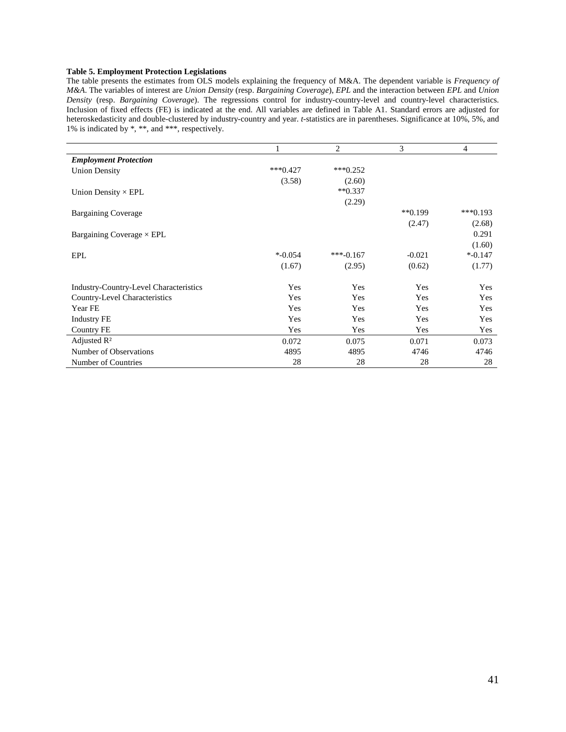**Table 5. Employment Protection Legislations**

The table presents the estimates from OLS models explaining the frequency of M&A. The dependent variable is *Frequency of M&A*. The variables of interest are *Union Density* (resp. *Bargaining Coverage*), *EPL* and the interaction between *EPL* and *Union Density* (resp. *Bargaining Coverage*). The regressions control for industry-country-level and country-level characteristics. Inclusion of fixed effects (FE) is indicated at the end. All variables are defined in Table A1. Standard errors are adjusted for heteroskedasticity and double-clustered by industry-country and year. *t*-statistics are in parentheses. Significance at 10%, 5%, and 1% is indicated by *, **, and ***, respectively.

| | 1 | 2 | 3 | 4 |
|---|---|---|---|---|
| ***Employment Protection*** | | | | |
| Union Density | ***0.427 | ***0.252 | | |
| | (3.58) | (2.60) | | |
| Union Density × EPL | | **0.337 | | |
| | | (2.29) | | |
| Bargaining Coverage | | | **0.199 | ***0.193 |
| | | | (2.47) | (2.68) |
| Bargaining Coverage × EPL | | | | 0.291 |
| | | | | (1.60) |
| EPL | *-0.054 | ***-0.167 | -0.021 | *-0.147 |
| | (1.67) | (2.95) | (0.62) | (1.77) |
| Industry-Country-Level Characteristics | Yes | Yes | Yes | Yes |
| Country-Level Characteristics | Yes | Yes | Yes | Yes |
| Year FE | Yes | Yes | Yes | Yes |
| Industry FE | Yes | Yes | Yes | Yes |
| Country FE | Yes | Yes | Yes | Yes |
| Adjusted $R^2$ | 0.072 | 0.075 | 0.071 | 0.073 |
| Number of Observations | 4895 | 4895 | 4746 | 4746 |
| Number of Countries | 28 | 28 | 28 | 28 |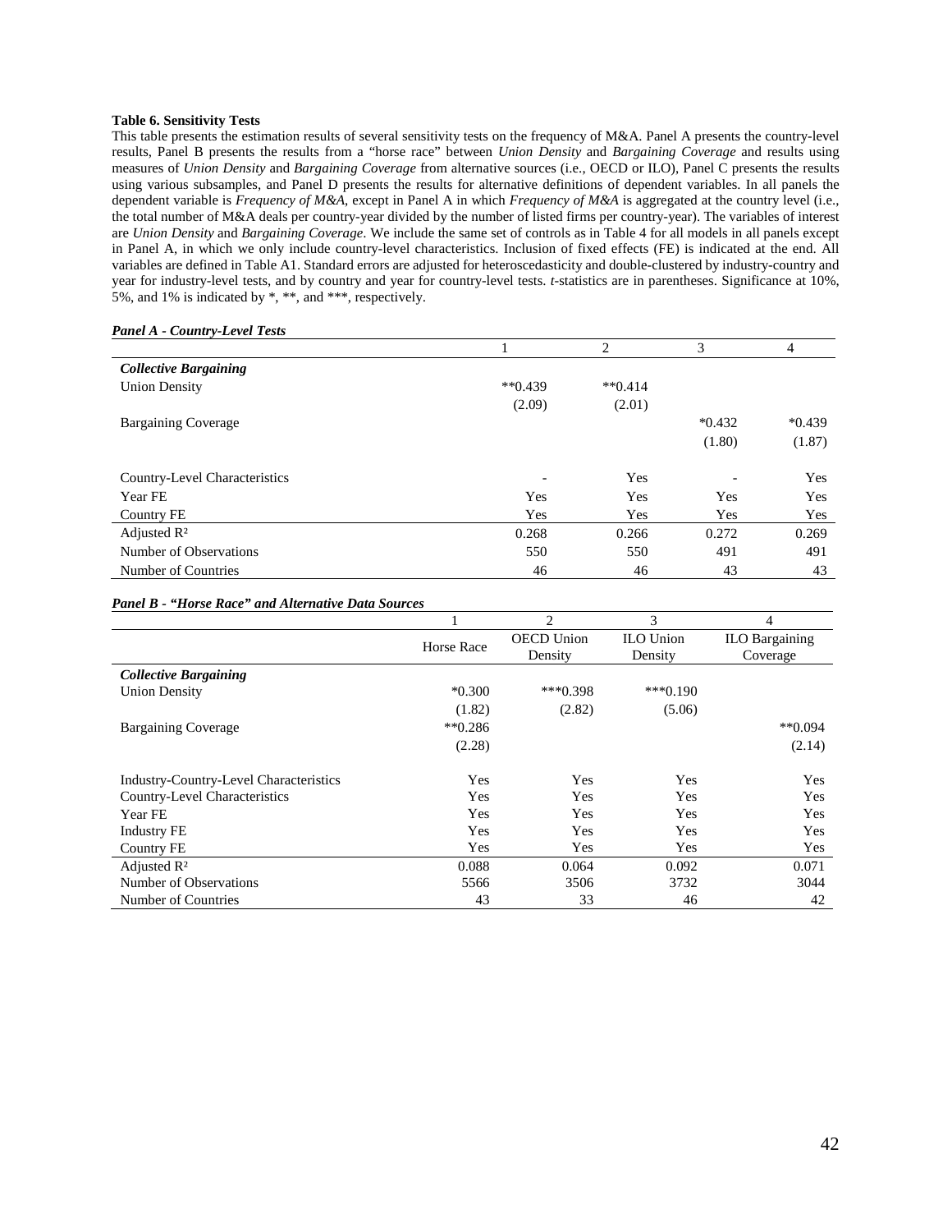**Table 6. Sensitivity Tests**

This table presents the estimation results of several sensitivity tests on the frequency of M&A. Panel A presents the country-level results, Panel B presents the results from a "horse race" between *Union Density* and *Bargaining Coverage* and results using measures of *Union Density* and *Bargaining Coverage* from alternative sources (i.e., OECD or ILO), Panel C presents the results using various subsamples, and Panel D presents the results for alternative definitions of dependent variables. In all panels the dependent variable is *Frequency of M&A*, except in Panel A in which *Frequency of M&A* is aggregated at the country level (i.e., the total number of M&A deals per country-year divided by the number of listed firms per country-year). The variables of interest are *Union Density* and *Bargaining Coverage*. We include the same set of controls as in Table 4 for all models in all panels except in Panel A, in which we only include country-level characteristics. Inclusion of fixed effects (FE) is indicated at the end. All variables are defined in Table A1. Standard errors are adjusted for heteroscedasticity and double-clustered by industry-country and year for industry-level tests, and by country and year for country-level tests. *t*-statistics are in parentheses. Significance at 10%, 5%, and 1% is indicated by *, **, and ***, respectively.

***Panel A - Country-Level Tests***

| | 1 | 2 | 3 | 4 |
|---|---|---|---|---|
| ***Collective Bargaining*** | | | | |
| Union Density | **0.439 | **0.414 | | |
| | (2.09) | (2.01) | | |
| Bargaining Coverage | | | *0.432 | *0.439 |
| | | | (1.80) | (1.87) |
| Country-Level Characteristics | - | Yes | - | Yes |
| Year FE | Yes | Yes | Yes | Yes |
| Country FE | Yes | Yes | Yes | Yes |
| Adjusted $R^2$ | 0.268 | 0.266 | 0.272 | 0.269 |
| Number of Observations | 550 | 550 | 491 | 491 |
| Number of Countries | 46 | 46 | 43 | 43 |

***Panel B - "Horse Race" and Alternative Data Sources***

| | 1 | 2 | 3 | 4 |
|---|---|---|---|---|
| | Horse Race | OECD Union Density | ILO Union Density | ILO Bargaining Coverage |
| ***Collective Bargaining*** | | | | |
| Union Density | *0.300 | ***0.398 | ***0.190 | |
| | (1.82) | (2.82) | (5.06) | |
| Bargaining Coverage | **0.286 | | | **0.094 |
| | (2.28) | | | (2.14) |
| Industry-Country-Level Characteristics | Yes | Yes | Yes | Yes |
| Country-Level Characteristics | Yes | Yes | Yes | Yes |
| Year FE | Yes | Yes | Yes | Yes |
| Industry FE | Yes | Yes | Yes | Yes |
| Country FE | Yes | Yes | Yes | Yes |
| Adjusted $R^2$ | 0.088 | 0.064 | 0.092 | 0.071 |
| Number of Observations | 5566 | 3506 | 3732 | 3044 |
| Number of Countries | 43 | 33 | 46 | 42 |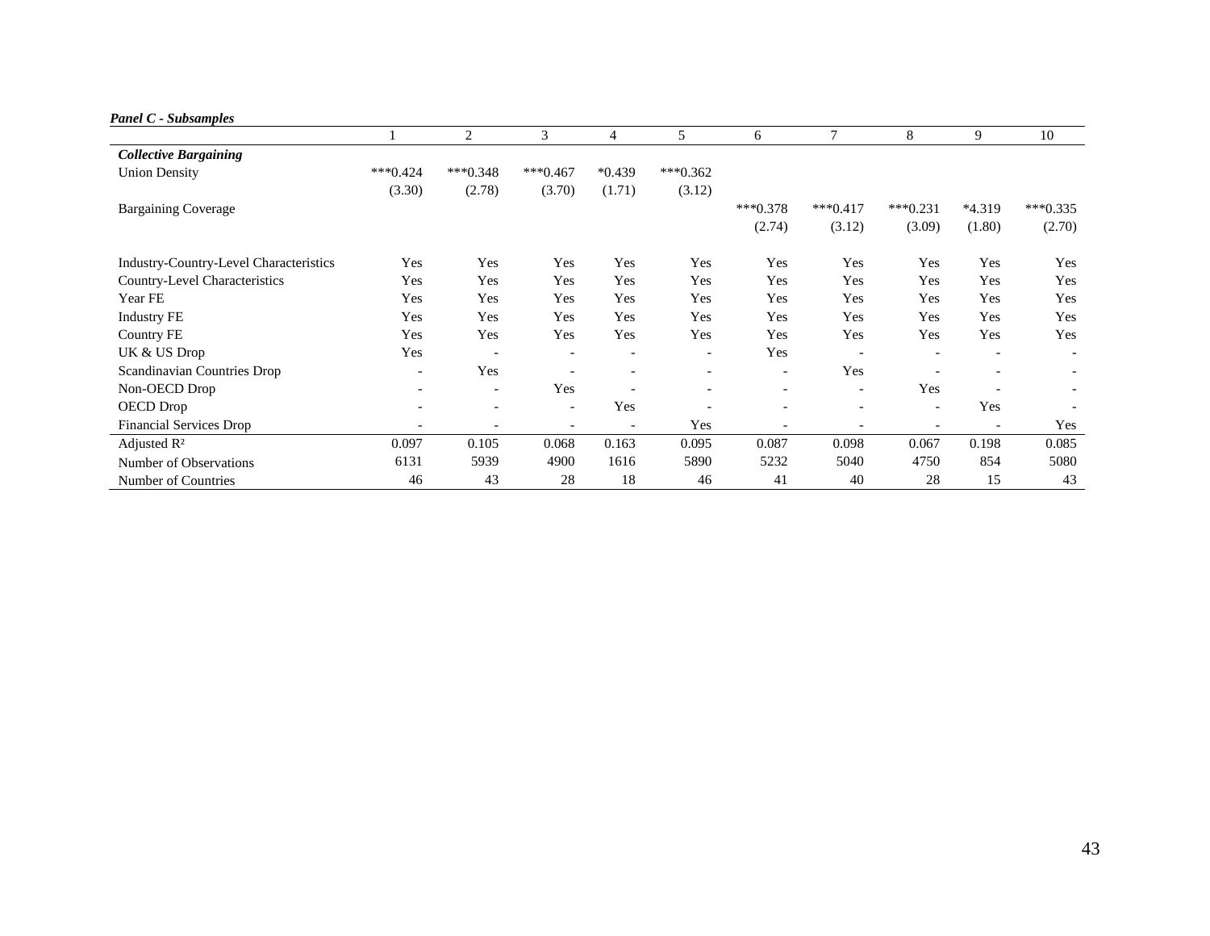***Panel C - Subsamples***

| | 1 | 2 | 3 | 4 | 5 | 6 | 7 | 8 | 9 | 10 |
|---|---|---|---|---|---|---|---|---|---|---|
| ***Collective Bargaining*** | | | | | | | | | | |
| Union Density | ***0.424 | ***0.348 | ***0.467 | *0.439 | ***0.362 | | | | | |
| | (3.30) | (2.78) | (3.70) | (1.71) | (3.12) | | | | | |
| Bargaining Coverage | | | | | | ***0.378 | ***0.417 | ***0.231 | *4.319 | ***0.335 |
| | | | | | | (2.74) | (3.12) | (3.09) | (1.80) | (2.70) |
| Industry-Country-Level Characteristics | Yes | Yes | Yes | Yes | Yes | Yes | Yes | Yes | Yes | Yes |
| Country-Level Characteristics | Yes | Yes | Yes | Yes | Yes | Yes | Yes | Yes | Yes | Yes |
| Year FE | Yes | Yes | Yes | Yes | Yes | Yes | Yes | Yes | Yes | Yes |
| Industry FE | Yes | Yes | Yes | Yes | Yes | Yes | Yes | Yes | Yes | Yes |
| Country FE | Yes | Yes | Yes | Yes | Yes | Yes | Yes | Yes | Yes | Yes |
| UK & US Drop | Yes | - | - | - | - | Yes | - | - | - | - |
| Scandinavian Countries Drop | - | Yes | - | - | - | - | Yes | - | - | - |
| Non-OECD Drop | - | - | Yes | - | - | - | - | Yes | - | - |
| OECD Drop | - | - | - | Yes | - | - | - | - | Yes | - |
| Financial Services Drop | - | - | - | - | Yes | - | - | - | - | Yes |
| Adjusted $R^2$ | 0.097 | 0.105 | 0.068 | 0.163 | 0.095 | 0.087 | 0.098 | 0.067 | 0.198 | 0.085 |
| Number of Observations | 6131 | 5939 | 4900 | 1616 | 5890 | 5232 | 5040 | 4750 | 854 | 5080 |
| Number of Countries | 46 | 43 | 28 | 18 | 46 | 41 | 40 | 28 | 15 | 43 |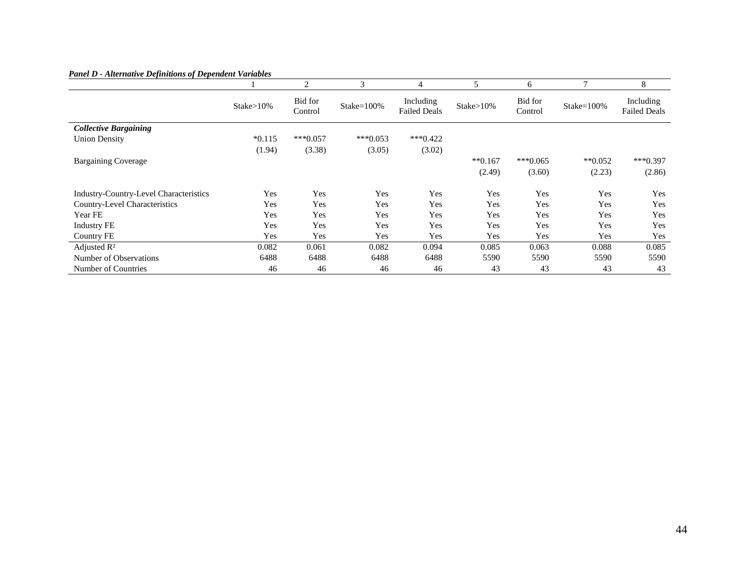***Panel D - Alternative Definitions of Dependent Variables***

| | 1 | 2 | 3 | 4 | 5 | 6 | 7 | 8 |
|---|---|---|---|---|---|---|---|---|
| | Stake>10% | Bid for Control | Stake=100% | Including Failed Deals | Stake>10% | Bid for Control | Stake=100% | Including Failed Deals |
| ***Collective Bargaining*** | | | | | | | | |
| Union Density | *0.115 | ***0.057 | ***0.053 | ***0.422 | | | | |
| | (1.94) | (3.38) | (3.05) | (3.02) | | | | |
| Bargaining Coverage | | | | | **0.167 | ***0.065 | **0.052 | ***0.397 |
| | | | | | (2.49) | (3.60) | (2.23) | (2.86) |
| Industry-Country-Level Characteristics | Yes | Yes | Yes | Yes | Yes | Yes | Yes | Yes |
| Country-Level Characteristics | Yes | Yes | Yes | Yes | Yes | Yes | Yes | Yes |
| Year FE | Yes | Yes | Yes | Yes | Yes | Yes | Yes | Yes |
| Industry FE | Yes | Yes | Yes | Yes | Yes | Yes | Yes | Yes |
| Country FE | Yes | Yes | Yes | Yes | Yes | Yes | Yes | Yes |
| Adjusted $R^2$ | 0.082 | 0.061 | 0.082 | 0.094 | 0.085 | 0.063 | 0.088 | 0.085 |
| Number of Observations | 6488 | 6488 | 6488 | 6488 | 5590 | 5590 | 5590 | 5590 |
| Number of Countries | 46 | 46 | 46 | 46 | 43 | 43 | 43 | 43 |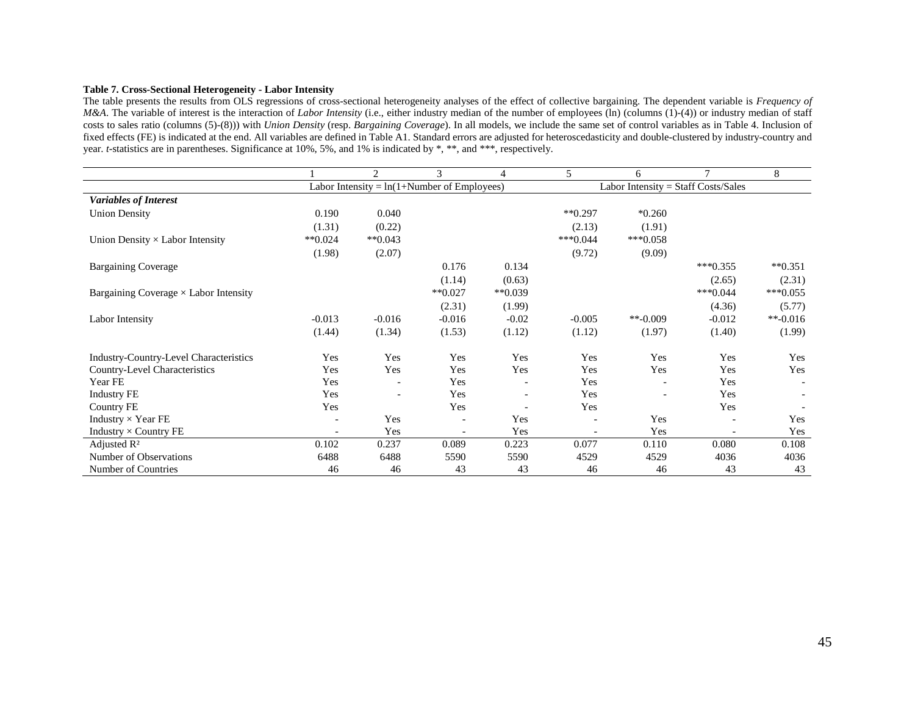**Table 7. Cross-Sectional Heterogeneity - Labor Intensity**

The table presents the results from OLS regressions of cross-sectional heterogeneity analyses of the effect of collective bargaining. The dependent variable is *Frequency of M&A*. The variable of interest is the interaction of *Labor Intensity* (i.e., either industry median of the number of employees (ln) (columns (1)-(4)) or industry median of staff costs to sales ratio (columns (5)-(8))) with *Union Density* (resp. *Bargaining Coverage*). In all models, we include the same set of control variables as in Table 4. Inclusion of fixed effects (FE) is indicated at the end. All variables are defined in Table A1. Standard errors are adjusted for heteroscedasticity and double-clustered by industry-country and year. *t*-statistics are in parentheses. Significance at 10%, 5%, and 1% is indicated by *, **, and ***, respectively.

| | 1 | 2 | 3 | 4 | 5 | 6 | 7 | 8 |
|---|---|---|---|---|---|---|---|---|
| | Labor Intensity = ln(1+Number of Employees) | | | | Labor Intensity = Staff Costs/Sales | | | |
| ***Variables of Interest*** | | | | | | | | |
| Union Density | 0.190 | 0.040 | | | **0.297 | *0.260 | | |
| | (1.31) | (0.22) | | | (2.13) | (1.91) | | |
| Union Density × Labor Intensity | **0.024 | **0.043 | | | ***0.044 | ***0.058 | | |
| | (1.98) | (2.07) | | | (9.72) | (9.09) | | |
| Bargaining Coverage | | | 0.176 | 0.134 | | | ***0.355 | **0.351 |
| | | | (1.14) | (0.63) | | | (2.65) | (2.31) |
| Bargaining Coverage × Labor Intensity | | | **0.027 | **0.039 | | | ***0.044 | ***0.055 |
| | | | (2.31) | (1.99) | | | (4.36) | (5.77) |
| Labor Intensity | -0.013 | -0.016 | -0.016 | -0.02 | -0.005 | **-0.009 | -0.012 | **-0.016 |
| | (1.44) | (1.34) | (1.53) | (1.12) | (1.12) | (1.97) | (1.40) | (1.99) |
| Industry-Country-Level Characteristics | Yes | Yes | Yes | Yes | Yes | Yes | Yes | Yes |
| Country-Level Characteristics | Yes | Yes | Yes | Yes | Yes | Yes | Yes | Yes |
| Year FE | Yes | - | Yes | - | Yes | - | Yes | - |
| Industry FE | Yes | - | Yes | - | Yes | - | Yes | - |
| Country FE | Yes | | Yes | - | Yes | | Yes | - |
| Industry × Year FE | - | Yes | - | Yes | - | Yes | - | Yes |
| Industry × Country FE | - | Yes | - | Yes | - | Yes | - | Yes |
| Adjusted $R^2$ | 0.102 | 0.237 | 0.089 | 0.223 | 0.077 | 0.110 | 0.080 | 0.108 |
| Number of Observations | 6488 | 6488 | 5590 | 5590 | 4529 | 4529 | 4036 | 4036 |
| Number of Countries | 46 | 46 | 43 | 43 | 46 | 46 | 43 | 43 |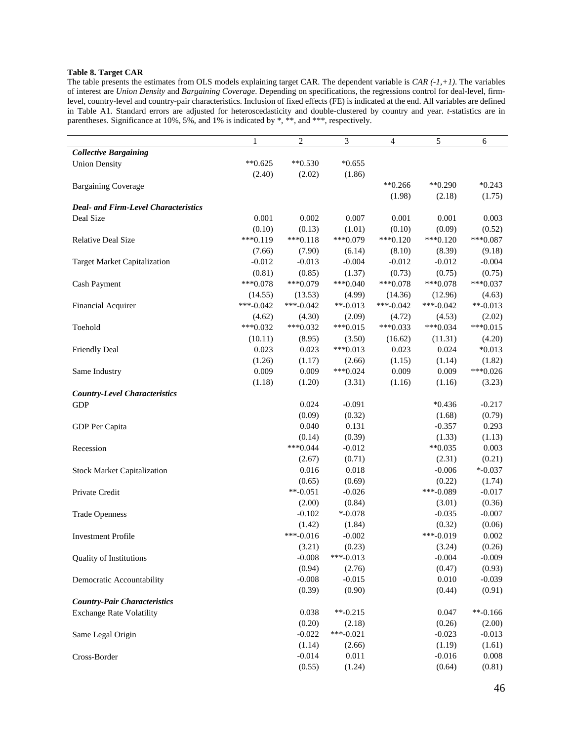**Table 8. Target CAR**

The table presents the estimates from OLS models explaining target CAR. The dependent variable is *CAR (-1,+1)*. The variables of interest are *Union Density* and *Bargaining Coverage*. Depending on specifications, the regressions control for deal-level, firm-level, country-level and country-pair characteristics. Inclusion of fixed effects (FE) is indicated at the end. All variables are defined in Table A1. Standard errors are adjusted for heteroscedasticity and double-clustered by country and year. *t*-statistics are in parentheses. Significance at 10%, 5%, and 1% is indicated by *, **, and ***, respectively.

| | 1 | 2 | 3 | 4 | 5 | 6 |
|---|---|---|---|---|---|---|
| ***Collective Bargaining*** | | | | | | |
| Union Density | **0.625 | **0.530 | *0.655 | | | |
| | (2.40) | (2.02) | (1.86) | | | |
| Bargaining Coverage | | | | **0.266 | **0.290 | *0.243 |
| | | | | (1.98) | (2.18) | (1.75) |
| ***Deal- and Firm-Level Characteristics*** | | | | | | |
| Deal Size | 0.001 | 0.002 | 0.007 | 0.001 | 0.001 | 0.003 |
| | (0.10) | (0.13) | (1.01) | (0.10) | (0.09) | (0.52) |
| Relative Deal Size | ***0.119 | ***0.118 | ***0.079 | ***0.120 | ***0.120 | ***0.087 |
| | (7.66) | (7.90) | (6.14) | (8.10) | (8.39) | (9.18) |
| Target Market Capitalization | -0.012 | -0.013 | -0.004 | -0.012 | -0.012 | -0.004 |
| | (0.81) | (0.85) | (1.37) | (0.73) | (0.75) | (0.75) |
| Cash Payment | ***0.078 | ***0.079 | ***0.040 | ***0.078 | ***0.078 | ***0.037 |
| | (14.55) | (13.53) | (4.99) | (14.36) | (12.96) | (4.63) |
| Financial Acquirer | ***-0.042 | ***-0.042 | **-0.013 | ***-0.042 | ***-0.042 | **-0.013 |
| | (4.62) | (4.30) | (2.09) | (4.72) | (4.53) | (2.02) |
| Toehold | ***0.032 | ***0.032 | ***0.015 | ***0.033 | ***0.034 | ***0.015 |
| | (10.11) | (8.95) | (3.50) | (16.62) | (11.31) | (4.20) |
| Friendly Deal | 0.023 | 0.023 | ***0.013 | 0.023 | 0.024 | *0.013 |
| | (1.26) | (1.17) | (2.66) | (1.15) | (1.14) | (1.82) |
| Same Industry | 0.009 | 0.009 | ***0.024 | 0.009 | 0.009 | ***0.026 |
| | (1.18) | (1.20) | (3.31) | (1.16) | (1.16) | (3.23) |
| ***Country-Level Characteristics*** | | | | | | |
| GDP | | 0.024 | -0.091 | | *0.436 | -0.217 |
| | | (0.09) | (0.32) | | (1.68) | (0.79) |
| GDP Per Capita | | 0.040 | 0.131 | | -0.357 | 0.293 |
| | | (0.14) | (0.39) | | (1.33) | (1.13) |
| Recession | | ***0.044 | -0.012 | | **0.035 | 0.003 |
| | | (2.67) | (0.71) | | (2.31) | (0.21) |
| Stock Market Capitalization | | 0.016 | 0.018 | | -0.006 | *-0.037 |
| | | (0.65) | (0.69) | | (0.22) | (1.74) |
| Private Credit | | **-0.051 | -0.026 | | ***-0.089 | -0.017 |
| | | (2.00) | (0.84) | | (3.01) | (0.36) |
| Trade Openness | | -0.102 | *-0.078 | | -0.035 | -0.007 |
| | | (1.42) | (1.84) | | (0.32) | (0.06) |
| Investment Profile | | ***-0.016 | -0.002 | | ***-0.019 | 0.002 |
| | | (3.21) | (0.23) | | (3.24) | (0.26) |
| Quality of Institutions | | -0.008 | ***-0.013 | | -0.004 | -0.009 |
| | | (0.94) | (2.76) | | (0.47) | (0.93) |
| Democratic Accountability | | -0.008 | -0.015 | | 0.010 | -0.039 |
| | | (0.39) | (0.90) | | (0.44) | (0.91) |
| ***Country-Pair Characteristics*** | | | | | | |
| Exchange Rate Volatility | | 0.038 | **-0.215 | | 0.047 | **-0.166 |
| | | (0.20) | (2.18) | | (0.26) | (2.00) |
| Same Legal Origin | | -0.022 | ***-0.021 | | -0.023 | -0.013 |
| | | (1.14) | (2.66) | | (1.19) | (1.61) |
| Cross-Border | | -0.014 | 0.011 | | -0.016 | 0.008 |
| | | (0.55) | (1.24) | | (0.64) | (0.81) |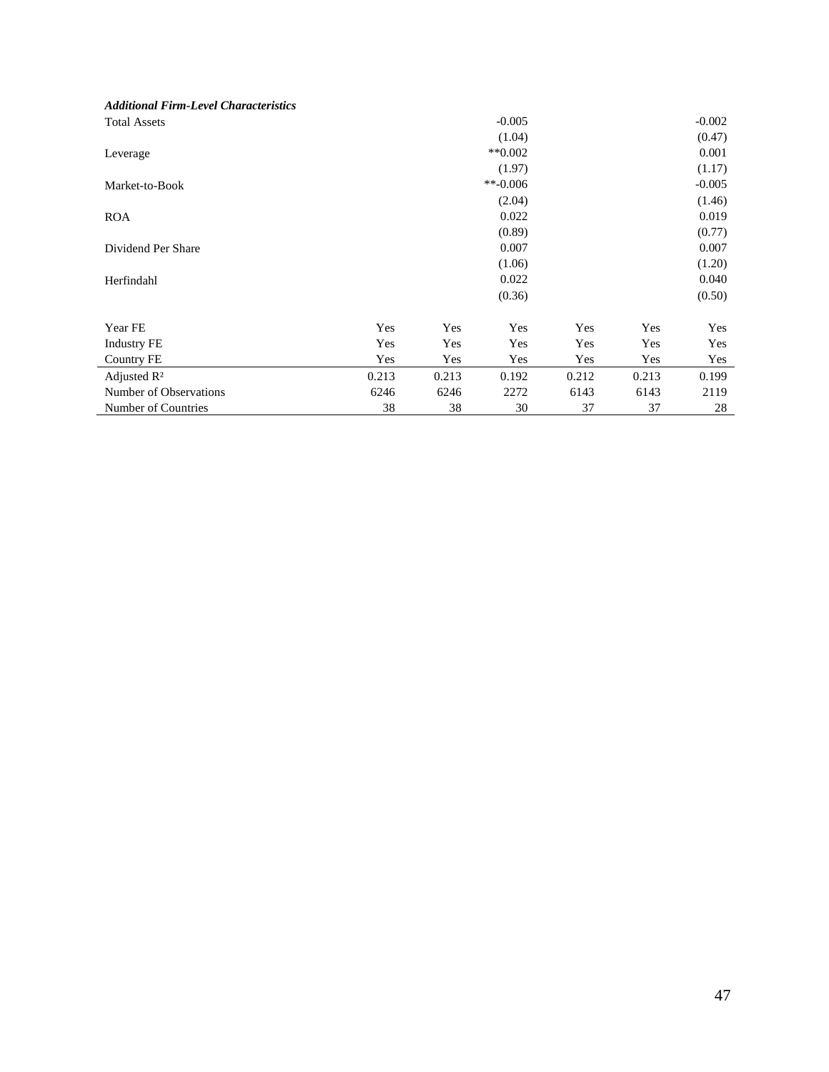| | | | | | | |
|---|---|---|---|---|---|---|
| ***Additional Firm-Level Characteristics*** | | | | | | |
| Total Assets | | | -0.005 | | | -0.002 |
| | | | (1.04) | | | (0.47) |
| Leverage | | | **0.002 | | | 0.001 |
| | | | (1.97) | | | (1.17) |
| Market-to-Book | | | **-0.006 | | | -0.005 |
| | | | (2.04) | | | (1.46) |
| ROA | | | 0.022 | | | 0.019 |
| | | | (0.89) | | | (0.77) |
| Dividend Per Share | | | 0.007 | | | 0.007 |
| | | | (1.06) | | | (1.20) |
| Herfindahl | | | 0.022 | | | 0.040 |
| | | | (0.36) | | | (0.50) |
| Year FE | Yes | Yes | Yes | Yes | Yes | Yes |
| Industry FE | Yes | Yes | Yes | Yes | Yes | Yes |
| Country FE | Yes | Yes | Yes | Yes | Yes | Yes |
| Adjusted $R^2$ | 0.213 | 0.213 | 0.192 | 0.212 | 0.213 | 0.199 |
| Number of Observations | 6246 | 6246 | 2272 | 6143 | 6143 | 2119 |
| Number of Countries | 38 | 38 | 30 | 37 | 37 | 28 |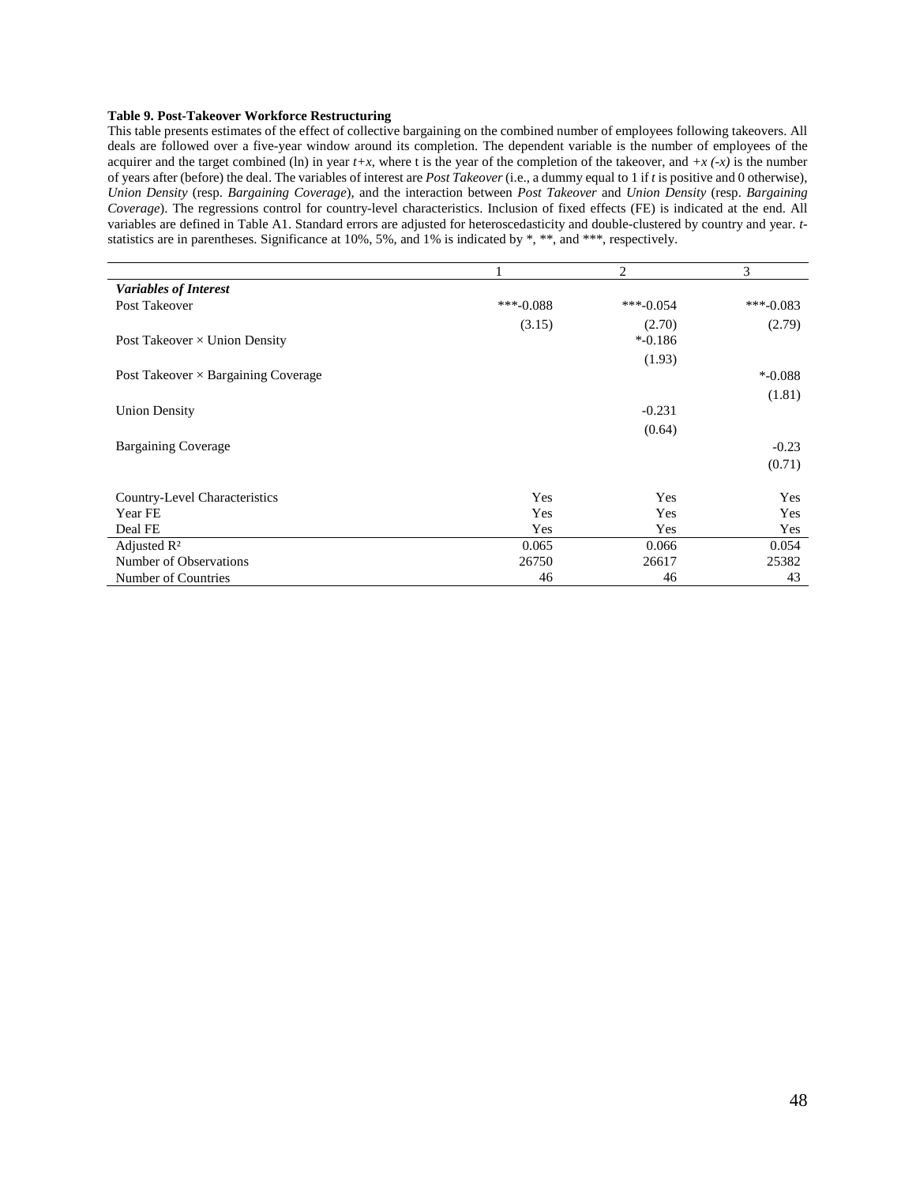**Table 9. Post-Takeover Workforce Restructuring**

This table presents estimates of the effect of collective bargaining on the combined number of employees following takeovers. All deals are followed over a five-year window around its completion. The dependent variable is the number of employees of the acquirer and the target combined (ln) in year $t+x$, where t is the year of the completion of the takeover, and $+x$ $(-x)$ is the number of years after (before) the deal. The variables of interest are *Post Takeover* (i.e., a dummy equal to 1 if $t$ is positive and 0 otherwise), *Union Density* (resp. *Bargaining Coverage*), and the interaction between *Post Takeover* and *Union Density* (resp. *Bargaining Coverage*). The regressions control for country-level characteristics. Inclusion of fixed effects (FE) is indicated at the end. All variables are defined in Table A1. Standard errors are adjusted for heteroscedasticity and double-clustered by country and year. *t*-statistics are in parentheses. Significance at 10%, 5%, and 1% is indicated by *, **, and ***, respectively.

| | 1 | 2 | 3 |
|---|---|---|---|
| ***Variables of Interest*** | | | |
| Post Takeover | ***-0.088 | ***-0.054 | ***-0.083 |
| | (3.15) | (2.70) | (2.79) |
| Post Takeover × Union Density | | *-0.186 | |
| | | (1.93) | |
| Post Takeover × Bargaining Coverage | | | *-0.088 |
| | | | (1.81) |
| Union Density | | -0.231 | |
| | | (0.64) | |
| Bargaining Coverage | | | -0.23 |
| | | | (0.71) |
| Country-Level Characteristics | Yes | Yes | Yes |
| Year FE | Yes | Yes | Yes |
| Deal FE | Yes | Yes | Yes |
| Adjusted $R^2$ | 0.065 | 0.066 | 0.054 |
| Number of Observations | 26750 | 26617 | 25382 |
| Number of Countries | 46 | 46 | 43 |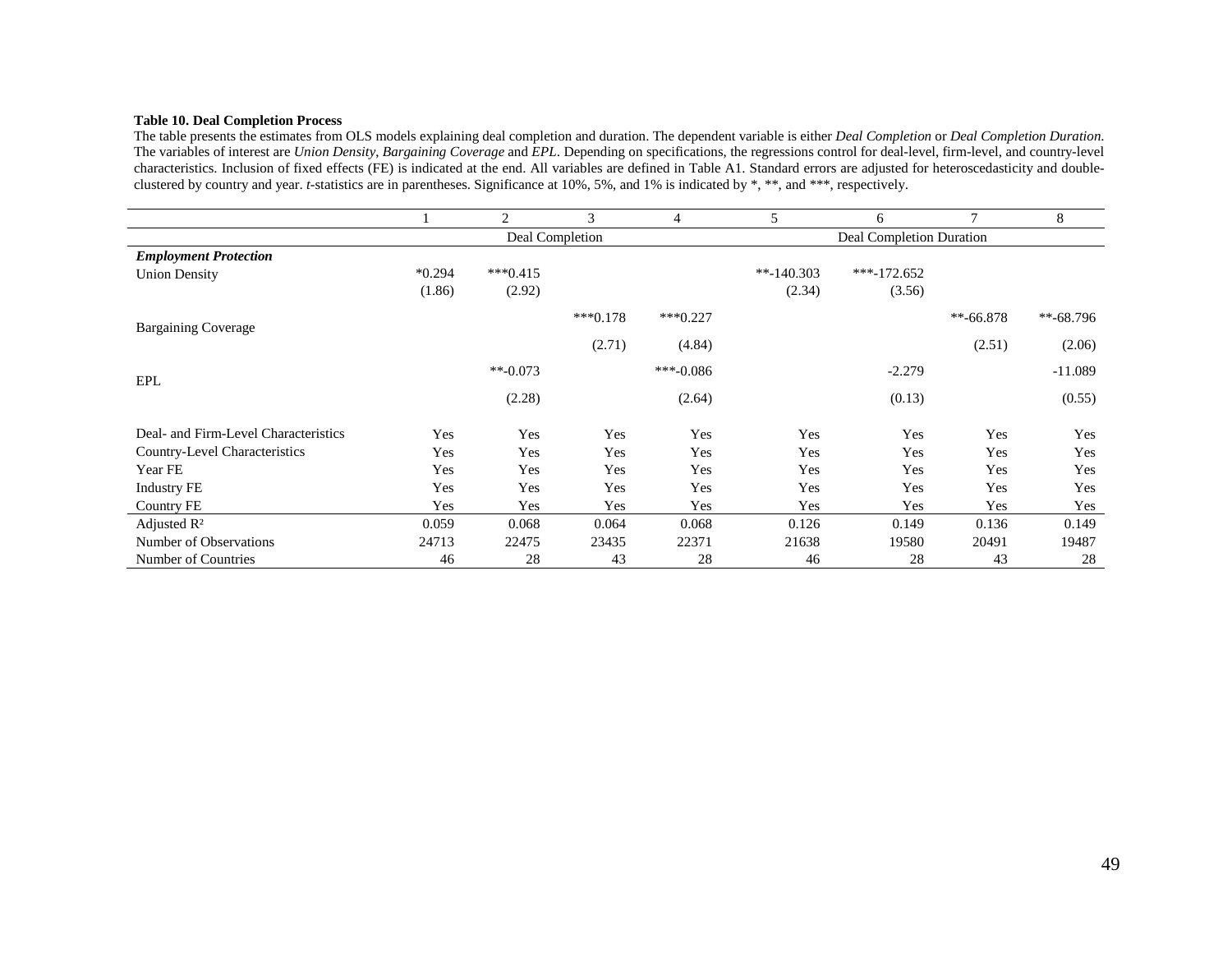**Table 10. Deal Completion Process**

The table presents the estimates from OLS models explaining deal completion and duration. The dependent variable is either *Deal Completion* or *Deal Completion Duration*. The variables of interest are *Union Density*, *Bargaining Coverage* and *EPL*. Depending on specifications, the regressions control for deal-level, firm-level, and country-level characteristics. Inclusion of fixed effects (FE) is indicated at the end. All variables are defined in Table A1. Standard errors are adjusted for heteroscedasticity and double-clustered by country and year. *t*-statistics are in parentheses. Significance at 10%, 5%, and 1% is indicated by *, **, and ***, respectively.

| | 1 | 2 | 3 | 4 | 5 | 6 | 7 | 8 |
|---|---|---|---|---|---|---|---|---|
| | Deal Completion | | | | Deal Completion Duration | | | |
| ***Employment Protection*** | | | | | | | | |
| Union Density | *0.294 | ***0.415 | | | **-140.303 | ***-172.652 | | |
| | (1.86) | (2.92) | | | (2.34) | (3.56) | | |
| Bargaining Coverage | | | ***0.178 | ***0.227 | | | **-66.878 | **-68.796 |
| | | | (2.71) | (4.84) | | | (2.51) | (2.06) |
| EPL | | **-0.073 | | ***-0.086 | | -2.279 | | -11.089 |
| | | (2.28) | | (2.64) | | (0.13) | | (0.55) |
| Deal- and Firm-Level Characteristics | Yes | Yes | Yes | Yes | Yes | Yes | Yes | Yes |
| Country-Level Characteristics | Yes | Yes | Yes | Yes | Yes | Yes | Yes | Yes |
| Year FE | Yes | Yes | Yes | Yes | Yes | Yes | Yes | Yes |
| Industry FE | Yes | Yes | Yes | Yes | Yes | Yes | Yes | Yes |
| Country FE | Yes | Yes | Yes | Yes | Yes | Yes | Yes | Yes |
| Adjusted $R^2$ | 0.059 | 0.068 | 0.064 | 0.068 | 0.126 | 0.149 | 0.136 | 0.149 |
| Number of Observations | 24713 | 22475 | 23435 | 22371 | 21638 | 19580 | 20491 | 19487 |
| Number of Countries | 46 | 28 | 43 | 28 | 46 | 28 | 43 | 28 |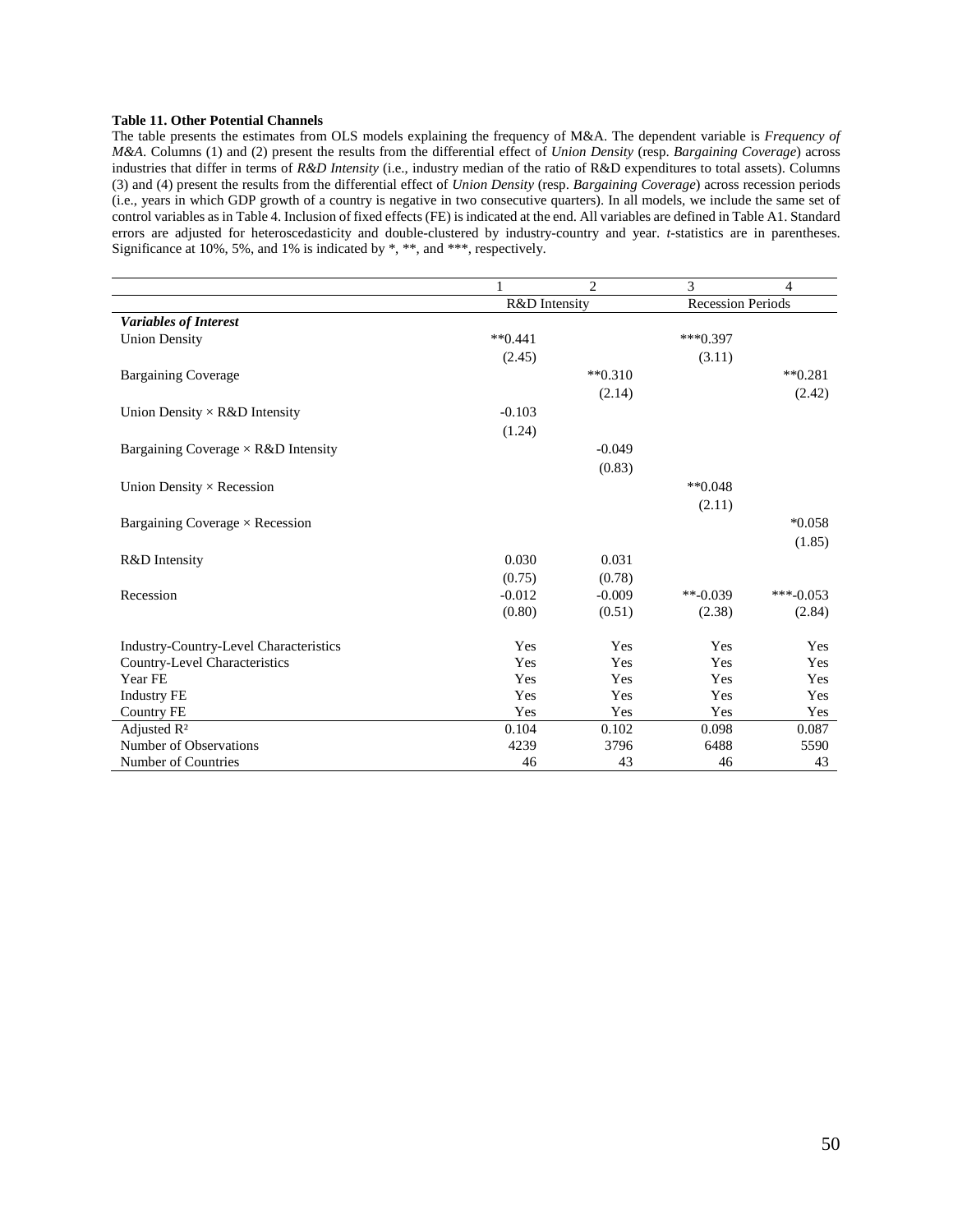**Table 11. Other Potential Channels**

The table presents the estimates from OLS models explaining the frequency of M&A. The dependent variable is *Frequency of M&A*. Columns (1) and (2) present the results from the differential effect of *Union Density* (resp. *Bargaining Coverage*) across industries that differ in terms of *R&D Intensity* (i.e., industry median of the ratio of R&D expenditures to total assets). Columns (3) and (4) present the results from the differential effect of *Union Density* (resp. *Bargaining Coverage*) across recession periods (i.e., years in which GDP growth of a country is negative in two consecutive quarters). In all models, we include the same set of control variables as in Table 4. Inclusion of fixed effects (FE) is indicated at the end. All variables are defined in Table A1. Standard errors are adjusted for heteroscedasticity and double-clustered by industry-country and year. *t*-statistics are in parentheses. Significance at 10%, 5%, and 1% is indicated by *, **, and ***, respectively.

| | 1 | 2 | 3 | 4 |
|---|---|---|---|---|
| | R&D Intensity | | Recession Periods | |
| ***Variables of Interest*** | | | | |
| Union Density | **0.441 | | ***0.397 | |
| | (2.45) | | (3.11) | |
| Bargaining Coverage | | **0.310 | | **0.281 |
| | | (2.14) | | (2.42) |
| Union Density × R&D Intensity | -0.103 | | | |
| | (1.24) | | | |
| Bargaining Coverage × R&D Intensity | | -0.049 | | |
| | | (0.83) | | |
| Union Density × Recession | | | **0.048 | |
| | | | (2.11) | |
| Bargaining Coverage × Recession | | | | *0.058 |
| | | | | (1.85) |
| R&D Intensity | 0.030 | 0.031 | | |
| | (0.75) | (0.78) | | |
| Recession | -0.012 | -0.009 | **-0.039 | ***-0.053 |
| | (0.80) | (0.51) | (2.38) | (2.84) |
| Industry-Country-Level Characteristics | Yes | Yes | Yes | Yes |
| Country-Level Characteristics | Yes | Yes | Yes | Yes |
| Year FE | Yes | Yes | Yes | Yes |
| Industry FE | Yes | Yes | Yes | Yes |
| Country FE | Yes | Yes | Yes | Yes |
| Adjusted $R^2$ | 0.104 | 0.102 | 0.098 | 0.087 |
| Number of Observations | 4239 | 3796 | 6488 | 5590 |
| Number of Countries | 46 | 43 | 46 | 43 |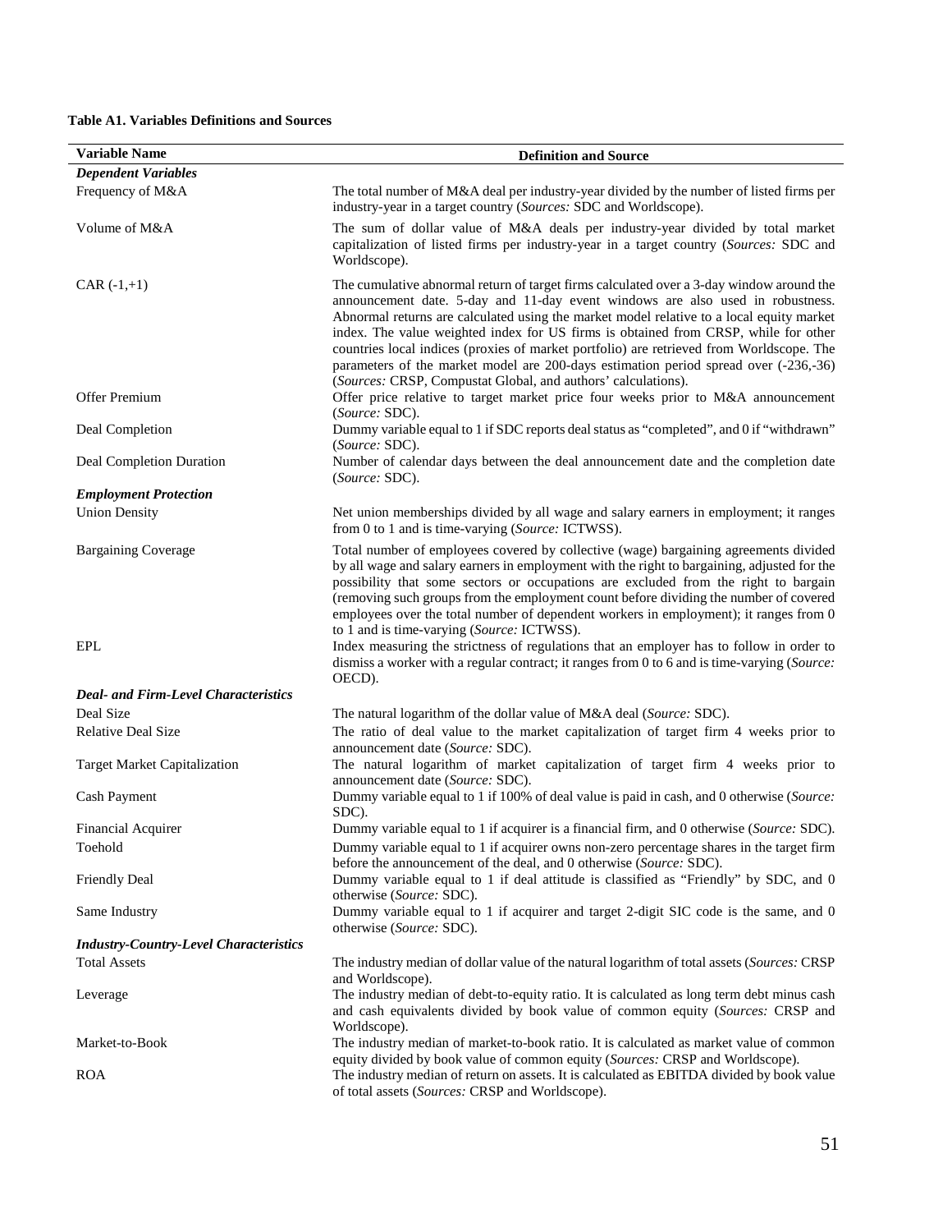**Table A1. Variables Definitions and Sources**

| Variable Name | Definition and Source |
|---|---|
| ***Dependent Variables*** | |
| Frequency of M&A | The total number of M&A deal per industry-year divided by the number of listed firms per industry-year in a target country (*Sources:* SDC and Worldscope). |
| Volume of M&A | The sum of dollar value of M&A deals per industry-year divided by total market capitalization of listed firms per industry-year in a target country (*Sources:* SDC and Worldscope). |
| CAR (-1,+1) | The cumulative abnormal return of target firms calculated over a 3-day window around the announcement date. 5-day and 11-day event windows are also used in robustness. Abnormal returns are calculated using the market model relative to a local equity market index. The value weighted index for US firms is obtained from CRSP, while for other countries local indices (proxies of market portfolio) are retrieved from Worldscope. The parameters of the market model are 200-days estimation period spread over (-236,-36) (*Sources:* CRSP, Compustat Global, and authors' calculations). |
| Offer Premium | Offer price relative to target market price four weeks prior to M&A announcement (*Source:* SDC). |
| Deal Completion | Dummy variable equal to 1 if SDC reports deal status as "completed", and 0 if "withdrawn" (*Source:* SDC). |
| Deal Completion Duration | Number of calendar days between the deal announcement date and the completion date (*Source:* SDC). |
| ***Employment Protection*** | |
| Union Density | Net union memberships divided by all wage and salary earners in employment; it ranges from 0 to 1 and is time-varying (*Source:* ICTWSS). |
| Bargaining Coverage | Total number of employees covered by collective (wage) bargaining agreements divided by all wage and salary earners in employment with the right to bargaining, adjusted for the possibility that some sectors or occupations are excluded from the right to bargain (removing such groups from the employment count before dividing the number of covered employees over the total number of dependent workers in employment); it ranges from 0 to 1 and is time-varying (*Source:* ICTWSS). |
| EPL | Index measuring the strictness of regulations that an employer has to follow in order to dismiss a worker with a regular contract; it ranges from 0 to 6 and is time-varying (*Source:* OECD). |
| ***Deal- and Firm-Level Characteristics*** | |
| Deal Size | The natural logarithm of the dollar value of M&A deal (*Source:* SDC). |
| Relative Deal Size | The ratio of deal value to the market capitalization of target firm 4 weeks prior to announcement date (*Source:* SDC). |
| Target Market Capitalization | The natural logarithm of market capitalization of target firm 4 weeks prior to announcement date (*Source:* SDC). |
| Cash Payment | Dummy variable equal to 1 if 100% of deal value is paid in cash, and 0 otherwise (*Source:* SDC). |
| Financial Acquirer | Dummy variable equal to 1 if acquirer is a financial firm, and 0 otherwise (*Source:* SDC). |
| Toehold | Dummy variable equal to 1 if acquirer owns non-zero percentage shares in the target firm before the announcement of the deal, and 0 otherwise (*Source:* SDC). |
| Friendly Deal | Dummy variable equal to 1 if deal attitude is classified as "Friendly" by SDC, and 0 otherwise (*Source:* SDC). |
| Same Industry | Dummy variable equal to 1 if acquirer and target 2-digit SIC code is the same, and 0 otherwise (*Source:* SDC). |
| ***Industry-Country-Level Characteristics*** | |
| Total Assets | The industry median of dollar value of the natural logarithm of total assets (*Sources:* CRSP and Worldscope). |
| Leverage | The industry median of debt-to-equity ratio. It is calculated as long term debt minus cash and cash equivalents divided by book value of common equity (*Sources:* CRSP and Worldscope). |
| Market-to-Book | The industry median of market-to-book ratio. It is calculated as market value of common equity divided by book value of common equity (*Sources:* CRSP and Worldscope). |
| ROA | The industry median of return on assets. It is calculated as EBITDA divided by book value of total assets (*Sources:* CRSP and Worldscope). |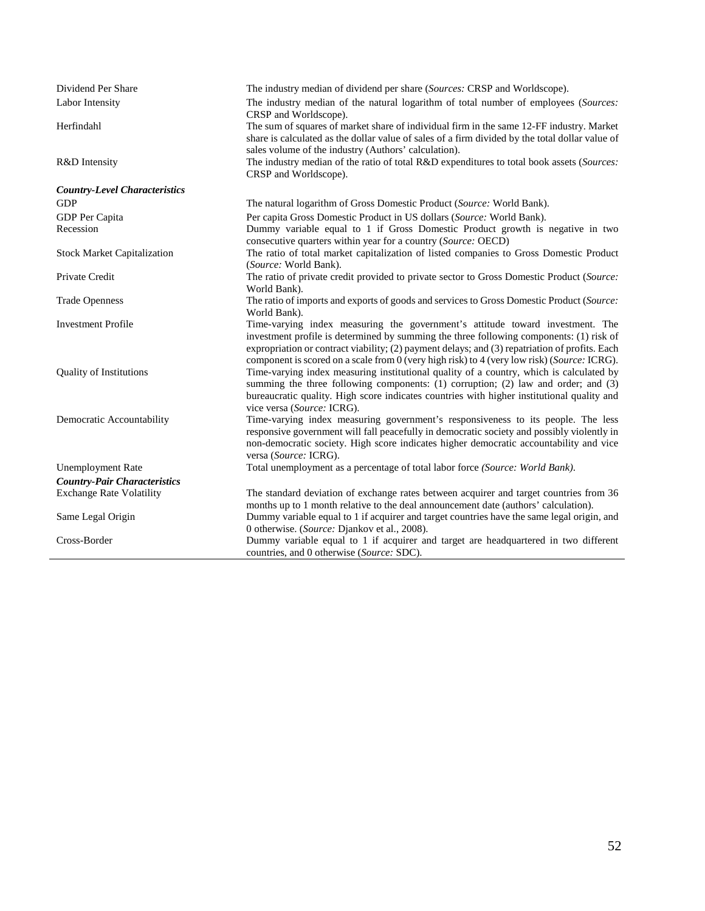| | |
|---|---|
| Dividend Per Share | The industry median of dividend per share (*Sources:* CRSP and Worldscope). |
| Labor Intensity | The industry median of the natural logarithm of total number of employees (*Sources:* CRSP and Worldscope). |
| Herfindahl | The sum of squares of market share of individual firm in the same 12-FF industry. Market share is calculated as the dollar value of sales of a firm divided by the total dollar value of sales volume of the industry (Authors' calculation). |
| R&D Intensity | The industry median of the ratio of total R&D expenditures to total book assets (*Sources:* CRSP and Worldscope). |
| ***Country-Level Characteristics*** | |
| GDP | The natural logarithm of Gross Domestic Product (*Source:* World Bank). |
| GDP Per Capita | Per capita Gross Domestic Product in US dollars (*Source:* World Bank). |
| Recession | Dummy variable equal to 1 if Gross Domestic Product growth is negative in two consecutive quarters within year for a country (*Source:* OECD) |
| Stock Market Capitalization | The ratio of total market capitalization of listed companies to Gross Domestic Product (*Source:* World Bank). |
| Private Credit | The ratio of private credit provided to private sector to Gross Domestic Product (*Source:* World Bank). |
| Trade Openness | The ratio of imports and exports of goods and services to Gross Domestic Product (*Source:* World Bank). |
| Investment Profile | Time-varying index measuring the government's attitude toward investment. The investment profile is determined by summing the three following components: (1) risk of expropriation or contract viability; (2) payment delays; and (3) repatriation of profits. Each component is scored on a scale from 0 (very high risk) to 4 (very low risk) (*Source:* ICRG). |
| Quality of Institutions | Time-varying index measuring institutional quality of a country, which is calculated by summing the three following components: (1) corruption; (2) law and order; and (3) bureaucratic quality. High score indicates countries with higher institutional quality and vice versa (*Source:* ICRG). |
| Democratic Accountability | Time-varying index measuring government's responsiveness to its people. The less responsive government will fall peacefully in democratic society and possibly violently in non-democratic society. High score indicates higher democratic accountability and vice versa (*Source:* ICRG). |
| Unemployment Rate | Total unemployment as a percentage of total labor force *(Source: World Bank)*. |
| ***Country-Pair Characteristics*** | |
| Exchange Rate Volatility | The standard deviation of exchange rates between acquirer and target countries from 36 months up to 1 month relative to the deal announcement date (authors' calculation). |
| Same Legal Origin | Dummy variable equal to 1 if acquirer and target countries have the same legal origin, and 0 otherwise. (*Source:* Djankov et al., 2008). |
| Cross-Border | Dummy variable equal to 1 if acquirer and target are headquartered in two different countries, and 0 otherwise (*Source:* SDC). |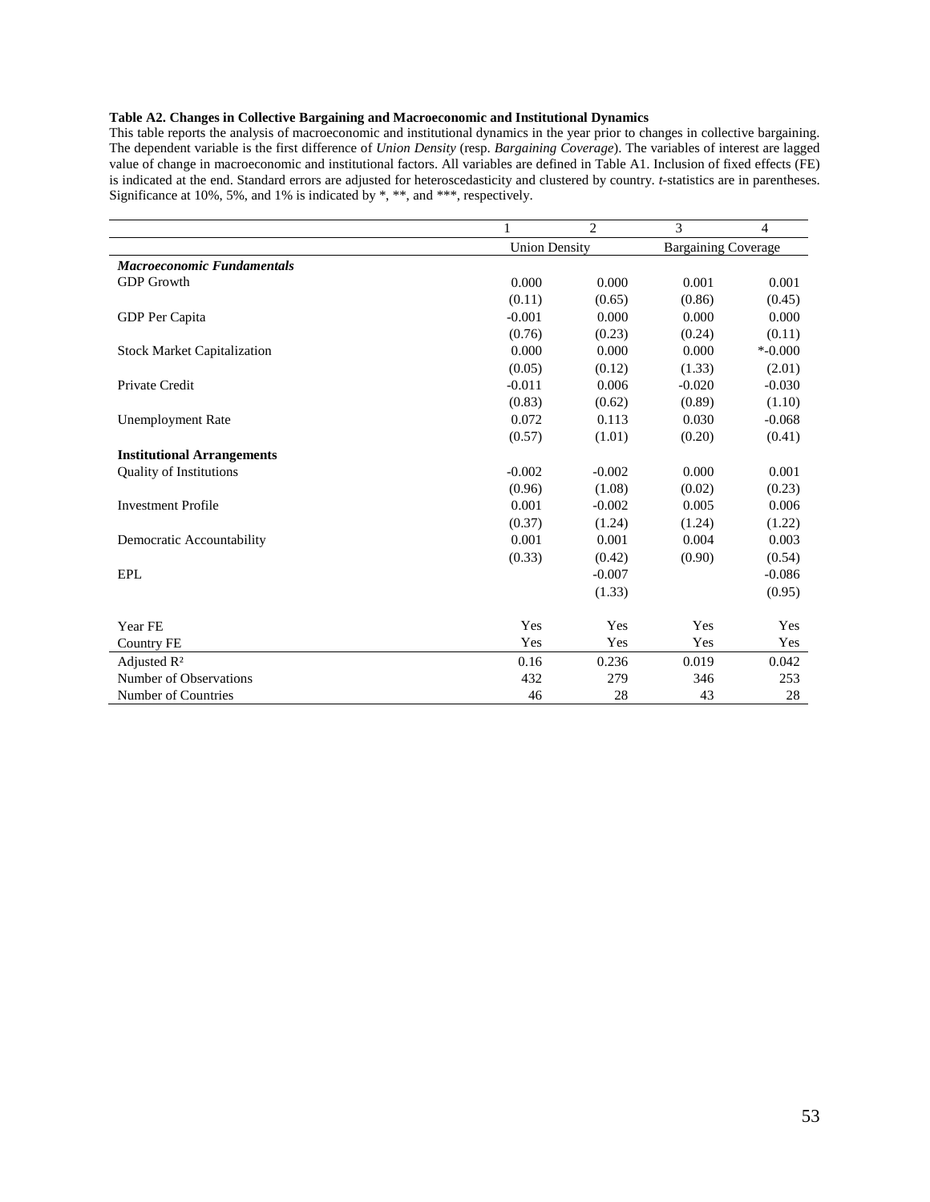**Table A2. Changes in Collective Bargaining and Macroeconomic and Institutional Dynamics**

This table reports the analysis of macroeconomic and institutional dynamics in the year prior to changes in collective bargaining. The dependent variable is the first difference of *Union Density* (resp. *Bargaining Coverage*). The variables of interest are lagged value of change in macroeconomic and institutional factors. All variables are defined in Table A1. Inclusion of fixed effects (FE) is indicated at the end. Standard errors are adjusted for heteroscedasticity and clustered by country. *t*-statistics are in parentheses. Significance at 10%, 5%, and 1% is indicated by *, **, and ***, respectively.

| | 1 | 2 | 3 | 4 |
|---|---|---|---|---|
| | Union Density | | Bargaining Coverage | |
| ***Macroeconomic Fundamentals*** | | | | |
| GDP Growth | 0.000 | 0.000 | 0.001 | 0.001 |
| | (0.11) | (0.65) | (0.86) | (0.45) |
| GDP Per Capita | -0.001 | 0.000 | 0.000 | 0.000 |
| | (0.76) | (0.23) | (0.24) | (0.11) |
| Stock Market Capitalization | 0.000 | 0.000 | 0.000 | *-0.000 |
| | (0.05) | (0.12) | (1.33) | (2.01) |
| Private Credit | -0.011 | 0.006 | -0.020 | -0.030 |
| | (0.83) | (0.62) | (0.89) | (1.10) |
| Unemployment Rate | 0.072 | 0.113 | 0.030 | -0.068 |
| | (0.57) | (1.01) | (0.20) | (0.41) |
| **Institutional Arrangements** | | | | |
| Quality of Institutions | -0.002 | -0.002 | 0.000 | 0.001 |
| | (0.96) | (1.08) | (0.02) | (0.23) |
| Investment Profile | 0.001 | -0.002 | 0.005 | 0.006 |
| | (0.37) | (1.24) | (1.24) | (1.22) |
| Democratic Accountability | 0.001 | 0.001 | 0.004 | 0.003 |
| | (0.33) | (0.42) | (0.90) | (0.54) |
| EPL | | -0.007 | | -0.086 |
| | | (1.33) | | (0.95) |
| Year FE | Yes | Yes | Yes | Yes |
| Country FE | Yes | Yes | Yes | Yes |
| Adjusted $R^2$ | 0.16 | 0.236 | 0.019 | 0.042 |
| Number of Observations | 432 | 279 | 346 | 253 |
| Number of Countries | 46 | 28 | 43 | 28 |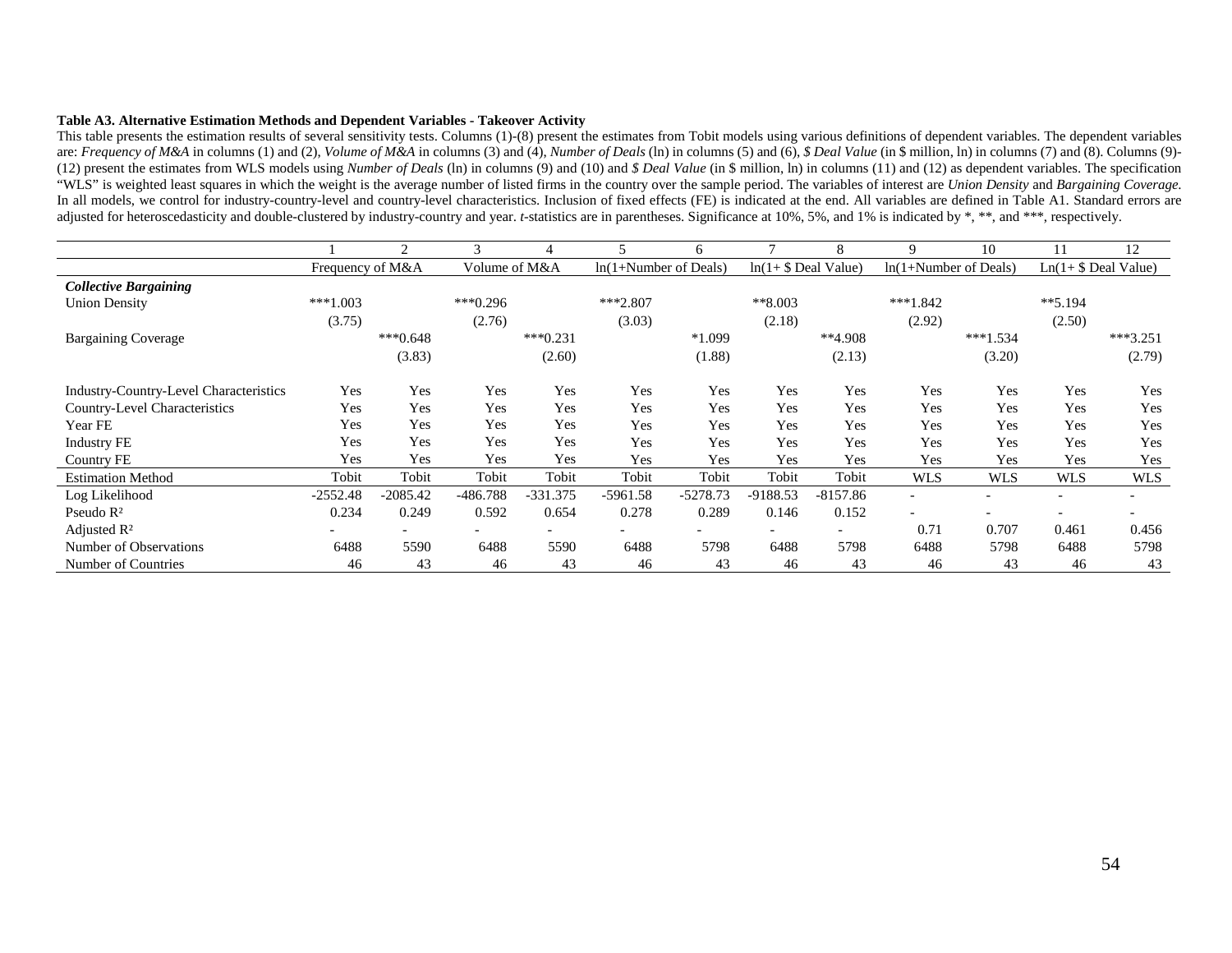**Table A3. Alternative Estimation Methods and Dependent Variables - Takeover Activity**

This table presents the estimation results of several sensitivity tests. Columns (1)-(8) present the estimates from Tobit models using various definitions of dependent variables. The dependent variables are: *Frequency of M&A* in columns (1) and (2), *Volume of M&A* in columns (3) and (4), *Number of Deals* (ln) in columns (5) and (6), *$ Deal Value* (in $ million, ln) in columns (7) and (8). Columns (9)-(12) present the estimates from WLS models using *Number of Deals* (ln) in columns (9) and (10) and *$ Deal Value* (in $ million, ln) in columns (11) and (12) as dependent variables. The specification "WLS" is weighted least squares in which the weight is the average number of listed firms in the country over the sample period. The variables of interest are *Union Density* and *Bargaining Coverage.* In all models, we control for industry-country-level and country-level characteristics. Inclusion of fixed effects (FE) is indicated at the end. All variables are defined in Table A1. Standard errors are adjusted for heteroscedasticity and double-clustered by industry-country and year. *t*-statistics are in parentheses. Significance at 10%, 5%, and 1% is indicated by *, **, and ***, respectively.

| | 1 | 2 | 3 | 4 | 5 | 6 | 7 | 8 | 9 | 10 | 11 | 12 |
|---|---|---|---|---|---|---|---|---|---|---|---|---|
| | Frequency of M&A | | Volume of M&A | | ln(1+Number of Deals) | | ln(1+ $ Deal Value) | | ln(1+Number of Deals) | | Ln(1+ $ Deal Value) | |
| ***Collective Bargaining*** | | | | | | | | | | | | |
| Union Density | ***1.003 | | ***0.296 | | ***2.807 | | **8.003 | | ***1.842 | | **5.194 | |
| | (3.75) | | (2.76) | | (3.03) | | (2.18) | | (2.92) | | (2.50) | |
| Bargaining Coverage | | ***0.648 | | ***0.231 | | *1.099 | | **4.908 | | ***1.534 | | ***3.251 |
| | | (3.83) | | (2.60) | | (1.88) | | (2.13) | | (3.20) | | (2.79) |
| Industry-Country-Level Characteristics | Yes | Yes | Yes | Yes | Yes | Yes | Yes | Yes | Yes | Yes | Yes | Yes |
| Country-Level Characteristics | Yes | Yes | Yes | Yes | Yes | Yes | Yes | Yes | Yes | Yes | Yes | Yes |
| Year FE | Yes | Yes | Yes | Yes | Yes | Yes | Yes | Yes | Yes | Yes | Yes | Yes |
| Industry FE | Yes | Yes | Yes | Yes | Yes | Yes | Yes | Yes | Yes | Yes | Yes | Yes |
| Country FE | Yes | Yes | Yes | Yes | Yes | Yes | Yes | Yes | Yes | Yes | Yes | Yes |
| Estimation Method | Tobit | Tobit | Tobit | Tobit | Tobit | Tobit | Tobit | Tobit | WLS | WLS | WLS | WLS |
| Log Likelihood | -2552.48 | -2085.42 | -486.788 | -331.375 | -5961.58 | -5278.73 | -9188.53 | -8157.86 | - | - | - | - |
| Pseudo $R^2$ | 0.234 | 0.249 | 0.592 | 0.654 | 0.278 | 0.289 | 0.146 | 0.152 | - | - | - | - |
| Adjusted $R^2$ | - | - | - | - | - | - | - | - | 0.71 | 0.707 | 0.461 | 0.456 |
| Number of Observations | 6488 | 5590 | 6488 | 5590 | 6488 | 5798 | 6488 | 5798 | 6488 | 5798 | 6488 | 5798 |
| Number of Countries | 46 | 43 | 46 | 43 | 46 | 43 | 46 | 43 | 46 | 43 | 46 | 43 |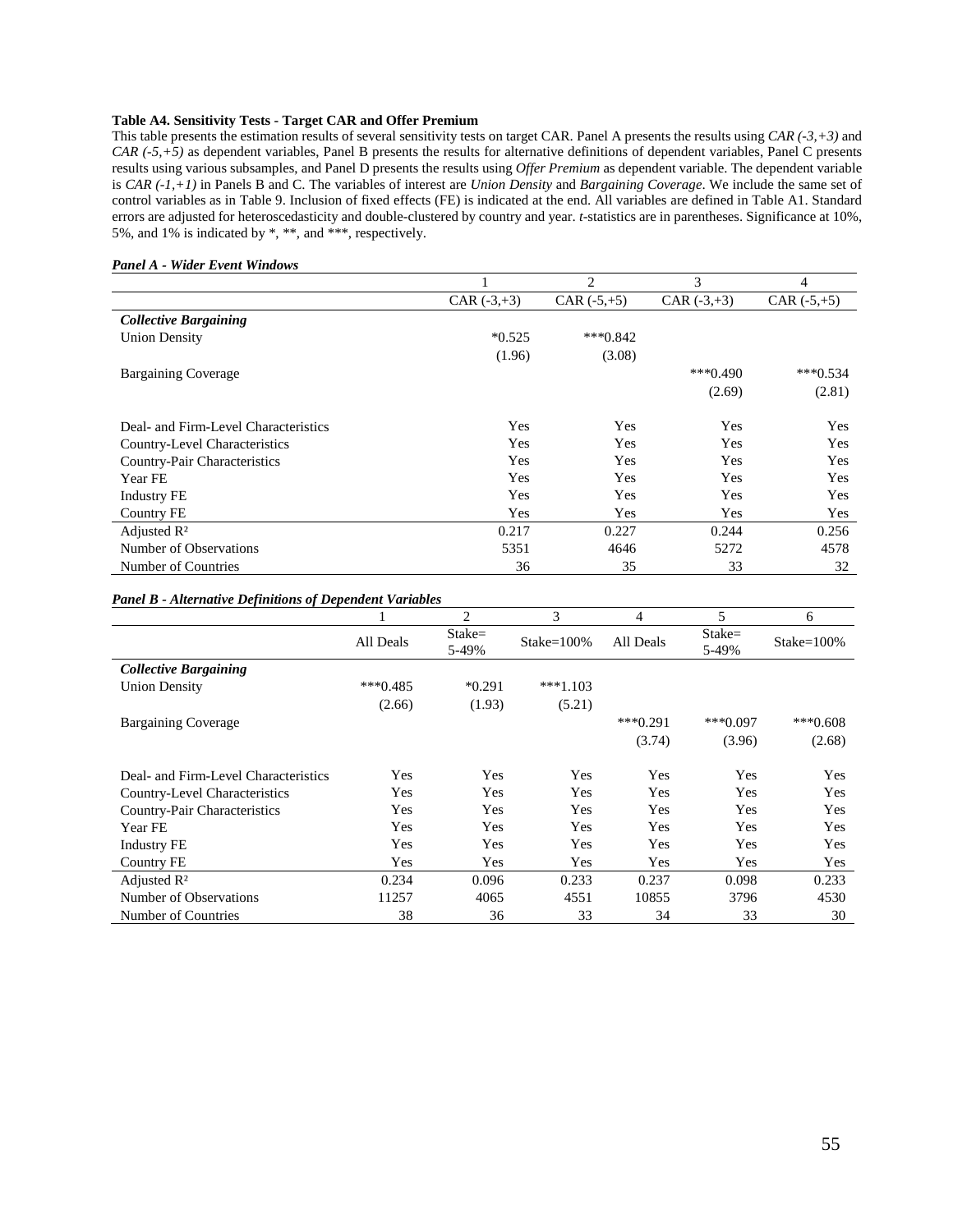**Table A4. Sensitivity Tests - Target CAR and Offer Premium**

This table presents the estimation results of several sensitivity tests on target CAR. Panel A presents the results using *CAR (-3,+3)* and *CAR (-5,+5)* as dependent variables, Panel B presents the results for alternative definitions of dependent variables, Panel C presents results using various subsamples, and Panel D presents the results using *Offer Premium* as dependent variable. The dependent variable is *CAR (-1,+1)* in Panels B and C. The variables of interest are *Union Density* and *Bargaining Coverage*. We include the same set of control variables as in Table 9. Inclusion of fixed effects (FE) is indicated at the end. All variables are defined in Table A1. Standard errors are adjusted for heteroscedasticity and double-clustered by country and year. *t*-statistics are in parentheses. Significance at 10%, 5%, and 1% is indicated by *, **, and ***, respectively.

***Panel A - Wider Event Windows***

| | 1 | 2 | 3 | 4 |
|---|---|---|---|---|
| | CAR (-3,+3) | CAR (-5,+5) | CAR (-3,+3) | CAR (-5,+5) |
| ***Collective Bargaining*** | | | | |
| Union Density | *0.525 | ***0.842 | | |
| | (1.96) | (3.08) | | |
| Bargaining Coverage | | | ***0.490 | ***0.534 |
| | | | (2.69) | (2.81) |
| Deal- and Firm-Level Characteristics | Yes | Yes | Yes | Yes |
| Country-Level Characteristics | Yes | Yes | Yes | Yes |
| Country-Pair Characteristics | Yes | Yes | Yes | Yes |
| Year FE | Yes | Yes | Yes | Yes |
| Industry FE | Yes | Yes | Yes | Yes |
| Country FE | Yes | Yes | Yes | Yes |
| Adjusted R² | 0.217 | 0.227 | 0.244 | 0.256 |
| Number of Observations | 5351 | 4646 | 5272 | 4578 |
| Number of Countries | 36 | 35 | 33 | 32 |

***Panel B - Alternative Definitions of Dependent Variables***

| | 1 | 2 | 3 | 4 | 5 | 6 |
|---|---|---|---|---|---|---|
| | All Deals | Stake= 5-49% | Stake=100% | All Deals | Stake= 5-49% | Stake=100% |
| ***Collective Bargaining*** | | | | | | |
| Union Density | ***0.485 | *0.291 | ***1.103 | | | |
| | (2.66) | (1.93) | (5.21) | | | |
| Bargaining Coverage | | | | ***0.291 | ***0.097 | ***0.608 |
| | | | | (3.74) | (3.96) | (2.68) |
| Deal- and Firm-Level Characteristics | Yes | Yes | Yes | Yes | Yes | Yes |
| Country-Level Characteristics | Yes | Yes | Yes | Yes | Yes | Yes |
| Country-Pair Characteristics | Yes | Yes | Yes | Yes | Yes | Yes |
| Year FE | Yes | Yes | Yes | Yes | Yes | Yes |
| Industry FE | Yes | Yes | Yes | Yes | Yes | Yes |
| Country FE | Yes | Yes | Yes | Yes | Yes | Yes |
| Adjusted R² | 0.234 | 0.096 | 0.233 | 0.237 | 0.098 | 0.233 |
| Number of Observations | 11257 | 4065 | 4551 | 10855 | 3796 | 4530 |
| Number of Countries | 38 | 36 | 33 | 34 | 33 | 30 |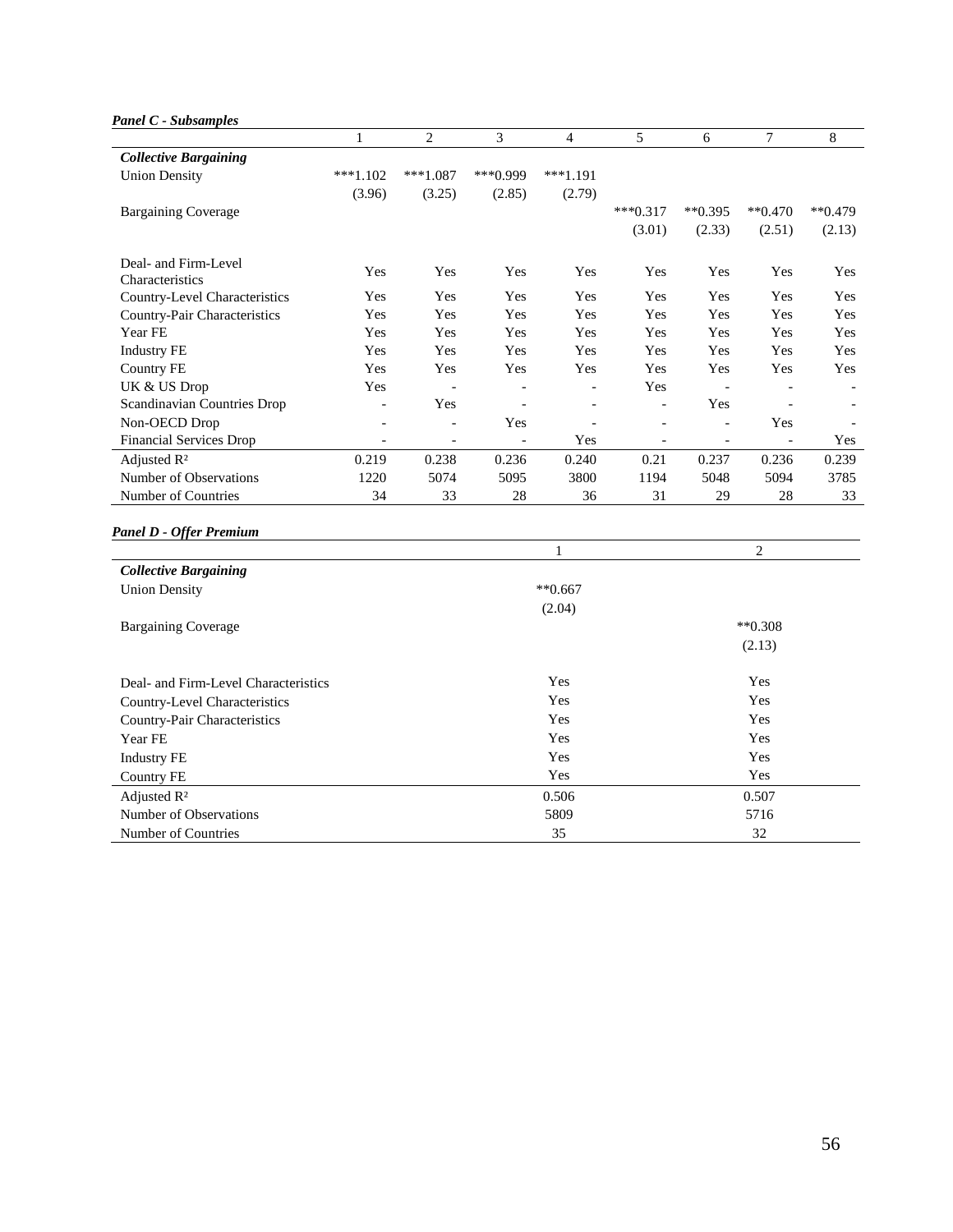***Panel C - Subsamples***

| | 1 | 2 | 3 | 4 | 5 | 6 | 7 | 8 |
|---|---|---|---|---|---|---|---|---|
| ***Collective Bargaining*** | | | | | | | | |
| Union Density | ***1.102 | ***1.087 | ***0.999 | ***1.191 | | | | |
| | (3.96) | (3.25) | (2.85) | (2.79) | | | | |
| Bargaining Coverage | | | | | ***0.317 | **0.395 | **0.470 | **0.479 |
| | | | | | (3.01) | (2.33) | (2.51) | (2.13) |
| Deal- and Firm-Level Characteristics | Yes | Yes | Yes | Yes | Yes | Yes | Yes | Yes |
| Country-Level Characteristics | Yes | Yes | Yes | Yes | Yes | Yes | Yes | Yes |
| Country-Pair Characteristics | Yes | Yes | Yes | Yes | Yes | Yes | Yes | Yes |
| Year FE | Yes | Yes | Yes | Yes | Yes | Yes | Yes | Yes |
| Industry FE | Yes | Yes | Yes | Yes | Yes | Yes | Yes | Yes |
| Country FE | Yes | Yes | Yes | Yes | Yes | Yes | Yes | Yes |
| UK & US Drop | Yes | - | - | - | Yes | - | - | - |
| Scandinavian Countries Drop | - | Yes | - | - | - | Yes | - | - |
| Non-OECD Drop | - | - | Yes | - | - | - | Yes | - |
| Financial Services Drop | - | - | - | Yes | - | - | - | Yes |
| Adjusted $R^2$ | 0.219 | 0.238 | 0.236 | 0.240 | 0.21 | 0.237 | 0.236 | 0.239 |
| Number of Observations | 1220 | 5074 | 5095 | 3800 | 1194 | 5048 | 5094 | 3785 |
| Number of Countries | 34 | 33 | 28 | 36 | 31 | 29 | 28 | 33 |

***Panel D - Offer Premium***

| | 1 | 2 |
|---|---|---|
| ***Collective Bargaining*** | | |
| Union Density | **0.667 | |
| | (2.04) | |
| Bargaining Coverage | | **0.308 |
| | | (2.13) |
| Deal- and Firm-Level Characteristics | Yes | Yes |
| Country-Level Characteristics | Yes | Yes |
| Country-Pair Characteristics | Yes | Yes |
| Year FE | Yes | Yes |
| Industry FE | Yes | Yes |
| Country FE | Yes | Yes |
| Adjusted $R^2$ | 0.506 | 0.507 |
| Number of Observations | 5809 | 5716 |
| Number of Countries | 35 | 32 |